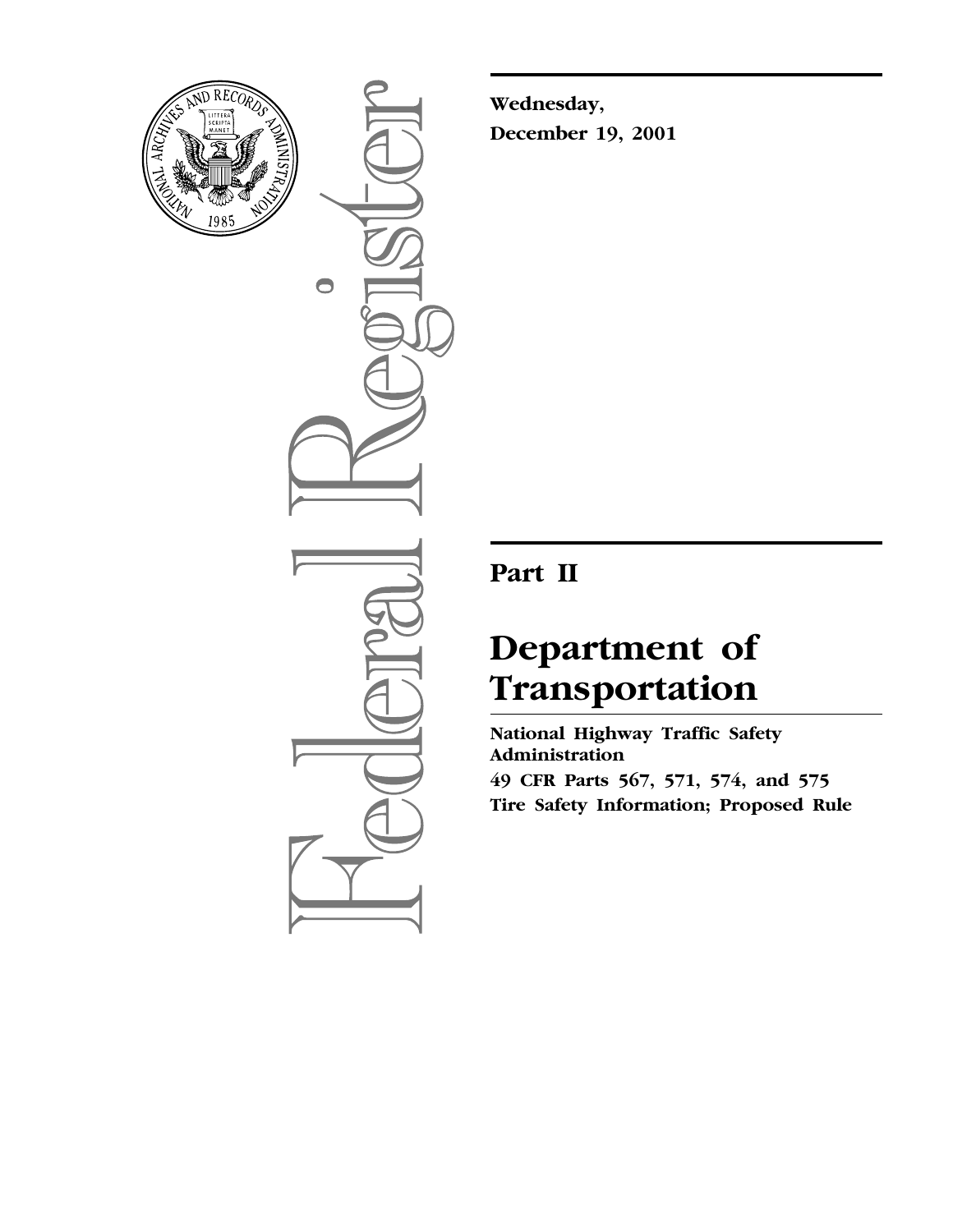**Wednesday,**
**December 19, 2001**

# Part II

# Department of Transportation

**National Highway Traffic Safety Administration**

**49 CFR Parts 567, 571, 574, and 575**

**Tire Safety Information; Proposed Rule**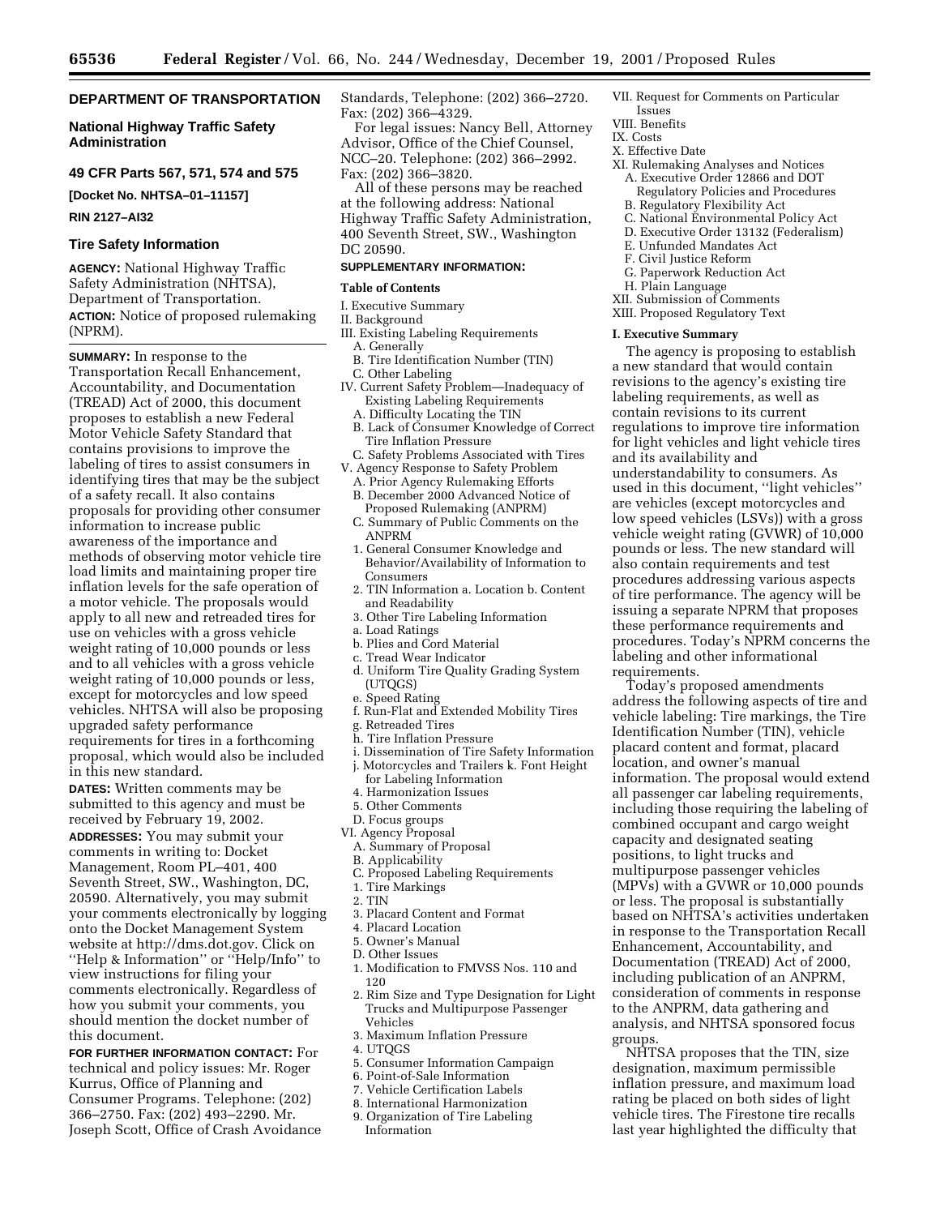## DEPARTMENT OF TRANSPORTATION

### National Highway Traffic Safety Administration

### 49 CFR Parts 567, 571, 574 and 575

**[Docket No. NHTSA–01–11157]**

**RIN 2127–AI32**

### Tire Safety Information

**AGENCY:** National Highway Traffic Safety Administration (NHTSA), Department of Transportation.

**ACTION:** Notice of proposed rulemaking (NPRM).

**SUMMARY:** In response to the Transportation Recall Enhancement, Accountability, and Documentation (TREAD) Act of 2000, this document proposes to establish a new Federal Motor Vehicle Safety Standard that contains provisions to improve the labeling of tires to assist consumers in identifying tires that may be the subject of a safety recall. It also contains proposals for providing other consumer information to increase public awareness of the importance and methods of observing motor vehicle tire load limits and maintaining proper tire inflation levels for the safe operation of a motor vehicle. The proposals would apply to all new and retreaded tires for use on vehicles with a gross vehicle weight rating of 10,000 pounds or less and to all vehicles with a gross vehicle weight rating of 10,000 pounds or less, except for motorcycles and low speed vehicles. NHTSA will also be proposing upgraded safety performance requirements for tires in a forthcoming proposal, which would also be included in this new standard.

**DATES:** Written comments may be submitted to this agency and must be received by February 19, 2002.

**ADDRESSES:** You may submit your comments in writing to: Docket Management, Room PL–401, 400 Seventh Street, SW., Washington, DC, 20590. Alternatively, you may submit your comments electronically by logging onto the Docket Management System website at http://dms.dot.gov. Click on "Help & Information" or "Help/Info" to view instructions for filing your comments electronically. Regardless of how you submit your comments, you should mention the docket number of this document.

**FOR FURTHER INFORMATION CONTACT:** For technical and policy issues: Mr. Roger Kurrus, Office of Planning and Consumer Programs. Telephone: (202) 366–2750. Fax: (202) 493–2290. Mr. Joseph Scott, Office of Crash Avoidance Standards, Telephone: (202) 366–2720. Fax: (202) 366–4329.

For legal issues: Nancy Bell, Attorney Advisor, Office of the Chief Counsel, NCC–20. Telephone: (202) 366–2992. Fax: (202) 366–3820.

All of these persons may be reached at the following address: National Highway Traffic Safety Administration, 400 Seventh Street, SW., Washington DC 20590.

**SUPPLEMENTARY INFORMATION:**

**Table of Contents**

I. Executive Summary
II. Background
III. Existing Labeling Requirements
- A. Generally
- B. Tire Identification Number (TIN)
- C. Other Labeling

IV. Current Safety Problem—Inadequacy of Existing Labeling Requirements
- A. Difficulty Locating the TIN
- B. Lack of Consumer Knowledge of Correct Tire Inflation Pressure
- C. Safety Problems Associated with Tires

V. Agency Response to Safety Problem
- A. Prior Agency Rulemaking Efforts
- B. December 2000 Advanced Notice of Proposed Rulemaking (ANPRM)
- C. Summary of Public Comments on the ANPRM
  1. General Consumer Knowledge and Behavior/Availability of Information to Consumers
  2. TIN Information a. Location b. Content and Readability
  3. Other Tire Labeling Information
     a. Load Ratings
     b. Plies and Cord Material
     c. Tread Wear Indicator
     d. Uniform Tire Quality Grading System (UTQGS)
     e. Speed Rating
     f. Run-Flat and Extended Mobility Tires
     g. Retreaded Tires
     h. Tire Inflation Pressure
     i. Dissemination of Tire Safety Information
     j. Motorcycles and Trailers k. Font Height for Labeling Information
  4. Harmonization Issues
  5. Other Comments
- D. Focus groups

VI. Agency Proposal
- A. Summary of Proposal
- B. Applicability
- C. Proposed Labeling Requirements
  1. Tire Markings
  2. TIN
  3. Placard Content and Format
  4. Placard Location
  5. Owner's Manual
- D. Other Issues
  1. Modification to FMVSS Nos. 110 and 120
  2. Rim Size and Type Designation for Light Trucks and Multipurpose Passenger Vehicles
  3. Maximum Inflation Pressure
  4. UTQGS
  5. Consumer Information Campaign
  6. Point-of-Sale Information
  7. Vehicle Certification Labels
  8. International Harmonization
  9. Organization of Tire Labeling Information

VII. Request for Comments on Particular Issues
VIII. Benefits
IX. Costs
X. Effective Date
XI. Rulemaking Analyses and Notices
- A. Executive Order 12866 and DOT Regulatory Policies and Procedures
- B. Regulatory Flexibility Act
- C. National Environmental Policy Act
- D. Executive Order 13132 (Federalism)
- E. Unfunded Mandates Act
- F. Civil Justice Reform
- G. Paperwork Reduction Act
- H. Plain Language

XII. Submission of Comments
XIII. Proposed Regulatory Text

**I. Executive Summary**

The agency is proposing to establish a new standard that would contain revisions to the agency's existing tire labeling requirements, as well as contain revisions to its current regulations to improve tire information for light vehicles and light vehicle tires and its availability and understandability to consumers. As used in this document, "light vehicles" are vehicles (except motorcycles and low speed vehicles (LSVs)) with a gross vehicle weight rating (GVWR) of 10,000 pounds or less. The new standard will also contain requirements and test procedures addressing various aspects of tire performance. The agency will be issuing a separate NPRM that proposes these performance requirements and procedures. Today's NPRM concerns the labeling and other informational requirements.

Today's proposed amendments address the following aspects of tire and vehicle labeling: Tire markings, the Tire Identification Number (TIN), vehicle placard content and format, placard location, and owner's manual information. The proposal would extend all passenger car labeling requirements, including those requiring the labeling of combined occupant and cargo weight capacity and designated seating positions, to light trucks and multipurpose passenger vehicles (MPVs) with a GVWR or 10,000 pounds or less. The proposal is substantially based on NHTSA's activities undertaken in response to the Transportation Recall Enhancement, Accountability, and Documentation (TREAD) Act of 2000, including publication of an ANPRM, consideration of comments in response to the ANPRM, data gathering and analysis, and NHTSA sponsored focus groups.

NHTSA proposes that the TIN, size designation, maximum permissible inflation pressure, and maximum load rating be placed on both sides of light vehicle tires. The Firestone tire recalls last year highlighted the difficulty that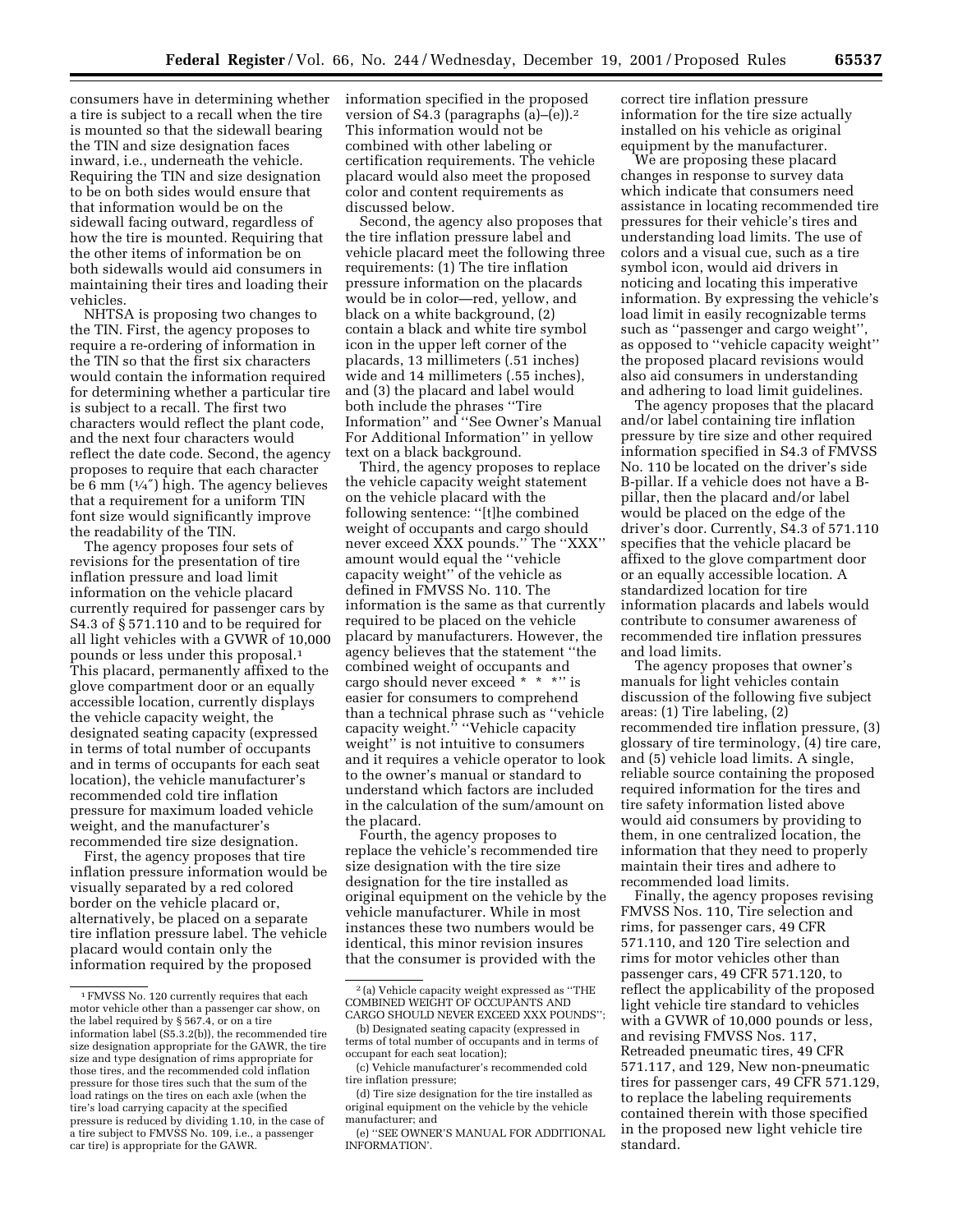consumers have in determining whether a tire is subject to a recall when the tire is mounted so that the sidewall bearing the TIN and size designation faces inward, i.e., underneath the vehicle. Requiring the TIN and size designation to be on both sides would ensure that that information would be on the sidewall facing outward, regardless of how the tire is mounted. Requiring that the other items of information be on both sidewalls would aid consumers in maintaining their tires and loading their vehicles.

NHTSA is proposing two changes to the TIN. First, the agency proposes to require a re-ordering of information in the TIN so that the first six characters would contain the information required for determining whether a particular tire is subject to a recall. The first two characters would reflect the plant code, and the next four characters would reflect the date code. Second, the agency proposes to require that each character be 6 mm (1/4″) high. The agency believes that a requirement for a uniform TIN font size would significantly improve the readability of the TIN.

The agency proposes four sets of revisions for the presentation of tire inflation pressure and load limit information on the vehicle placard currently required for passenger cars by S4.3 of § 571.110 and to be required for all light vehicles with a GVWR of 10,000 pounds or less under this proposal.[1] This placard, permanently affixed to the glove compartment door or an equally accessible location, currently displays the vehicle capacity weight, the designated seating capacity (expressed in terms of total number of occupants and in terms of occupants for each seat location), the vehicle manufacturer's recommended cold tire inflation pressure for maximum loaded vehicle weight, and the manufacturer's recommended tire size designation.

First, the agency proposes that tire inflation pressure information would be visually separated by a red colored border on the vehicle placard or, alternatively, be placed on a separate tire inflation pressure label. The vehicle placard would contain only the information required by the proposed version of S4.3 (paragraphs (a)–(e)).[2] This information would not be combined with other labeling or certification requirements. The vehicle placard would also meet the proposed color and content requirements as discussed below.

Second, the agency also proposes that the tire inflation pressure label and vehicle placard meet the following three requirements: (1) The tire inflation pressure information on the placards would be in color—red, yellow, and black on a white background, (2) contain a black and white tire symbol icon in the upper left corner of the placards, 13 millimeters (.51 inches) wide and 14 millimeters (.55 inches), and (3) the placard and label would both include the phrases "Tire Information" and "See Owner's Manual For Additional Information" in yellow text on a black background.

Third, the agency proposes to replace the vehicle capacity weight statement on the vehicle placard with the following sentence: "[t]he combined weight of occupants and cargo should never exceed XXX pounds." The "XXX" amount would equal the "vehicle capacity weight" of the vehicle as defined in FMVSS No. 110. The information is the same as that currently required to be placed on the vehicle placard by manufacturers. However, the agency believes that the statement "the combined weight of occupants and cargo should never exceed * * *" is easier for consumers to comprehend than a technical phrase such as "vehicle capacity weight." "Vehicle capacity weight" is not intuitive to consumers and it requires a vehicle operator to look to the owner's manual or standard to understand which factors are included in the calculation of the sum/amount on the placard.

Fourth, the agency proposes to replace the vehicle's recommended tire size designation with the tire size designation for the tire installed as original equipment on the vehicle by the vehicle manufacturer. While in most instances these two numbers would be identical, this minor revision insures that the consumer is provided with the correct tire inflation pressure information for the tire size actually installed on his vehicle as original equipment by the manufacturer.

We are proposing these placard changes in response to survey data which indicate that consumers need assistance in locating recommended tire pressures for their vehicle's tires and understanding load limits. The use of colors and a visual cue, such as a tire symbol icon, would aid drivers in noticing and locating this imperative information. By expressing the vehicle's load limit in easily recognizable terms such as "passenger and cargo weight", as opposed to "vehicle capacity weight" the proposed placard revisions would also aid consumers in understanding and adhering to load limit guidelines.

The agency proposes that the placard and/or label containing tire inflation pressure by tire size and other required information specified in S4.3 of FMVSS No. 110 be located on the driver's side B-pillar. If a vehicle does not have a B-pillar, then the placard and/or label would be placed on the edge of the driver's door. Currently, S4.3 of 571.110 specifies that the vehicle placard be affixed to the glove compartment door or an equally accessible location. A standardized location for tire information placards and labels would contribute to consumer awareness of recommended tire inflation pressures and load limits.

The agency proposes that owner's manuals for light vehicles contain discussion of the following five subject areas: (1) Tire labeling, (2) recommended tire inflation pressure, (3) glossary of tire terminology, (4) tire care, and (5) vehicle load limits. A single, reliable source containing the proposed required information for the tires and tire safety information listed above would aid consumers by providing to them, in one centralized location, the information that they need to properly maintain their tires and adhere to recommended load limits.

Finally, the agency proposes revising FMVSS Nos. 110, Tire selection and rims, for passenger cars, 49 CFR 571.110, and 120 Tire selection and rims for motor vehicles other than passenger cars, 49 CFR 571.120, to reflect the applicability of the proposed light vehicle tire standard to vehicles with a GVWR of 10,000 pounds or less, and revising FMVSS Nos. 117, Retreaded pneumatic tires, 49 CFR 571.117, and 129, New non-pneumatic tires for passenger cars, 49 CFR 571.129, to replace the labeling requirements contained therein with those specified in the proposed new light vehicle tire standard.

---

[1] FMVSS No. 120 currently requires that each motor vehicle other than a passenger car show, on the label required by § 567.4, or on a tire information label (S5.3.2(b)), the recommended tire size designation appropriate for the GAWR, the tire size and type designation of rims appropriate for those tires, and the recommended cold inflation pressure for those tires such that the sum of the load ratings on the tires on each axle (when the tire's load carrying capacity at the specified pressure is reduced by dividing 1.10, in the case of a tire subject to FMVSS No. 109, i.e., a passenger car tire) is appropriate for the GAWR.

[2] (a) Vehicle capacity weight expressed as "THE COMBINED WEIGHT OF OCCUPANTS AND CARGO SHOULD NEVER EXCEED XXX POUNDS";

(b) Designated seating capacity (expressed in terms of total number of occupants and in terms of occupant for each seat location);

(c) Vehicle manufacturer's recommended cold tire inflation pressure;

(d) Tire size designation for the tire installed as original equipment on the vehicle by the vehicle manufacturer; and

(e) "SEE OWNER'S MANUAL FOR ADDITIONAL INFORMATION'.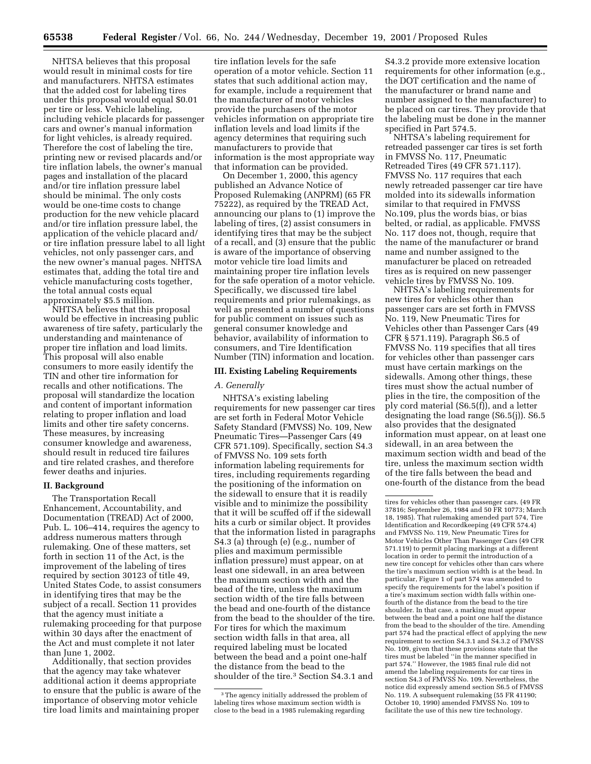NHTSA believes that this proposal would result in minimal costs for tire and manufacturers. NHTSA estimates that the added cost for labeling tires under this proposal would equal $0.01 per tire or less. Vehicle labeling, including vehicle placards for passenger cars and owner's manual information for light vehicles, is already required. Therefore the cost of labeling the tire, printing new or revised placards and/or tire inflation labels, the owner's manual pages and installation of the placard and/or tire inflation pressure label should be minimal. The only costs would be one-time costs to change production for the new vehicle placard and/or tire inflation pressure label, the application of the vehicle placard and/or tire inflation pressure label to all light vehicles, not only passenger cars, and the new owner's manual pages. NHTSA estimates that, adding the total tire and vehicle manufacturing costs together, the total annual costs equal approximately $5.5 million.

NHTSA believes that this proposal would be effective in increasing public awareness of tire safety, particularly the understanding and maintenance of proper tire inflation and load limits. This proposal will also enable consumers to more easily identify the TIN and other tire information for recalls and other notifications. The proposal will standardize the location and content of important information relating to proper inflation and load limits and other tire safety concerns. These measures, by increasing consumer knowledge and awareness, should result in reduced tire failures and tire related crashes, and therefore fewer deaths and injuries.

## II. Background

The Transportation Recall Enhancement, Accountability, and Documentation (TREAD) Act of 2000, Pub. L. 106–414, requires the agency to address numerous matters through rulemaking. One of these matters, set forth in section 11 of the Act, is the improvement of the labeling of tires required by section 30123 of title 49, United States Code, to assist consumers in identifying tires that may be the subject of a recall. Section 11 provides that the agency must initiate a rulemaking proceeding for that purpose within 30 days after the enactment of the Act and must complete it not later than June 1, 2002.

Additionally, that section provides that the agency may take whatever additional action it deems appropriate to ensure that the public is aware of the importance of observing motor vehicle tire load limits and maintaining proper tire inflation levels for the safe operation of a motor vehicle. Section 11 states that such additional action may, for example, include a requirement that the manufacturer of motor vehicles provide the purchasers of the motor vehicles information on appropriate tire inflation levels and load limits if the agency determines that requiring such manufacturers to provide that information is the most appropriate way that information can be provided.

On December 1, 2000, this agency published an Advance Notice of Proposed Rulemaking (ANPRM) (65 FR 75222), as required by the TREAD Act, announcing our plans to (1) improve the labeling of tires, (2) assist consumers in identifying tires that may be the subject of a recall, and (3) ensure that the public is aware of the importance of observing motor vehicle tire load limits and maintaining proper tire inflation levels for the safe operation of a motor vehicle. Specifically, we discussed tire label requirements and prior rulemakings, as well as presented a number of questions for public comment on issues such as general consumer knowledge and behavior, availability of information to consumers, and Tire Identification Number (TIN) information and location.

## III. Existing Labeling Requirements

### *A. Generally*

NHTSA's existing labeling requirements for new passenger car tires are set forth in Federal Motor Vehicle Safety Standard (FMVSS) No. 109, New Pneumatic Tires—Passenger Cars (49 CFR 571.109). Specifically, section S4.3 of FMVSS No. 109 sets forth information labeling requirements for tires, including requirements regarding the positioning of the information on the sidewall to ensure that it is readily visible and to minimize the possibility that it will be scuffed off if the sidewall hits a curb or similar object. It provides that the information listed in paragraphs S4.3 (a) through (e) (e.g., number of plies and maximum permissible inflation pressure) must appear, on at least one sidewall, in an area between the maximum section width and the bead of the tire, unless the maximum section width of the tire falls between the bead and one-fourth of the distance from the bead to the shoulder of the tire. For tires for which the maximum section width falls in that area, all required labeling must be located between the bead and a point one-half the distance from the bead to the shoulder of the tire.[3] Section S4.3.1 and S4.3.2 provide more extensive location requirements for other information (e.g., the DOT certification and the name of the manufacturer or brand name and number assigned to the manufacturer) to be placed on car tires. They provide that the labeling must be done in the manner specified in Part 574.5.

NHTSA's labeling requirement for retreaded passenger car tires is set forth in FMVSS No. 117, Pneumatic Retreaded Tires (49 CFR 571.117). FMVSS No. 117 requires that each newly retreaded passenger car tire have molded into its sidewalls information similar to that required in FMVSS No.109, plus the words bias, or bias belted, or radial, as applicable. FMVSS No. 117 does not, though, require that the name of the manufacturer or brand name and number assigned to the manufacturer be placed on retreaded tires as is required on new passenger vehicle tires by FMVSS No. 109.

NHTSA's labeling requirements for new tires for vehicles other than passenger cars are set forth in FMVSS No. 119, New Pneumatic Tires for Vehicles other than Passenger Cars (49 CFR § 571.119). Paragraph S6.5 of FMVSS No. 119 specifies that all tires for vehicles other than passenger cars must have certain markings on the sidewalls. Among other things, these tires must show the actual number of plies in the tire, the composition of the ply cord material (S6.5(f)), and a letter designating the load range (S6.5(j)). S6.5 also provides that the designated information must appear, on at least one sidewall, in an area between the maximum section width and bead of the tire, unless the maximum section width of the tire falls between the bead and one-fourth of the distance from the bead

[3] The agency initially addressed the problem of labeling tires whose maximum section width is close to the bead in a 1985 rulemaking regarding tires for vehicles other than passenger cars. (49 FR 37816; September 26, 1984 and 50 FR 10773; March 18, 1985). That rulemaking amended part 574, Tire Identification and Recordkeeping (49 CFR 574.4) and FMVSS No. 119, New Pneumatic Tires for Motor Vehicles Other Than Passenger Cars (49 CFR 571.119) to permit placing markings at a different location in order to permit the introduction of a new tire concept for vehicles other than cars where the tire's maximum section width is at the bead. In particular, Figure 1 of part 574 was amended to specify the requirements for the label's position if a tire's maximum section width falls within one-fourth of the distance from the bead to the tire shoulder. In that case, a marking must appear between the bead and a point one half the distance from the bead to the shoulder of the tire. Amending part 574 had the practical effect of applying the new requirement to section S4.3.1 and S4.3.2 of FMVSS No. 109, given that these provisions state that the tires must be labeled "in the manner specified in part 574." However, the 1985 final rule did not amend the labeling requirements for car tires in section S4.3 of FMVSS No. 109. Nevertheless, the notice did expressly amend section S6.5 of FMVSS No. 119. A subsequent rulemaking (55 FR 41190; October 10, 1990) amended FMVSS No. 109 to facilitate the use of this new tire technology.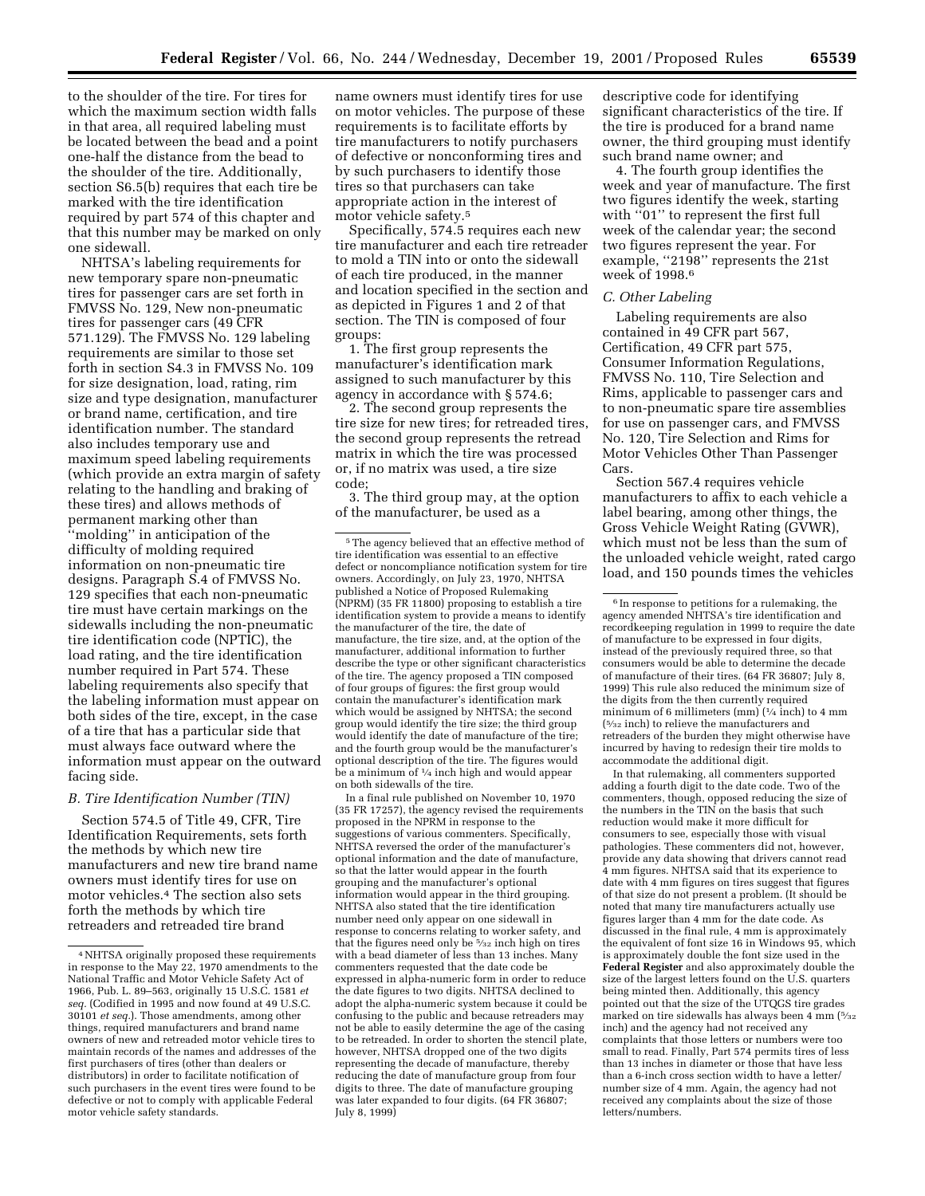to the shoulder of the tire. For tires for which the maximum section width falls in that area, all required labeling must be located between the bead and a point one-half the distance from the bead to the shoulder of the tire. Additionally, section S6.5(b) requires that each tire be marked with the tire identification required by part 574 of this chapter and that this number may be marked on only one sidewall.

NHTSA's labeling requirements for new temporary spare non-pneumatic tires for passenger cars are set forth in FMVSS No. 129, New non-pneumatic tires for passenger cars (49 CFR 571.129). The FMVSS No. 129 labeling requirements are similar to those set forth in section S4.3 in FMVSS No. 109 for size designation, load, rating, rim size and type designation, manufacturer or brand name, certification, and tire identification number. The standard also includes temporary use and maximum speed labeling requirements (which provide an extra margin of safety relating to the handling and braking of these tires) and allows methods of permanent marking other than ''molding'' in anticipation of the difficulty of molding required information on non-pneumatic tire designs. Paragraph S.4 of FMVSS No. 129 specifies that each non-pneumatic tire must have certain markings on the sidewalls including the non-pneumatic tire identification code (NPTIC), the load rating, and the tire identification number required in Part 574. These labeling requirements also specify that the labeling information must appear on both sides of the tire, except, in the case of a tire that has a particular side that must always face outward where the information must appear on the outward facing side.

### *B. Tire Identification Number (TIN)*

Section 574.5 of Title 49, CFR, Tire Identification Requirements, sets forth the methods by which new tire manufacturers and new tire brand name owners must identify tires for use on motor vehicles.[4] The section also sets forth the methods by which tire retreaders and retreaded tire brand name owners must identify tires for use on motor vehicles. The purpose of these requirements is to facilitate efforts by tire manufacturers to notify purchasers of defective or nonconforming tires and by such purchasers to identify those tires so that purchasers can take appropriate action in the interest of motor vehicle safety.[5]

Specifically, 574.5 requires each new tire manufacturer and each tire retreader to mold a TIN into or onto the sidewall of each tire produced, in the manner and location specified in the section and as depicted in Figures 1 and 2 of that section. The TIN is composed of four groups:

1. The first group represents the manufacturer's identification mark assigned to such manufacturer by this agency in accordance with § 574.6;

2. The second group represents the tire size for new tires; for retreaded tires, the second group represents the retread matrix in which the tire was processed or, if no matrix was used, a tire size code;

3. The third group may, at the option of the manufacturer, be used as a descriptive code for identifying significant characteristics of the tire. If the tire is produced for a brand name owner, the third grouping must identify such brand name owner; and

4. The fourth group identifies the week and year of manufacture. The first two figures identify the week, starting with ''01'' to represent the first full week of the calendar year; the second two figures represent the year. For example, ''2198'' represents the 21st week of 1998.[6]

### *C. Other Labeling*

Labeling requirements are also contained in 49 CFR part 567, Certification, 49 CFR part 575, Consumer Information Regulations, FMVSS No. 110, Tire Selection and Rims, applicable to passenger cars and to non-pneumatic spare tire assemblies for use on passenger cars, and FMVSS No. 120, Tire Selection and Rims for Motor Vehicles Other Than Passenger Cars.

Section 567.4 requires vehicle manufacturers to affix to each vehicle a label bearing, among other things, the Gross Vehicle Weight Rating (GVWR), which must not be less than the sum of the unloaded vehicle weight, rated cargo load, and 150 pounds times the vehicles

---

[4] NHTSA originally proposed these requirements in response to the May 22, 1970 amendments to the National Traffic and Motor Vehicle Safety Act of 1966, Pub. L. 89–563, originally 15 U.S.C. 1581 *et seq.* (Codified in 1995 and now found at 49 U.S.C. 30101 *et seq.*). Those amendments, among other things, required manufacturers and brand name owners of new and retreaded motor vehicle tires to maintain records of the names and addresses of the first purchasers of tires (other than dealers or distributors) in order to facilitate notification of such purchasers in the event tires were found to be defective or not to comply with applicable Federal motor vehicle safety standards.

[5] The agency believed that an effective method of tire identification was essential to an effective defect or noncompliance notification system for tire owners. Accordingly, on July 23, 1970, NHTSA published a Notice of Proposed Rulemaking (NPRM) (35 FR 11800) proposing to establish a tire identification system to provide a means to identify the manufacturer of the tire, the date of manufacture, the tire size, and, at the option of the manufacturer, additional information to further describe the type or other significant characteristics of the tire. The agency proposed a TIN composed of four groups of figures: the first group would contain the manufacturer's identification mark which would be assigned by NHTSA; the second group would identify the tire size; the third group would identify the date of manufacture of the tire; and the fourth group would be the manufacturer's optional description of the tire. The figures would be a minimum of 1/4 inch high and would appear on both sidewalls of the tire.

In a final rule published on November 10, 1970 (35 FR 17257), the agency revised the requirements proposed in the NPRM in response to the suggestions of various commenters. Specifically, NHTSA reversed the order of the manufacturer's optional information and the date of manufacture, so that the latter would appear in the fourth grouping and the manufacturer's optional information would appear in the third grouping. NHTSA also stated that the tire identification number need only appear on one sidewall in response to concerns relating to worker safety, and that the figures need only be 5/32 inch high on tires with a bead diameter of less than 13 inches. Many commenters requested that the date code be expressed in alpha-numeric form in order to reduce the date figures to two digits. NHTSA declined to adopt the alpha-numeric system because it could be confusing to the public and because retreaders may not be able to easily determine the age of the casing to be retreaded. In order to shorten the stencil plate, however, NHTSA dropped one of the two digits representing the decade of manufacture, thereby reducing the date of manufacture group from four digits to three. The date of manufacture grouping was later expanded to four digits. (64 FR 36807; July 8, 1999)

[6] In response to petitions for a rulemaking, the agency amended NHTSA's tire identification and recordkeeping regulation in 1999 to require the date of manufacture to be expressed in four digits, instead of the previously required three, so that consumers would be able to determine the decade of manufacture of their tires. (64 FR 36807; July 8, 1999) This rule also reduced the minimum size of the digits from the then currently required minimum of 6 millimeters (mm) (1/4 inch) to 4 mm (5/32 inch) to relieve the manufacturers and retreaders of the burden they might otherwise have incurred by having to redesign their tire molds to accommodate the additional digit.

In that rulemaking, all commenters supported adding a fourth digit to the date code. Two of the commenters, though, opposed reducing the size of the numbers in the TIN on the basis that such reduction would make it more difficult for consumers to see, especially those with visual pathologies. These commenters did not, however, provide any data showing that drivers cannot read 4 mm figures. NHTSA said that its experience to date with 4 mm figures on tires suggest that figures of that size do not present a problem. (It should be noted that many tire manufacturers actually use figures larger than 4 mm for the date code. As discussed in the final rule, 4 mm is approximately the equivalent of font size 16 in Windows 95, which is approximately double the font size used in the **Federal Register** and also approximately double the size of the largest letters found on the U.S. quarters being minted then. Additionally, this agency pointed out that the size of the UTQGS tire grades marked on tire sidewalls has always been 4 mm (5/32 inch) and the agency had not received any complaints that those letters or numbers were too small to read. Finally, Part 574 permits tires of less than 13 inches in diameter or those that have less than a 6-inch cross section width to have a letter/number size of 4 mm. Again, the agency had not received any complaints about the size of those letters/numbers.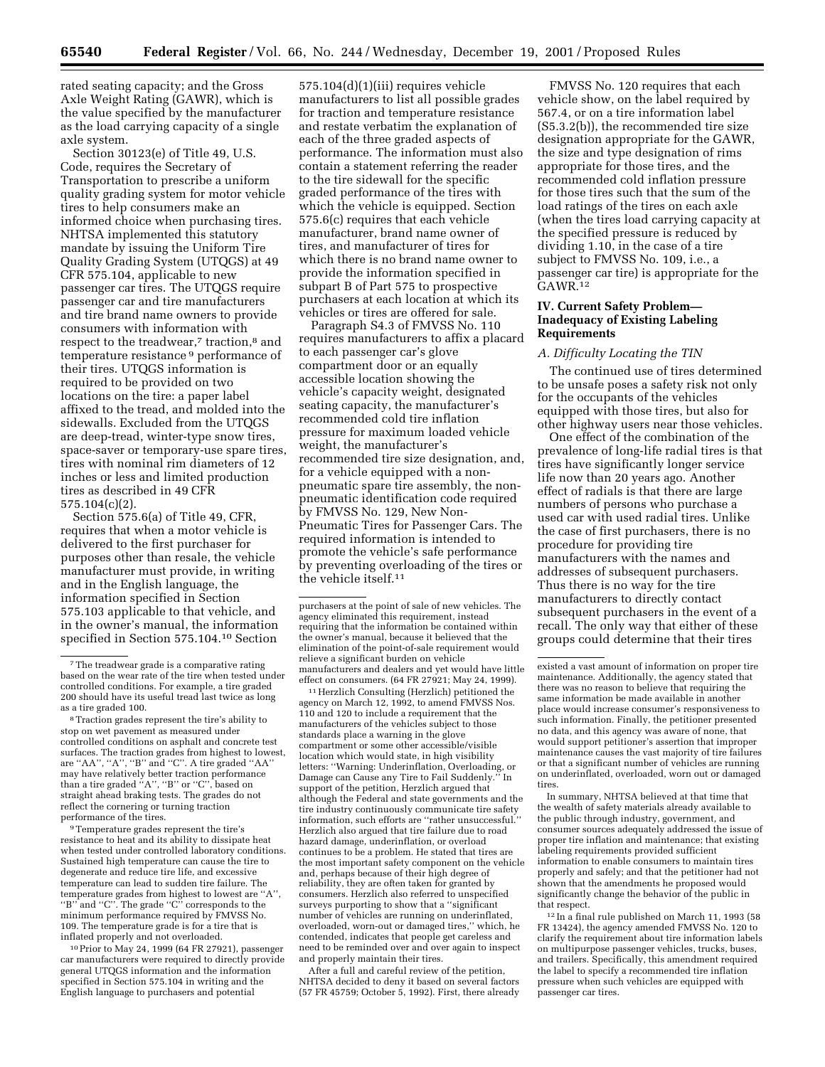rated seating capacity; and the Gross Axle Weight Rating (GAWR), which is the value specified by the manufacturer as the load carrying capacity of a single axle system.

Section 30123(e) of Title 49, U.S. Code, requires the Secretary of Transportation to prescribe a uniform quality grading system for motor vehicle tires to help consumers make an informed choice when purchasing tires. NHTSA implemented this statutory mandate by issuing the Uniform Tire Quality Grading System (UTQGS) at 49 CFR 575.104, applicable to new passenger car tires. The UTQGS require passenger car and tire manufacturers and tire brand name owners to provide consumers with information with respect to the treadwear,[7] traction,[8] and temperature resistance[9] performance of their tires. UTQGS information is required to be provided on two locations on the tire: a paper label affixed to the tread, and molded into the sidewalls. Excluded from the UTQGS are deep-tread, winter-type snow tires, space-saver or temporary-use spare tires, tires with nominal rim diameters of 12 inches or less and limited production tires as described in 49 CFR 575.104(c)(2).

Section 575.6(a) of Title 49, CFR, requires that when a motor vehicle is delivered to the first purchaser for purposes other than resale, the vehicle manufacturer must provide, in writing and in the English language, the information specified in Section 575.103 applicable to that vehicle, and in the owner's manual, the information specified in Section 575.104.[10] Section 575.104(d)(1)(iii) requires vehicle manufacturers to list all possible grades for traction and temperature resistance and restate verbatim the explanation of each of the three graded aspects of performance. The information must also contain a statement referring the reader to the tire sidewall for the specific graded performance of the tires with which the vehicle is equipped. Section 575.6(c) requires that each vehicle manufacturer, brand name owner of tires, and manufacturer of tires for which there is no brand name owner to provide the information specified in subpart B of Part 575 to prospective purchasers at each location at which its vehicles or tires are offered for sale.

Paragraph S4.3 of FMVSS No. 110 requires manufacturers to affix a placard to each passenger car's glove compartment door or an equally accessible location showing the vehicle's capacity weight, designated seating capacity, the manufacturer's recommended cold tire inflation pressure for maximum loaded vehicle weight, the manufacturer's recommended tire size designation, and, for a vehicle equipped with a non-pneumatic spare tire assembly, the non-pneumatic identification code required by FMVSS No. 129, New Non-Pneumatic Tires for Passenger Cars. The required information is intended to promote the vehicle's safe performance by preventing overloading of the tires or the vehicle itself.[11]

FMVSS No. 120 requires that each vehicle show, on the label required by 567.4, or on a tire information label (S5.3.2(b)), the recommended tire size designation appropriate for the GAWR, the size and type designation of rims appropriate for those tires, and the recommended cold inflation pressure for those tires such that the sum of the load ratings of the tires on each axle (when the tires load carrying capacity at the specified pressure is reduced by dividing 1.10, in the case of a tire subject to FMVSS No. 109, i.e., a passenger car tire) is appropriate for the GAWR.[12]

## IV. Current Safety Problem—Inadequacy of Existing Labeling Requirements

### *A. Difficulty Locating the TIN*

The continued use of tires determined to be unsafe poses a safety risk not only for the occupants of the vehicles equipped with those tires, but also for other highway users near those vehicles.

One effect of the combination of the prevalence of long-life radial tires is that tires have significantly longer service life now than 20 years ago. Another effect of radials is that there are large numbers of persons who purchase a used car with used radial tires. Unlike the case of first purchasers, there is no procedure for providing tire manufacturers with the names and addresses of subsequent purchasers. Thus there is no way for the tire manufacturers to directly contact subsequent purchasers in the event of a recall. The only way that either of these groups could determine that their tires

---

[7] The treadwear grade is a comparative rating based on the wear rate of the tire when tested under controlled conditions. For example, a tire graded 200 should have its useful tread last twice as long as a tire graded 100.

[8] Traction grades represent the tire's ability to stop on wet pavement as measured under controlled conditions on asphalt and concrete test surfaces. The traction grades from highest to lowest, are "AA", "A", "B" and "C". A tire graded "AA" may have relatively better traction performance than a tire graded "A", "B" or "C", based on straight ahead braking tests. The grades do not reflect the cornering or turning traction performance of the tires.

[9] Temperature grades represent the tire's resistance to heat and its ability to dissipate heat when tested under controlled laboratory conditions. Sustained high temperature can cause the tire to degenerate and reduce tire life, and excessive temperature can lead to sudden tire failure. The temperature grades from highest to lowest are "A", "B" and "C". The grade "C" corresponds to the minimum performance required by FMVSS No. 109. The temperature grade is for a tire that is inflated properly and not overloaded.

[10] Prior to May 24, 1999 (64 FR 27921), passenger car manufacturers were required to directly provide general UTQGS information and the information specified in Section 575.104 in writing and the English language to purchasers and potential purchasers at the point of sale of new vehicles. The agency eliminated this requirement, instead requiring that the information be contained within the owner's manual, because it believed that the elimination of the point-of-sale requirement would relieve a significant burden on vehicle manufacturers and dealers and yet would have little effect on consumers. (64 FR 27921; May 24, 1999).

[11] Herzlich Consulting (Herzlich) petitioned the agency on March 12, 1992, to amend FMVSS Nos. 110 and 120 to include a requirement that the manufacturers of the vehicles subject to those standards place a warning in the glove compartment or some other accessible/visible location which would state, in high visibility letters: "Warning: Underinflation, Overloading, or Damage can Cause any Tire to Fail Suddenly." In support of the petition, Herzlich argued that although the Federal and state governments and the tire industry continuously communicate tire safety information, such efforts are "rather unsuccessful." Herzlich also argued that tire failure due to road hazard damage, underinflation, or overload continues to be a problem. He stated that tires are the most important safety component on the vehicle and, perhaps because of their high degree of reliability, they are often taken for granted by consumers. Herzlich also referred to unspecified surveys purporting to show that a "significant number of vehicles are running on underinflated, overloaded, worn-out or damaged tires," which, he contended, indicates that people get careless and need to be reminded over and over again to inspect and properly maintain their tires.

After a full and careful review of the petition, NHTSA decided to deny it based on several factors (57 FR 45759; October 5, 1992). First, there already existed a vast amount of information on proper tire maintenance. Additionally, the agency stated that there was no reason to believe that requiring the same information be made available in another place would increase consumer's responsiveness to such information. Finally, the petitioner presented no data, and this agency was aware of none, that would support petitioner's assertion that improper maintenance causes the vast majority of tire failures or that a significant number of vehicles are running on underinflated, overloaded, worn out or damaged tires.

In summary, NHTSA believed at that time that the wealth of safety materials already available to the public through industry, government, and consumer sources adequately addressed the issue of proper tire inflation and maintenance; that existing labeling requirements provided sufficient information to enable consumers to maintain tires properly and safely; and that the petitioner had not shown that the amendments he proposed would significantly change the behavior of the public in that respect.

[12] In a final rule published on March 11, 1993 (58 FR 13424), the agency amended FMVSS No. 120 to clarify the requirement about tire information labels on multipurpose passenger vehicles, trucks, buses, and trailers. Specifically, this amendment required the label to specify a recommended tire inflation pressure when such vehicles are equipped with passenger car tires.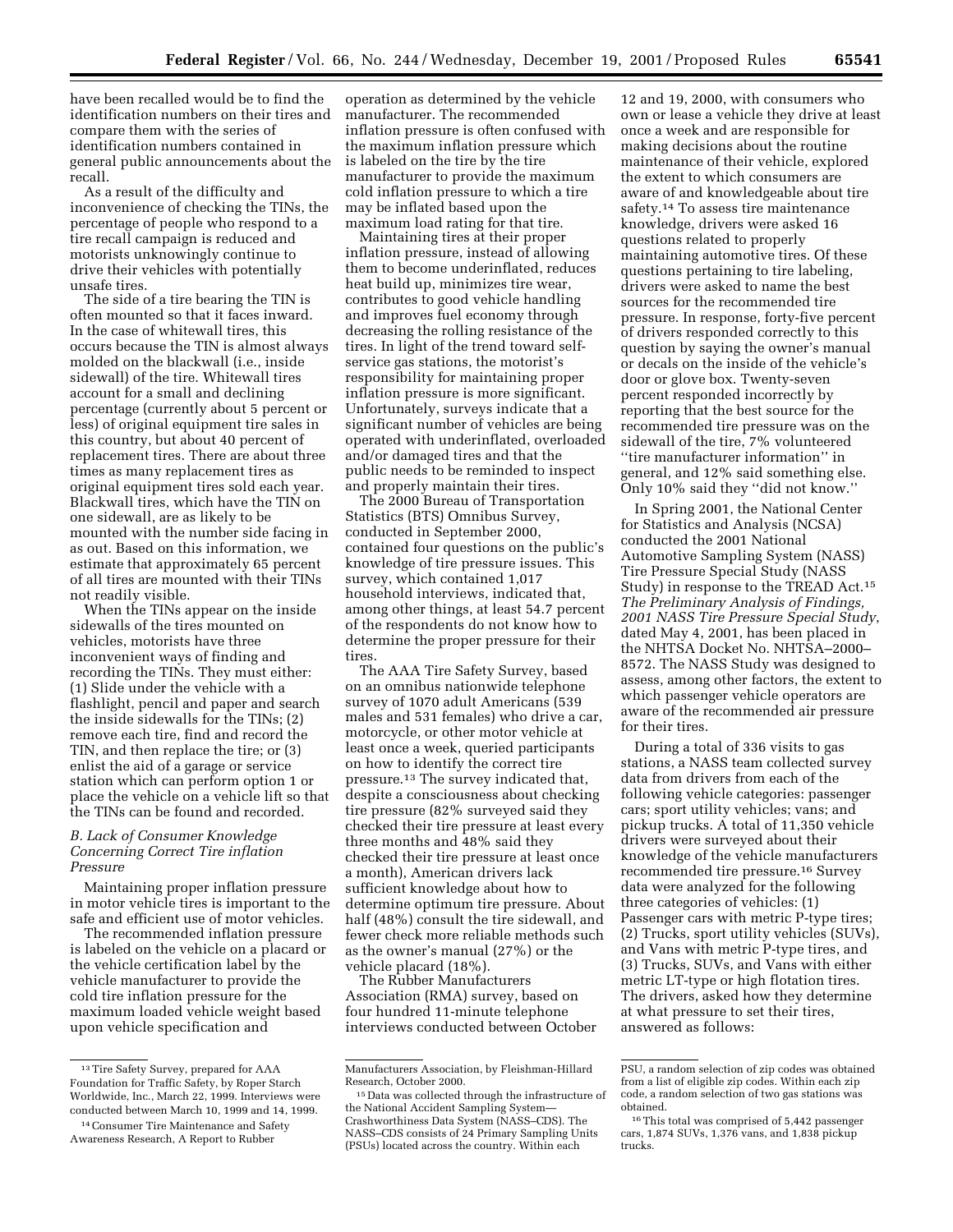have been recalled would be to find the identification numbers on their tires and compare them with the series of identification numbers contained in general public announcements about the recall.

As a result of the difficulty and inconvenience of checking the TINs, the percentage of people who respond to a tire recall campaign is reduced and motorists unknowingly continue to drive their vehicles with potentially unsafe tires.

The side of a tire bearing the TIN is often mounted so that it faces inward. In the case of whitewall tires, this occurs because the TIN is almost always molded on the blackwall (i.e., inside sidewall) of the tire. Whitewall tires account for a small and declining percentage (currently about 5 percent or less) of original equipment tire sales in this country, but about 40 percent of replacement tires. There are about three times as many replacement tires as original equipment tires sold each year. Blackwall tires, which have the TIN on one sidewall, are as likely to be mounted with the number side facing in as out. Based on this information, we estimate that approximately 65 percent of all tires are mounted with their TINs not readily visible.

When the TINs appear on the inside sidewalls of the tires mounted on vehicles, motorists have three inconvenient ways of finding and recording the TINs. They must either: (1) Slide under the vehicle with a flashlight, pencil and paper and search the inside sidewalls for the TINs; (2) remove each tire, find and record the TIN, and then replace the tire; or (3) enlist the aid of a garage or service station which can perform option 1 or place the vehicle on a vehicle lift so that the TINs can be found and recorded.

### *B. Lack of Consumer Knowledge Concerning Correct Tire inflation Pressure*

Maintaining proper inflation pressure in motor vehicle tires is important to the safe and efficient use of motor vehicles.

The recommended inflation pressure is labeled on the vehicle on a placard or the vehicle certification label by the vehicle manufacturer to provide the cold tire inflation pressure for the maximum loaded vehicle weight based upon vehicle specification and operation as determined by the vehicle manufacturer. The recommended inflation pressure is often confused with the maximum inflation pressure which is labeled on the tire by the tire manufacturer to provide the maximum cold inflation pressure to which a tire may be inflated based upon the maximum load rating for that tire.

Maintaining tires at their proper inflation pressure, instead of allowing them to become underinflated, reduces heat build up, minimizes tire wear, contributes to good vehicle handling and improves fuel economy through decreasing the rolling resistance of the tires. In light of the trend toward self-service gas stations, the motorist's responsibility for maintaining proper inflation pressure is more significant. Unfortunately, surveys indicate that a significant number of vehicles are being operated with underinflated, overloaded and/or damaged tires and that the public needs to be reminded to inspect and properly maintain their tires.

The 2000 Bureau of Transportation Statistics (BTS) Omnibus Survey, conducted in September 2000, contained four questions on the public's knowledge of tire pressure issues. This survey, which contained 1,017 household interviews, indicated that, among other things, at least 54.7 percent of the respondents do not know how to determine the proper pressure for their tires.

The AAA Tire Safety Survey, based on an omnibus nationwide telephone survey of 1070 adult Americans (539 males and 531 females) who drive a car, motorcycle, or other motor vehicle at least once a week, queried participants on how to identify the correct tire pressure.[13] The survey indicated that, despite a consciousness about checking tire pressure (82% surveyed said they checked their tire pressure at least every three months and 48% said they checked their tire pressure at least once a month), American drivers lack sufficient knowledge about how to determine optimum tire pressure. About half (48%) consult the tire sidewall, and fewer check more reliable methods such as the owner's manual (27%) or the vehicle placard (18%).

The Rubber Manufacturers Association (RMA) survey, based on four hundred 11-minute telephone interviews conducted between October 12 and 19, 2000, with consumers who own or lease a vehicle they drive at least once a week and are responsible for making decisions about the routine maintenance of their vehicle, explored the extent to which consumers are aware of and knowledgeable about tire safety.[14] To assess tire maintenance knowledge, drivers were asked 16 questions related to properly maintaining automotive tires. Of these questions pertaining to tire labeling, drivers were asked to name the best sources for the recommended tire pressure. In response, forty-five percent of drivers responded correctly to this question by saying the owner's manual or decals on the inside of the vehicle's door or glove box. Twenty-seven percent responded incorrectly by reporting that the best source for the recommended tire pressure was on the sidewall of the tire, 7% volunteered ''tire manufacturer information'' in general, and 12% said something else. Only 10% said they ''did not know.''

In Spring 2001, the National Center for Statistics and Analysis (NCSA) conducted the 2001 National Automotive Sampling System (NASS) Tire Pressure Special Study (NASS Study) in response to the TREAD Act.[15] *The Preliminary Analysis of Findings, 2001 NASS Tire Pressure Special Study*, dated May 4, 2001, has been placed in the NHTSA Docket No. NHTSA–2000–8572. The NASS Study was designed to assess, among other factors, the extent to which passenger vehicle operators are aware of the recommended air pressure for their tires.

During a total of 336 visits to gas stations, a NASS team collected survey data from drivers from each of the following vehicle categories: passenger cars; sport utility vehicles; vans; and pickup trucks. A total of 11,350 vehicle drivers were surveyed about their knowledge of the vehicle manufacturers recommended tire pressure.[16] Survey data were analyzed for the following three categories of vehicles: (1) Passenger cars with metric P-type tires; (2) Trucks, sport utility vehicles (SUVs), and Vans with metric P-type tires, and (3) Trucks, SUVs, and Vans with either metric LT-type or high flotation tires. The drivers, asked how they determine at what pressure to set their tires, answered as follows:

---

[13] Tire Safety Survey, prepared for AAA Foundation for Traffic Safety, by Roper Starch Worldwide, Inc., March 22, 1999. Interviews were conducted between March 10, 1999 and 14, 1999.

[14] Consumer Tire Maintenance and Safety Awareness Research, A Report to Rubber Manufacturers Association, by Fleishman-Hillard Research, October 2000.

[15] Data was collected through the infrastructure of the National Accident Sampling System—Crashworthiness Data System (NASS–CDS). The NASS–CDS consists of 24 Primary Sampling Units (PSUs) located across the country. Within each PSU, a random selection of zip codes was obtained from a list of eligible zip codes. Within each zip code, a random selection of two gas stations was obtained.

[16] This total was comprised of 5,442 passenger cars, 1,874 SUVs, 1,376 vans, and 1,838 pickup trucks.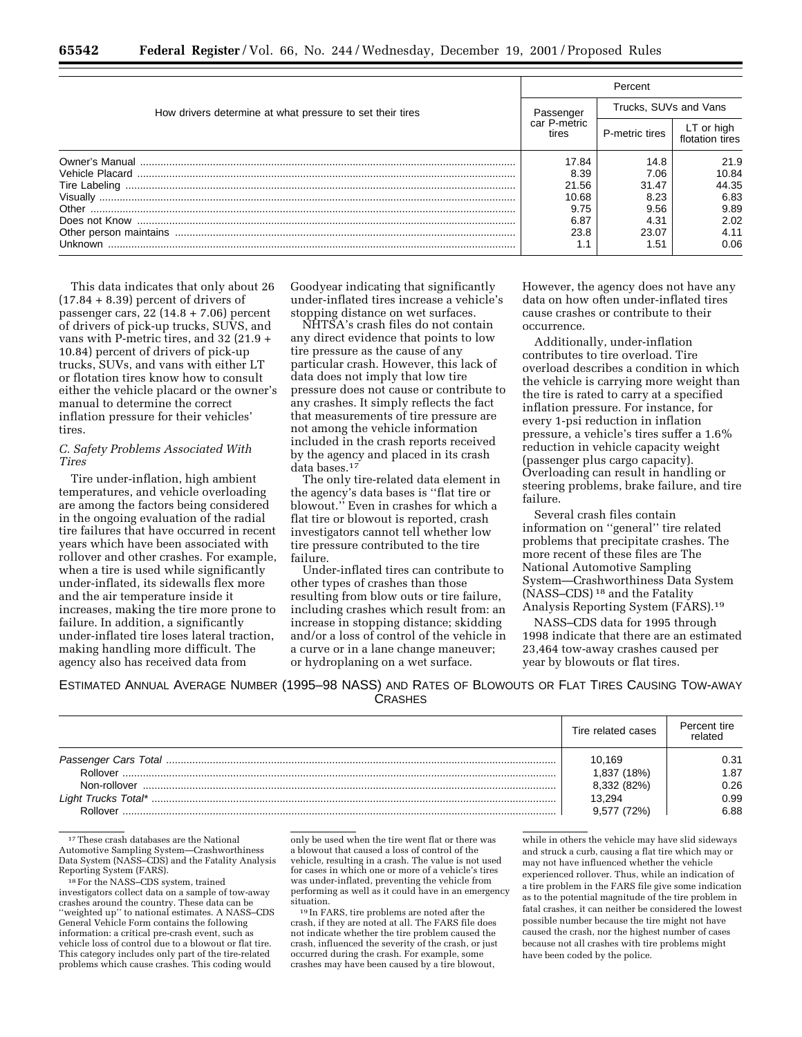| How drivers determine at what pressure to set their tires | Percent | | |
|---|---|---|---|
| | Passenger car P-metric tires | Trucks, SUVs and Vans | |
| | | P-metric tires | LT or high flotation tires |
| Owner's Manual | 17.84 | 14.8 | 21.9 |
| Vehicle Placard | 8.39 | 7.06 | 10.84 |
| Tire Labeling | 21.56 | 31.47 | 44.35 |
| Visually | 10.68 | 8.23 | 6.83 |
| Other | 9.75 | 9.56 | 9.89 |
| Does not Know | 6.87 | 4.31 | 2.02 |
| Other person maintains | 23.8 | 23.07 | 4.11 |
| Unknown | 1.1 | 1.51 | 0.06 |

This data indicates that only about 26 (17.84 + 8.39) percent of drivers of passenger cars, 22 (14.8 + 7.06) percent of drivers of pick-up trucks, SUVS, and vans with P-metric tires, and 32 (21.9 + 10.84) percent of drivers of pick-up trucks, SUVs, and vans with either LT or flotation tires know how to consult either the vehicle placard or the owner's manual to determine the correct inflation pressure for their vehicles' tires.

### *C. Safety Problems Associated With Tires*

Tire under-inflation, high ambient temperatures, and vehicle overloading are among the factors being considered in the ongoing evaluation of the radial tire failures that have occurred in recent years which have been associated with rollover and other crashes. For example, when a tire is used while significantly under-inflated, its sidewalls flex more and the air temperature inside it increases, making the tire more prone to failure. In addition, a significantly under-inflated tire loses lateral traction, making handling more difficult. The agency also has received data from Goodyear indicating that significantly under-inflated tires increase a vehicle's stopping distance on wet surfaces.

NHTSA's crash files do not contain any direct evidence that points to low tire pressure as the cause of any particular crash. However, this lack of data does not imply that low tire pressure does not cause or contribute to any crashes. It simply reflects the fact that measurements of tire pressure are not among the vehicle information included in the crash reports received by the agency and placed in its crash data bases.[17]

The only tire-related data element in the agency's data bases is ''flat tire or blowout.'' Even in crashes for which a flat tire or blowout is reported, crash investigators cannot tell whether low tire pressure contributed to the tire failure.

Under-inflated tires can contribute to other types of crashes than those resulting from blow outs or tire failure, including crashes which result from: an increase in stopping distance; skidding and/or a loss of control of the vehicle in a curve or in a lane change maneuver; or hydroplaning on a wet surface. However, the agency does not have any data on how often under-inflated tires cause crashes or contribute to their occurrence.

Additionally, under-inflation contributes to tire overload. Tire overload describes a condition in which the vehicle is carrying more weight than the tire is rated to carry at a specified inflation pressure. For instance, for every 1-psi reduction in inflation pressure, a vehicle's tires suffer a 1.6% reduction in vehicle capacity weight (passenger plus cargo capacity). Overloading can result in handling or steering problems, brake failure, and tire failure.

Several crash files contain information on ''general'' tire related problems that precipitate crashes. The more recent of these files are The National Automotive Sampling System—Crashworthiness Data System (NASS–CDS)[18] and the Fatality Analysis Reporting System (FARS).[19]

NASS–CDS data for 1995 through 1998 indicate that there are an estimated 23,464 tow-away crashes caused per year by blowouts or flat tires.

ESTIMATED ANNUAL AVERAGE NUMBER (1995–98 NASS) AND RATES OF BLOWOUTS OR FLAT TIRES CAUSING TOW-AWAY CRASHES

| | Tire related cases | Percent tire related |
|---|---|---|
| *Passenger Cars Total* | 10,169 | 0.31 |
| Rollover | 1,837 (18%) | 1.87 |
| Non-rollover | 8,332 (82%) | 0.26 |
| *Light Trucks Total** | 13,294 | 0.99 |
| Rollover | 9,577 (72%) | 6.88 |

[17] These crash databases are the National Automotive Sampling System—Crashworthiness Data System (NASS–CDS) and the Fatality Analysis Reporting System (FARS).

[18] For the NASS–CDS system, trained investigators collect data on a sample of tow-away crashes around the country. These data can be ''weighted up'' to national estimates. A NASS–CDS General Vehicle Form contains the following information: a critical pre-crash event, such as vehicle loss of control due to a blowout or flat tire. This category includes only part of the tire-related problems which cause crashes. This coding would only be used when the tire went flat or there was a blowout that caused a loss of control of the vehicle, resulting in a crash. The value is not used for cases in which one or more of a vehicle's tires was under-inflated, preventing the vehicle from performing as well as it could have in an emergency situation.

[19] In FARS, tire problems are noted after the crash, if they are noted at all. The FARS file does not indicate whether the tire problem caused the crash, influenced the severity of the crash, or just occurred during the crash. For example, some crashes may have been caused by a tire blowout, while in others the vehicle may have slid sideways and struck a curb, causing a flat tire which may or may not have influenced whether the vehicle experienced rollover. Thus, while an indication of a tire problem in the FARS file give some indication as to the potential magnitude of the tire problem in fatal crashes, it can neither be considered the lowest possible number because the tire might not have caused the crash, nor the highest number of cases because not all crashes with tire problems might have been coded by the police.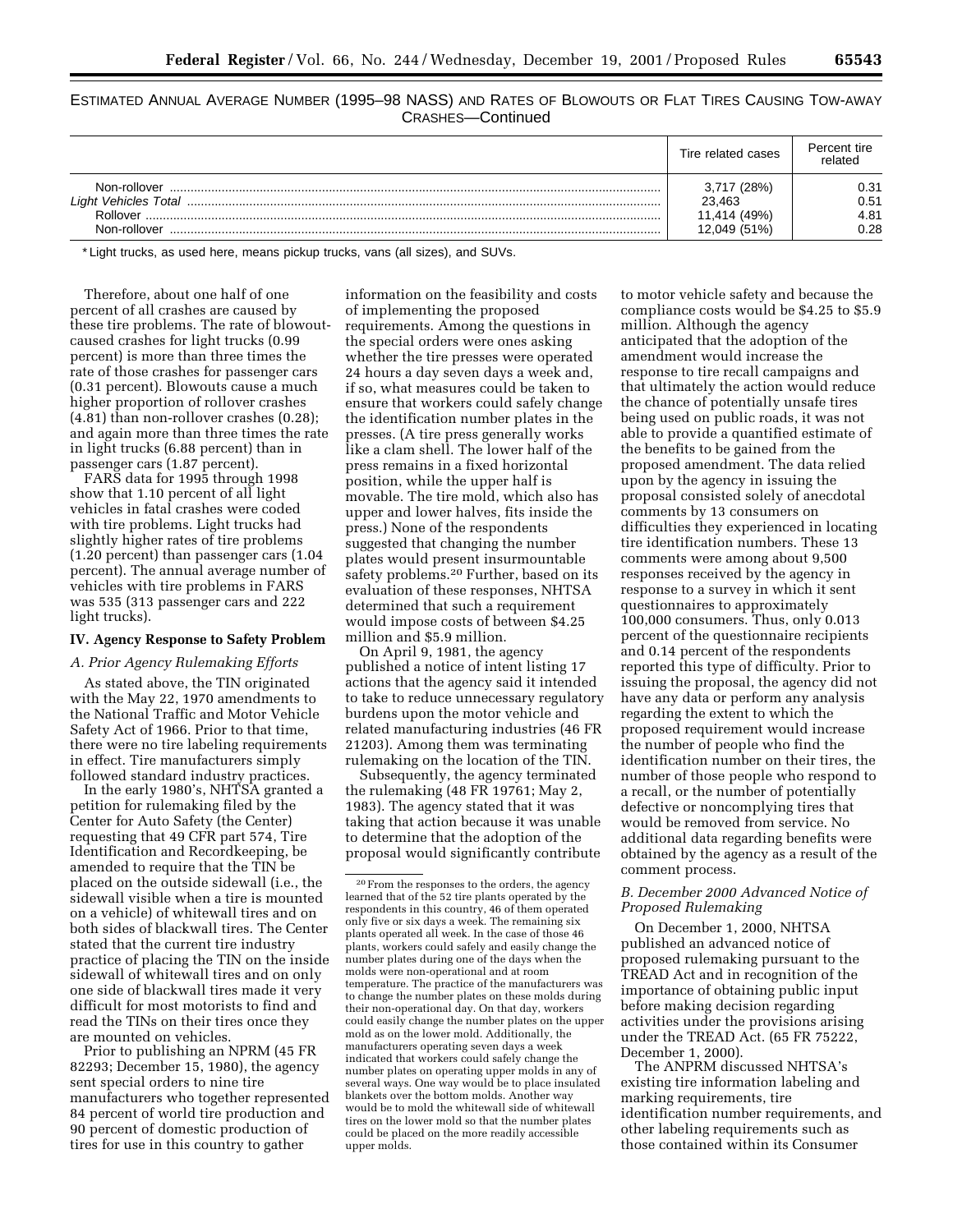ESTIMATED ANNUAL AVERAGE NUMBER (1995–98 NASS) AND RATES OF BLOWOUTS OR FLAT TIRES CAUSING TOW-AWAY CRASHES—Continued

| | Tire related cases | Percent tire related |
|---|---|---|
| Non-rollover | 3,717 (28%) | 0.31 |
| *Light Vehicles Total* | 23,463 | 0.51 |
| Rollover | 11,414 (49%) | 4.81 |
| Non-rollover | 12,049 (51%) | 0.28 |

* Light trucks, as used here, means pickup trucks, vans (all sizes), and SUVs.

Therefore, about one half of one percent of all crashes are caused by these tire problems. The rate of blowout-caused crashes for light trucks (0.99 percent) is more than three times the rate of those crashes for passenger cars (0.31 percent). Blowouts cause a much higher proportion of rollover crashes (4.81) than non-rollover crashes (0.28); and again more than three times the rate in light trucks (6.88 percent) than in passenger cars (1.87 percent).

FARS data for 1995 through 1998 show that 1.10 percent of all light vehicles in fatal crashes were coded with tire problems. Light trucks had slightly higher rates of tire problems (1.20 percent) than passenger cars (1.04 percent). The annual average number of vehicles with tire problems in FARS was 535 (313 passenger cars and 222 light trucks).

## IV. Agency Response to Safety Problem

### *A. Prior Agency Rulemaking Efforts*

As stated above, the TIN originated with the May 22, 1970 amendments to the National Traffic and Motor Vehicle Safety Act of 1966. Prior to that time, there were no tire labeling requirements in effect. Tire manufacturers simply followed standard industry practices.

In the early 1980's, NHTSA granted a petition for rulemaking filed by the Center for Auto Safety (the Center) requesting that 49 CFR part 574, Tire Identification and Recordkeeping, be amended to require that the TIN be placed on the outside sidewall (i.e., the sidewall visible when a tire is mounted on a vehicle) of whitewall tires and on both sides of blackwall tires. The Center stated that the current tire industry practice of placing the TIN on the inside sidewall of whitewall tires and on only one side of blackwall tires made it very difficult for most motorists to find and read the TINs on their tires once they are mounted on vehicles.

Prior to publishing an NPRM (45 FR 82293; December 15, 1980), the agency sent special orders to nine tire manufacturers who together represented 84 percent of world tire production and 90 percent of domestic production of tires for use in this country to gather information on the feasibility and costs of implementing the proposed requirements. Among the questions in the special orders were ones asking whether the tire presses were operated 24 hours a day seven days a week and, if so, what measures could be taken to ensure that workers could safely change the identification number plates in the presses. (A tire press generally works like a clam shell. The lower half of the press remains in a fixed horizontal position, while the upper half is movable. The tire mold, which also has upper and lower halves, fits inside the press.) None of the respondents suggested that changing the number plates would present insurmountable safety problems.[20] Further, based on its evaluation of these responses, NHTSA determined that such a requirement would impose costs of between $4.25 million and $5.9 million.

On April 9, 1981, the agency published a notice of intent listing 17 actions that the agency said it intended to take to reduce unnecessary regulatory burdens upon the motor vehicle and related manufacturing industries (46 FR 21203). Among them was terminating rulemaking on the location of the TIN.

Subsequently, the agency terminated the rulemaking (48 FR 19761; May 2, 1983). The agency stated that it was taking that action because it was unable to determine that the adoption of the proposal would significantly contribute to motor vehicle safety and because the compliance costs would be $4.25 to $5.9 million. Although the agency anticipated that the adoption of the amendment would increase the response to tire recall campaigns and that ultimately the action would reduce the chance of potentially unsafe tires being used on public roads, it was not able to provide a quantified estimate of the benefits to be gained from the proposed amendment. The data relied upon by the agency in issuing the proposal consisted solely of anecdotal comments by 13 consumers on difficulties they experienced in locating tire identification numbers. These 13 comments were among about 9,500 responses received by the agency in response to a survey in which it sent questionnaires to approximately 100,000 consumers. Thus, only 0.013 percent of the questionnaire recipients and 0.14 percent of the respondents reported this type of difficulty. Prior to issuing the proposal, the agency did not have any data or perform any analysis regarding the extent to which the proposed requirement would increase the number of people who find the identification number on their tires, the number of those people who respond to a recall, or the number of potentially defective or noncomplying tires that would be removed from service. No additional data regarding benefits were obtained by the agency as a result of the comment process.

### *B. December 2000 Advanced Notice of Proposed Rulemaking*

On December 1, 2000, NHTSA published an advanced notice of proposed rulemaking pursuant to the TREAD Act and in recognition of the importance of obtaining public input before making decision regarding activities under the provisions arising under the TREAD Act. (65 FR 75222, December 1, 2000).

The ANPRM discussed NHTSA's existing tire information labeling and marking requirements, tire identification number requirements, and other labeling requirements such as those contained within its Consumer

[20] From the responses to the orders, the agency learned that of the 52 tire plants operated by the respondents in this country, 46 of them operated only five or six days a week. The remaining six plants operated all week. In the case of those 46 plants, workers could safely and easily change the number plates during one of the days when the molds were non-operational and at room temperature. The practice of the manufacturers was to change the number plates on these molds during their non-operational day. On that day, workers could easily change the number plates on the upper mold as on the lower mold. Additionally, the manufacturers operating seven days a week indicated that workers could safely change the number plates on operating upper molds in any of several ways. One way would be to place insulated blankets over the bottom molds. Another way would be to mold the whitewall side of whitewall tires on the lower mold so that the number plates could be placed on the more readily accessible upper molds.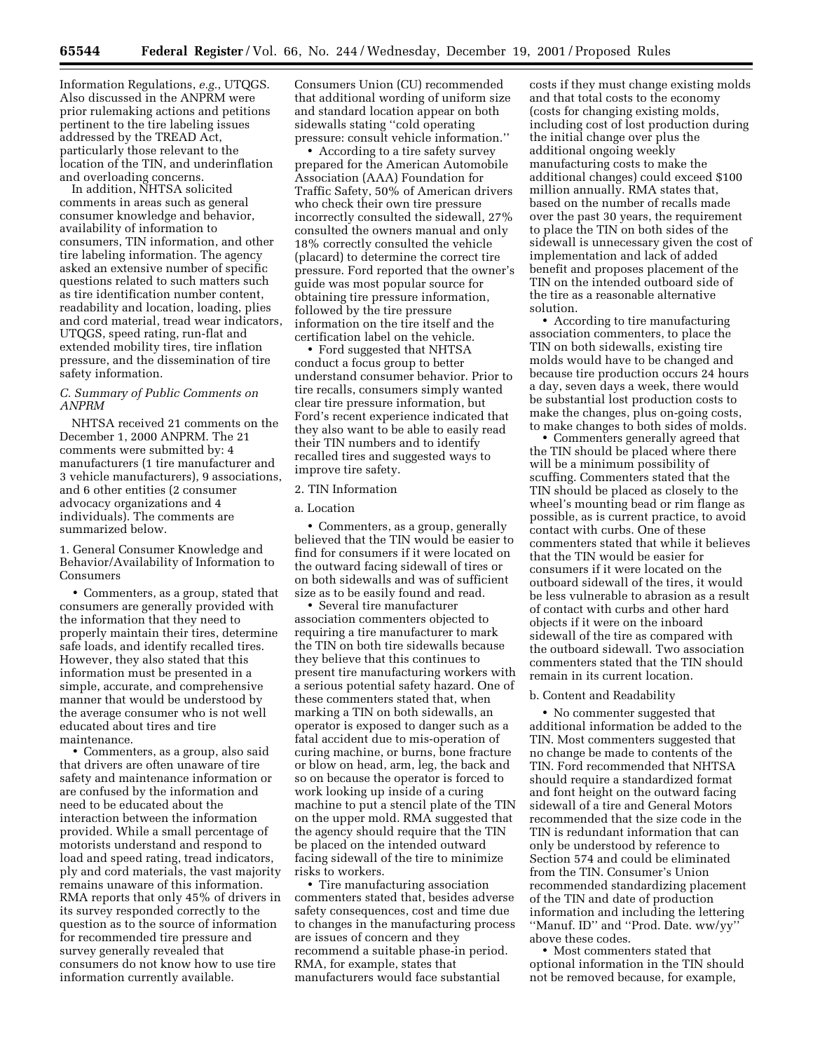Information Regulations, *e.g.*, UTQGS. Also discussed in the ANPRM were prior rulemaking actions and petitions pertinent to the tire labeling issues addressed by the TREAD Act, particularly those relevant to the location of the TIN, and underinflation and overloading concerns.

In addition, NHTSA solicited comments in areas such as general consumer knowledge and behavior, availability of information to consumers, TIN information, and other tire labeling information. The agency asked an extensive number of specific questions related to such matters such as tire identification number content, readability and location, loading, plies and cord material, tread wear indicators, UTQGS, speed rating, run-flat and extended mobility tires, tire inflation pressure, and the dissemination of tire safety information.

### *C. Summary of Public Comments on ANPRM*

NHTSA received 21 comments on the December 1, 2000 ANPRM. The 21 comments were submitted by: 4 manufacturers (1 tire manufacturer and 3 vehicle manufacturers), 9 associations, and 6 other entities (2 consumer advocacy organizations and 4 individuals). The comments are summarized below.

1. General Consumer Knowledge and Behavior/Availability of Information to Consumers

- Commenters, as a group, stated that consumers are generally provided with the information that they need to properly maintain their tires, determine safe loads, and identify recalled tires. However, they also stated that this information must be presented in a simple, accurate, and comprehensive manner that would be understood by the average consumer who is not well educated about tires and tire maintenance.
- Commenters, as a group, also said that drivers are often unaware of tire safety and maintenance information or are confused by the information and need to be educated about the interaction between the information provided. While a small percentage of motorists understand and respond to load and speed rating, tread indicators, ply and cord materials, the vast majority remains unaware of this information. RMA reports that only 45% of drivers in its survey responded correctly to the question as to the source of information for recommended tire pressure and survey generally revealed that consumers do not know how to use tire information currently available. Consumers Union (CU) recommended that additional wording of uniform size and standard location appear on both sidewalls stating "cold operating pressure: consult vehicle information."
- According to a tire safety survey prepared for the American Automobile Association (AAA) Foundation for Traffic Safety, 50% of American drivers who check their own tire pressure incorrectly consulted the sidewall, 27% consulted the owners manual and only 18% correctly consulted the vehicle (placard) to determine the correct tire pressure. Ford reported that the owner's guide was most popular source for obtaining tire pressure information, followed by the tire pressure information on the tire itself and the certification label on the vehicle.
- Ford suggested that NHTSA conduct a focus group to better understand consumer behavior. Prior to tire recalls, consumers simply wanted clear tire pressure information, but Ford's recent experience indicated that they also want to be able to easily read their TIN numbers and to identify recalled tires and suggested ways to improve tire safety.

2. TIN Information

a. Location

- Commenters, as a group, generally believed that the TIN would be easier to find for consumers if it were located on the outward facing sidewall of tires or on both sidewalls and was of sufficient size as to be easily found and read.
- Several tire manufacturer association commenters objected to requiring a tire manufacturer to mark the TIN on both tire sidewalls because they believe that this continues to present tire manufacturing workers with a serious potential safety hazard. One of these commenters stated that, when marking a TIN on both sidewalls, an operator is exposed to danger such as a fatal accident due to mis-operation of curing machine, or burns, bone fracture or blow on head, arm, leg, the back and so on because the operator is forced to work looking up inside of a curing machine to put a stencil plate of the TIN on the upper mold. RMA suggested that the agency should require that the TIN be placed on the intended outward facing sidewall of the tire to minimize risks to workers.
- Tire manufacturing association commenters stated that, besides adverse safety consequences, cost and time due to changes in the manufacturing process are issues of concern and they recommend a suitable phase-in period. RMA, for example, states that manufacturers would face substantial costs if they must change existing molds and that total costs to the economy (costs for changing existing molds, including cost of lost production during the initial change over plus the additional ongoing weekly manufacturing costs to make the additional changes) could exceed $100 million annually. RMA states that, based on the number of recalls made over the past 30 years, the requirement to place the TIN on both sides of the sidewall is unnecessary given the cost of implementation and lack of added benefit and proposes placement of the TIN on the intended outboard side of the tire as a reasonable alternative solution.
- According to tire manufacturing association commenters, to place the TIN on both sidewalls, existing tire molds would have to be changed and because tire production occurs 24 hours a day, seven days a week, there would be substantial lost production costs to make the changes, plus on-going costs, to make changes to both sides of molds.
- Commenters generally agreed that the TIN should be placed where there will be a minimum possibility of scuffing. Commenters stated that the TIN should be placed as closely to the wheel's mounting bead or rim flange as possible, as is current practice, to avoid contact with curbs. One of these commenters stated that while it believes that the TIN would be easier for consumers if it were located on the outboard sidewall of the tires, it would be less vulnerable to abrasion as a result of contact with curbs and other hard objects if it were on the inboard sidewall of the tire as compared with the outboard sidewall. Two association commenters stated that the TIN should remain in its current location.

b. Content and Readability

- No commenter suggested that additional information be added to the TIN. Most commenters suggested that no change be made to contents of the TIN. Ford recommended that NHTSA should require a standardized format and font height on the outward facing sidewall of a tire and General Motors recommended that the size code in the TIN is redundant information that can only be understood by reference to Section 574 and could be eliminated from the TIN. Consumer's Union recommended standardizing placement of the TIN and date of production information and including the lettering "Manuf. ID" and "Prod. Date. ww/yy" above these codes.
- Most commenters stated that optional information in the TIN should not be removed because, for example,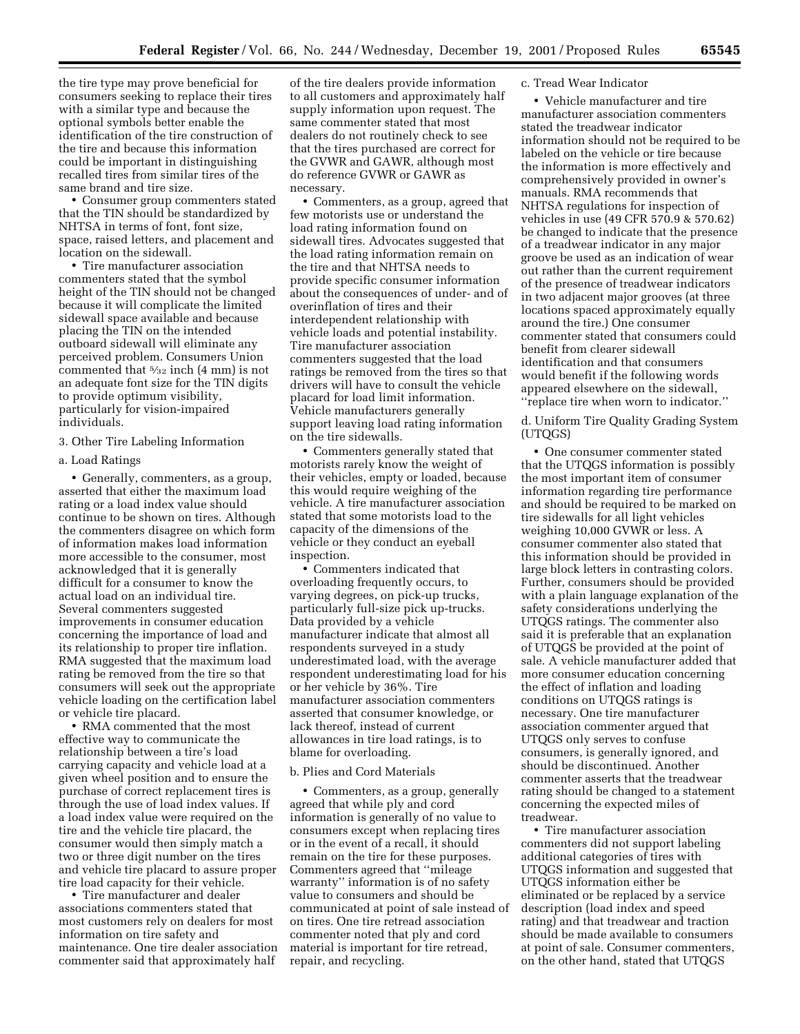the tire type may prove beneficial for consumers seeking to replace their tires with a similar type and because the optional symbols better enable the identification of the tire construction of the tire and because this information could be important in distinguishing recalled tires from similar tires of the same brand and tire size.

• Consumer group commenters stated that the TIN should be standardized by NHTSA in terms of font, font size, space, raised letters, and placement and location on the sidewall.

• Tire manufacturer association commenters stated that the symbol height of the TIN should not be changed because it will complicate the limited sidewall space available and because placing the TIN on the intended outboard sidewall will eliminate any perceived problem. Consumers Union commented that 5/32 inch (4 mm) is not an adequate font size for the TIN digits to provide optimum visibility, particularly for vision-impaired individuals.

3. Other Tire Labeling Information

a. Load Ratings

• Generally, commenters, as a group, asserted that either the maximum load rating or a load index value should continue to be shown on tires. Although the commenters disagree on which form of information makes load information more accessible to the consumer, most acknowledged that it is generally difficult for a consumer to know the actual load on an individual tire. Several commenters suggested improvements in consumer education concerning the importance of load and its relationship to proper tire inflation. RMA suggested that the maximum load rating be removed from the tire so that consumers will seek out the appropriate vehicle loading on the certification label or vehicle tire placard.

• RMA commented that the most effective way to communicate the relationship between a tire's load carrying capacity and vehicle load at a given wheel position and to ensure the purchase of correct replacement tires is through the use of load index values. If a load index value were required on the tire and the vehicle tire placard, the consumer would then simply match a two or three digit number on the tires and vehicle tire placard to assure proper tire load capacity for their vehicle.

• Tire manufacturer and dealer associations commenters stated that most customers rely on dealers for most information on tire safety and maintenance. One tire dealer association commenter said that approximately half of the tire dealers provide information to all customers and approximately half supply information upon request. The same commenter stated that most dealers do not routinely check to see that the tires purchased are correct for the GVWR and GAWR, although most do reference GVWR or GAWR as necessary.

• Commenters, as a group, agreed that few motorists use or understand the load rating information found on sidewall tires. Advocates suggested that the load rating information remain on the tire and that NHTSA needs to provide specific consumer information about the consequences of under- and of overinflation of tires and their interdependent relationship with vehicle loads and potential instability. Tire manufacturer association commenters suggested that the load ratings be removed from the tires so that drivers will have to consult the vehicle placard for load limit information. Vehicle manufacturers generally support leaving load rating information on the tire sidewalls.

• Commenters generally stated that motorists rarely know the weight of their vehicles, empty or loaded, because this would require weighing of the vehicle. A tire manufacturer association stated that some motorists load to the capacity of the dimensions of the vehicle or they conduct an eyeball inspection.

• Commenters indicated that overloading frequently occurs, to varying degrees, on pick-up trucks, particularly full-size pick up-trucks. Data provided by a vehicle manufacturer indicate that almost all respondents surveyed in a study underestimated load, with the average respondent underestimating load for his or her vehicle by 36%. Tire manufacturer association commenters asserted that consumer knowledge, or lack thereof, instead of current allowances in tire load ratings, is to blame for overloading.

b. Plies and Cord Materials

• Commenters, as a group, generally agreed that while ply and cord information is generally of no value to consumers except when replacing tires or in the event of a recall, it should remain on the tire for these purposes. Commenters agreed that "mileage warranty" information is of no safety value to consumers and should be communicated at point of sale instead of on tires. One tire retread association commenter noted that ply and cord material is important for tire retread, repair, and recycling.

c. Tread Wear Indicator

• Vehicle manufacturer and tire manufacturer association commenters stated the treadwear indicator information should not be required to be labeled on the vehicle or tire because the information is more effectively and comprehensively provided in owner's manuals. RMA recommends that NHTSA regulations for inspection of vehicles in use (49 CFR 570.9 & 570.62) be changed to indicate that the presence of a treadwear indicator in any major groove be used as an indication of wear out rather than the current requirement of the presence of treadwear indicators in two adjacent major grooves (at three locations spaced approximately equally around the tire.) One consumer commenter stated that consumers could benefit from clearer sidewall identification and that consumers would benefit if the following words appeared elsewhere on the sidewall, "replace tire when worn to indicator."

d. Uniform Tire Quality Grading System (UTQGS)

• One consumer commenter stated that the UTQGS information is possibly the most important item of consumer information regarding tire performance and should be required to be marked on tire sidewalls for all light vehicles weighing 10,000 GVWR or less. A consumer commenter also stated that this information should be provided in large block letters in contrasting colors. Further, consumers should be provided with a plain language explanation of the safety considerations underlying the UTQGS ratings. The commenter also said it is preferable that an explanation of UTQGS be provided at the point of sale. A vehicle manufacturer added that more consumer education concerning the effect of inflation and loading conditions on UTQGS ratings is necessary. One tire manufacturer association commenter argued that UTQGS only serves to confuse consumers, is generally ignored, and should be discontinued. Another commenter asserts that the treadwear rating should be changed to a statement concerning the expected miles of treadwear.

• Tire manufacturer association commenters did not support labeling additional categories of tires with UTQGS information and suggested that UTQGS information either be eliminated or be replaced by a service description (load index and speed rating) and that treadwear and traction should be made available to consumers at point of sale. Consumer commenters, on the other hand, stated that UTQGS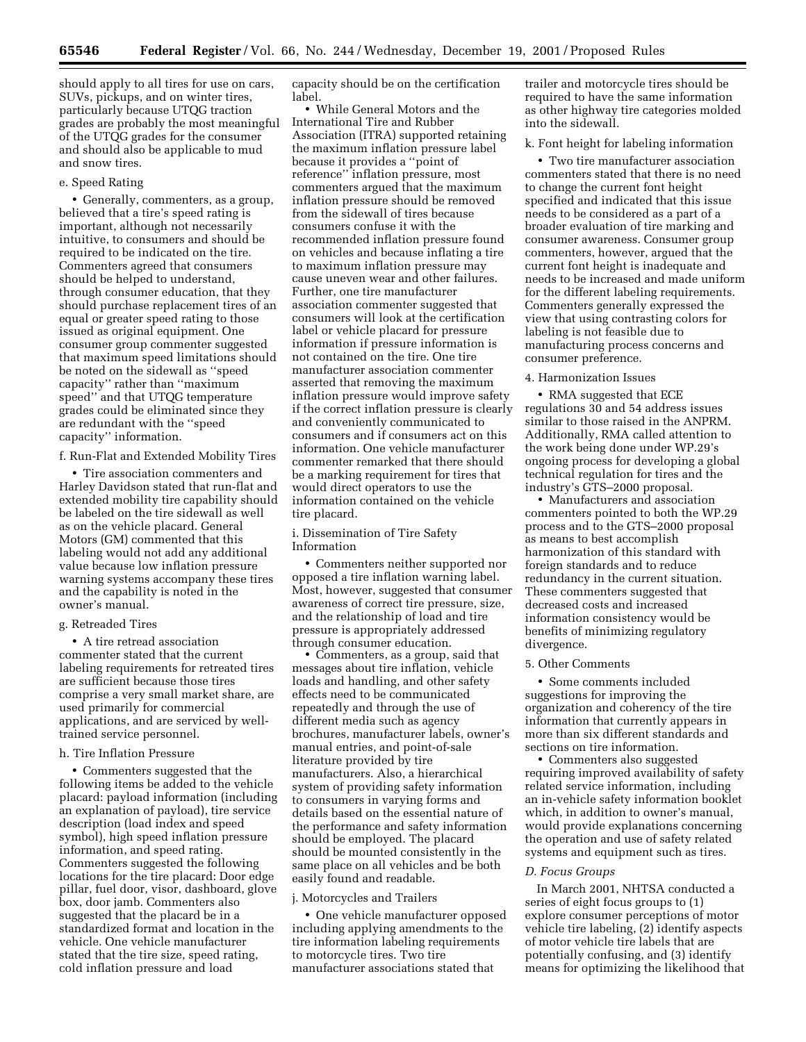should apply to all tires for use on cars, SUVs, pickups, and on winter tires, particularly because UTQG traction grades are probably the most meaningful of the UTQG grades for the consumer and should also be applicable to mud and snow tires.

e. Speed Rating

• Generally, commenters, as a group, believed that a tire's speed rating is important, although not necessarily intuitive, to consumers and should be required to be indicated on the tire. Commenters agreed that consumers should be helped to understand, through consumer education, that they should purchase replacement tires of an equal or greater speed rating to those issued as original equipment. One consumer group commenter suggested that maximum speed limitations should be noted on the sidewall as ''speed capacity'' rather than ''maximum speed'' and that UTQG temperature grades could be eliminated since they are redundant with the ''speed capacity'' information.

f. Run-Flat and Extended Mobility Tires

• Tire association commenters and Harley Davidson stated that run-flat and extended mobility tire capability should be labeled on the tire sidewall as well as on the vehicle placard. General Motors (GM) commented that this labeling would not add any additional value because low inflation pressure warning systems accompany these tires and the capability is noted in the owner's manual.

g. Retreaded Tires

• A tire retread association commenter stated that the current labeling requirements for retreated tires are sufficient because those tires comprise a very small market share, are used primarily for commercial applications, and are serviced by well-trained service personnel.

h. Tire Inflation Pressure

• Commenters suggested that the following items be added to the vehicle placard: payload information (including an explanation of payload), tire service description (load index and speed symbol), high speed inflation pressure information, and speed rating. Commenters suggested the following locations for the tire placard: Door edge pillar, fuel door, visor, dashboard, glove box, door jamb. Commenters also suggested that the placard be in a standardized format and location in the vehicle. One vehicle manufacturer stated that the tire size, speed rating, cold inflation pressure and load capacity should be on the certification label.

• While General Motors and the International Tire and Rubber Association (ITRA) supported retaining the maximum inflation pressure label because it provides a ''point of reference'' inflation pressure, most commenters argued that the maximum inflation pressure should be removed from the sidewall of tires because consumers confuse it with the recommended inflation pressure found on vehicles and because inflating a tire to maximum inflation pressure may cause uneven wear and other failures. Further, one tire manufacturer association commenter suggested that consumers will look at the certification label or vehicle placard for pressure information if pressure information is not contained on the tire. One tire manufacturer association commenter asserted that removing the maximum inflation pressure would improve safety if the correct inflation pressure is clearly and conveniently communicated to consumers and if consumers act on this information. One vehicle manufacturer commenter remarked that there should be a marking requirement for tires that would direct operators to use the information contained on the vehicle tire placard.

i. Dissemination of Tire Safety Information

• Commenters neither supported nor opposed a tire inflation warning label. Most, however, suggested that consumer awareness of correct tire pressure, size, and the relationship of load and tire pressure is appropriately addressed through consumer education.

• Commenters, as a group, said that messages about tire inflation, vehicle loads and handling, and other safety effects need to be communicated repeatedly and through the use of different media such as agency brochures, manufacturer labels, owner's manual entries, and point-of-sale literature provided by tire manufacturers. Also, a hierarchical system of providing safety information to consumers in varying forms and details based on the essential nature of the performance and safety information should be employed. The placard should be mounted consistently in the same place on all vehicles and be both easily found and readable.

j. Motorcycles and Trailers

• One vehicle manufacturer opposed including applying amendments to the tire information labeling requirements to motorcycle tires. Two tire manufacturer associations stated that trailer and motorcycle tires should be required to have the same information as other highway tire categories molded into the sidewall.

k. Font height for labeling information

• Two tire manufacturer association commenters stated that there is no need to change the current font height specified and indicated that this issue needs to be considered as a part of a broader evaluation of tire marking and consumer awareness. Consumer group commenters, however, argued that the current font height is inadequate and needs to be increased and made uniform for the different labeling requirements. Commenters generally expressed the view that using contrasting colors for labeling is not feasible due to manufacturing process concerns and consumer preference.

4. Harmonization Issues

• RMA suggested that ECE regulations 30 and 54 address issues similar to those raised in the ANPRM. Additionally, RMA called attention to the work being done under WP.29's ongoing process for developing a global technical regulation for tires and the industry's GTS–2000 proposal.

• Manufacturers and association commenters pointed to both the WP.29 process and to the GTS–2000 proposal as means to best accomplish harmonization of this standard with foreign standards and to reduce redundancy in the current situation. These commenters suggested that decreased costs and increased information consistency would be benefits of minimizing regulatory divergence.

5. Other Comments

• Some comments included suggestions for improving the organization and coherency of the tire information that currently appears in more than six different standards and sections on tire information.

• Commenters also suggested requiring improved availability of safety related service information, including an in-vehicle safety information booklet which, in addition to owner's manual, would provide explanations concerning the operation and use of safety related systems and equipment such as tires.

*D. Focus Groups*

In March 2001, NHTSA conducted a series of eight focus groups to (1) explore consumer perceptions of motor vehicle tire labeling, (2) identify aspects of motor vehicle tire labels that are potentially confusing, and (3) identify means for optimizing the likelihood that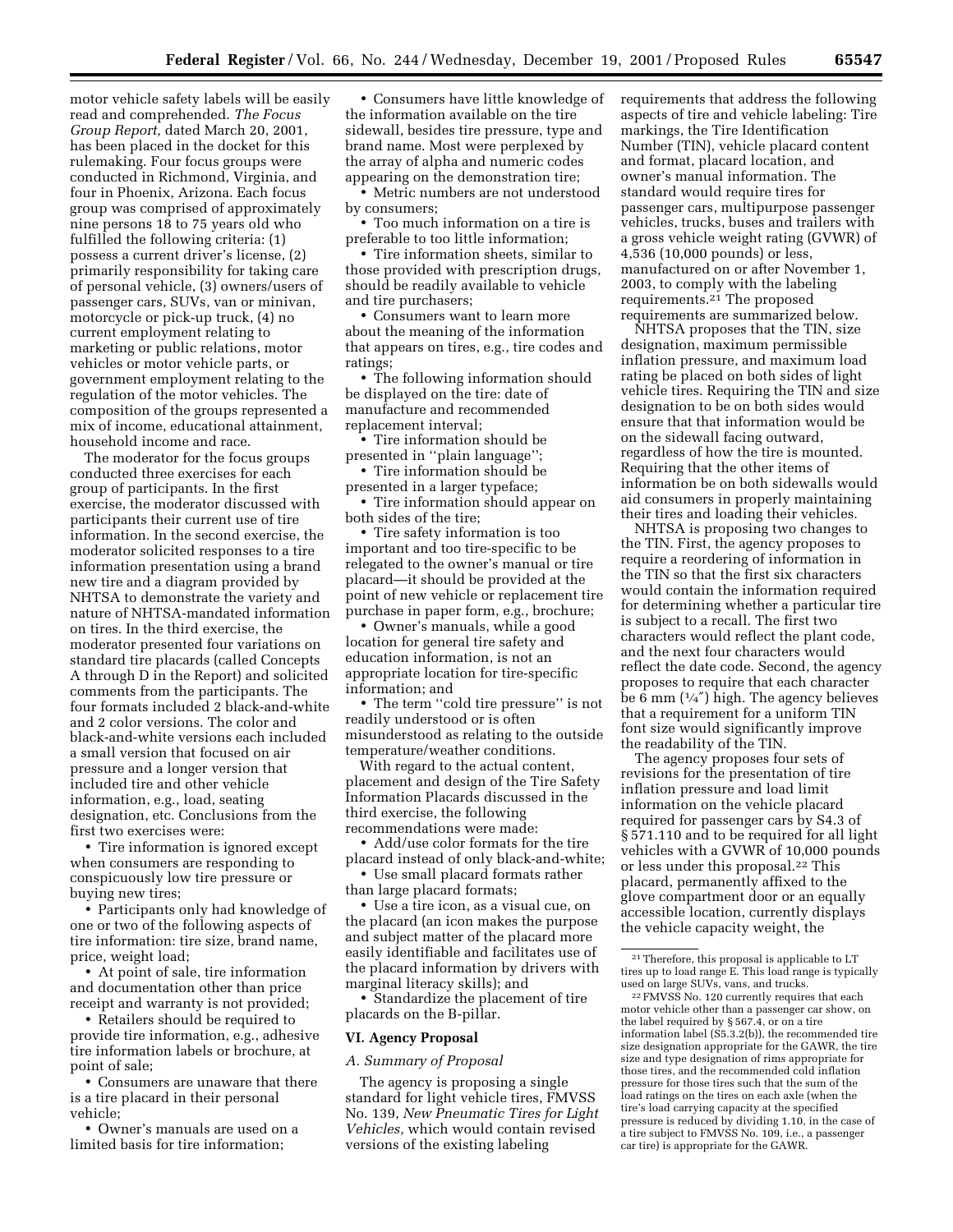motor vehicle safety labels will be easily read and comprehended. *The Focus Group Report,* dated March 20, 2001, has been placed in the docket for this rulemaking. Four focus groups were conducted in Richmond, Virginia, and four in Phoenix, Arizona. Each focus group was comprised of approximately nine persons 18 to 75 years old who fulfilled the following criteria: (1) possess a current driver's license, (2) primarily responsibility for taking care of personal vehicle, (3) owners/users of passenger cars, SUVs, van or minivan, motorcycle or pick-up truck, (4) no current employment relating to marketing or public relations, motor vehicles or motor vehicle parts, or government employment relating to the regulation of the motor vehicles. The composition of the groups represented a mix of income, educational attainment, household income and race.

The moderator for the focus groups conducted three exercises for each group of participants. In the first exercise, the moderator discussed with participants their current use of tire information. In the second exercise, the moderator solicited responses to a tire information presentation using a brand new tire and a diagram provided by NHTSA to demonstrate the variety and nature of NHTSA-mandated information on tires. In the third exercise, the moderator presented four variations on standard tire placards (called Concepts A through D in the Report) and solicited comments from the participants. The four formats included 2 black-and-white and 2 color versions. The color and black-and-white versions each included a small version that focused on air pressure and a longer version that included tire and other vehicle information, e.g., load, seating designation, etc. Conclusions from the first two exercises were:

- Tire information is ignored except when consumers are responding to conspicuously low tire pressure or buying new tires;
- Participants only had knowledge of one or two of the following aspects of tire information: tire size, brand name, price, weight load;
- At point of sale, tire information and documentation other than price receipt and warranty is not provided;
- Retailers should be required to provide tire information, e.g., adhesive tire information labels or brochure, at point of sale;
- Consumers are unaware that there is a tire placard in their personal vehicle;
- Owner's manuals are used on a limited basis for tire information;
- Consumers have little knowledge of the information available on the tire sidewall, besides tire pressure, type and brand name. Most were perplexed by the array of alpha and numeric codes appearing on the demonstration tire;
- Metric numbers are not understood by consumers;
- Too much information on a tire is preferable to too little information;
- Tire information sheets, similar to those provided with prescription drugs, should be readily available to vehicle and tire purchasers;
- Consumers want to learn more about the meaning of the information that appears on tires, e.g., tire codes and ratings;
- The following information should be displayed on the tire: date of manufacture and recommended replacement interval;
- Tire information should be presented in "plain language";
- Tire information should be presented in a larger typeface;
- Tire information should appear on both sides of the tire;
- Tire safety information is too important and too tire-specific to be relegated to the owner's manual or tire placard—it should be provided at the point of new vehicle or replacement tire purchase in paper form, e.g., brochure;
- Owner's manuals, while a good location for general tire safety and education information, is not an appropriate location for tire-specific information; and
- The term "cold tire pressure" is not readily understood or is often misunderstood as relating to the outside temperature/weather conditions.

With regard to the actual content, placement and design of the Tire Safety Information Placards discussed in the third exercise, the following recommendations were made:

- Add/use color formats for the tire placard instead of only black-and-white;
- Use small placard formats rather than large placard formats;
- Use a tire icon, as a visual cue, on the placard (an icon makes the purpose and subject matter of the placard more easily identifiable and facilitates use of the placard information by drivers with marginal literacy skills); and
- Standardize the placement of tire placards on the B-pillar.

## VI. Agency Proposal

### *A. Summary of Proposal*

The agency is proposing a single standard for light vehicle tires, FMVSS No. 139, *New Pneumatic Tires for Light Vehicles,* which would contain revised versions of the existing labeling requirements that address the following aspects of tire and vehicle labeling: Tire markings, the Tire Identification Number (TIN), vehicle placard content and format, placard location, and owner's manual information. The standard would require tires for passenger cars, multipurpose passenger vehicles, trucks, buses and trailers with a gross vehicle weight rating (GVWR) of 4,536 (10,000 pounds) or less, manufactured on or after November 1, 2003, to comply with the labeling requirements.[21] The proposed requirements are summarized below.

NHTSA proposes that the TIN, size designation, maximum permissible inflation pressure, and maximum load rating be placed on both sides of light vehicle tires. Requiring the TIN and size designation to be on both sides would ensure that that information would be on the sidewall facing outward, regardless of how the tire is mounted. Requiring that the other items of information be on both sidewalls would aid consumers in properly maintaining their tires and loading their vehicles.

NHTSA is proposing two changes to the TIN. First, the agency proposes to require a reordering of information in the TIN so that the first six characters would contain the information required for determining whether a particular tire is subject to a recall. The first two characters would reflect the plant code, and the next four characters would reflect the date code. Second, the agency proposes to require that each character be 6 mm (1/4″) high. The agency believes that a requirement for a uniform TIN font size would significantly improve the readability of the TIN.

The agency proposes four sets of revisions for the presentation of tire inflation pressure and load limit information on the vehicle placard required for passenger cars by S4.3 of § 571.110 and to be required for all light vehicles with a GVWR of 10,000 pounds or less under this proposal.[22] This placard, permanently affixed to the glove compartment door or an equally accessible location, currently displays the vehicle capacity weight, the

---

[21] Therefore, this proposal is applicable to LT tires up to load range E. This load range is typically used on large SUVs, vans, and trucks.

[22] FMVSS No. 120 currently requires that each motor vehicle other than a passenger car show, on the label required by § 567.4, or on a tire information label (S5.3.2(b)), the recommended tire size designation appropriate for the GAWR, the tire size and type designation of rims appropriate for those tires, and the recommended cold inflation pressure for those tires such that the sum of the load ratings on the tires on each axle (when the tire's load carrying capacity at the specified pressure is reduced by dividing 1.10, in the case of a tire subject to FMVSS No. 109, i.e., a passenger car tire) is appropriate for the GAWR.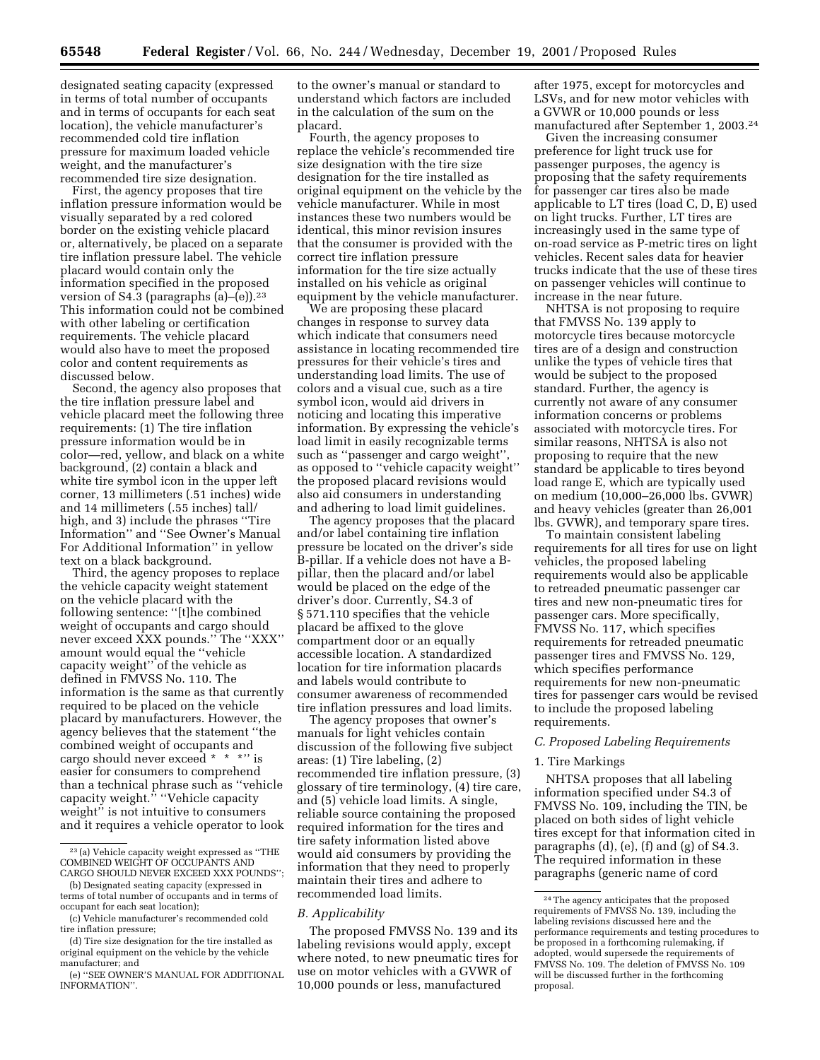designated seating capacity (expressed in terms of total number of occupants and in terms of occupants for each seat location), the vehicle manufacturer's recommended cold tire inflation pressure for maximum loaded vehicle weight, and the manufacturer's recommended tire size designation.

First, the agency proposes that tire inflation pressure information would be visually separated by a red colored border on the existing vehicle placard or, alternatively, be placed on a separate tire inflation pressure label. The vehicle placard would contain only the information specified in the proposed version of S4.3 (paragraphs (a)–(e)).[23] This information could not be combined with other labeling or certification requirements. The vehicle placard would also have to meet the proposed color and content requirements as discussed below.

Second, the agency also proposes that the tire inflation pressure label and vehicle placard meet the following three requirements: (1) The tire inflation pressure information would be in color—red, yellow, and black on a white background, (2) contain a black and white tire symbol icon in the upper left corner, 13 millimeters (.51 inches) wide and 14 millimeters (.55 inches) tall/high, and 3) include the phrases ''Tire Information'' and ''See Owner's Manual For Additional Information'' in yellow text on a black background.

Third, the agency proposes to replace the vehicle capacity weight statement on the vehicle placard with the following sentence: ''[t]he combined weight of occupants and cargo should never exceed XXX pounds.'' The ''XXX'' amount would equal the ''vehicle capacity weight'' of the vehicle as defined in FMVSS No. 110. The information is the same as that currently required to be placed on the vehicle placard by manufacturers. However, the agency believes that the statement ''the combined weight of occupants and cargo should never exceed * * *'' is easier for consumers to comprehend than a technical phrase such as ''vehicle capacity weight.'' ''Vehicle capacity weight'' is not intuitive to consumers and it requires a vehicle operator to look to the owner's manual or standard to understand which factors are included in the calculation of the sum on the placard.

Fourth, the agency proposes to replace the vehicle's recommended tire size designation with the tire size designation for the tire installed as original equipment on the vehicle by the vehicle manufacturer. While in most instances these two numbers would be identical, this minor revision insures that the consumer is provided with the correct tire inflation pressure information for the tire size actually installed on his vehicle as original equipment by the vehicle manufacturer.

We are proposing these placard changes in response to survey data which indicate that consumers need assistance in locating recommended tire pressures for their vehicle's tires and understanding load limits. The use of colors and a visual cue, such as a tire symbol icon, would aid drivers in noticing and locating this imperative information. By expressing the vehicle's load limit in easily recognizable terms such as ''passenger and cargo weight'', as opposed to ''vehicle capacity weight'' the proposed placard revisions would also aid consumers in understanding and adhering to load limit guidelines.

The agency proposes that the placard and/or label containing tire inflation pressure be located on the driver's side B-pillar. If a vehicle does not have a B-pillar, then the placard and/or label would be placed on the edge of the driver's door. Currently, S4.3 of § 571.110 specifies that the vehicle placard be affixed to the glove compartment door or an equally accessible location. A standardized location for tire information placards and labels would contribute to consumer awareness of recommended tire inflation pressures and load limits.

The agency proposes that owner's manuals for light vehicles contain discussion of the following five subject areas: (1) Tire labeling, (2) recommended tire inflation pressure, (3) glossary of tire terminology, (4) tire care, and (5) vehicle load limits. A single, reliable source containing the proposed required information for the tires and tire safety information listed above would aid consumers by providing the information that they need to properly maintain their tires and adhere to recommended load limits.

### B. Applicability

The proposed FMVSS No. 139 and its labeling revisions would apply, except where noted, to new pneumatic tires for use on motor vehicles with a GVWR of 10,000 pounds or less, manufactured after 1975, except for motorcycles and LSVs, and for new motor vehicles with a GVWR or 10,000 pounds or less manufactured after September 1, 2003.[24]

Given the increasing consumer preference for light truck use for passenger purposes, the agency is proposing that the safety requirements for passenger car tires also be made applicable to LT tires (load C, D, E) used on light trucks. Further, LT tires are increasingly used in the same type of on-road service as P-metric tires on light vehicles. Recent sales data for heavier trucks indicate that the use of these tires on passenger vehicles will continue to increase in the near future.

NHTSA is not proposing to require that FMVSS No. 139 apply to motorcycle tires because motorcycle tires are of a design and construction unlike the types of vehicle tires that would be subject to the proposed standard. Further, the agency is currently not aware of any consumer information concerns or problems associated with motorcycle tires. For similar reasons, NHTSA is also not proposing to require that the new standard be applicable to tires beyond load range E, which are typically used on medium (10,000–26,000 lbs. GVWR) and heavy vehicles (greater than 26,001 lbs. GVWR), and temporary spare tires.

To maintain consistent labeling requirements for all tires for use on light vehicles, the proposed labeling requirements would also be applicable to retreaded pneumatic passenger car tires and new non-pneumatic tires for passenger cars. More specifically, FMVSS No. 117, which specifies requirements for retreaded pneumatic passenger tires and FMVSS No. 129, which specifies performance requirements for new non-pneumatic tires for passenger cars would be revised to include the proposed labeling requirements.

### C. Proposed Labeling Requirements

#### 1. Tire Markings

NHTSA proposes that all labeling information specified under S4.3 of FMVSS No. 109, including the TIN, be placed on both sides of light vehicle tires except for that information cited in paragraphs (d), (e), (f) and (g) of S4.3. The required information in these paragraphs (generic name of cord

---

[23] (a) Vehicle capacity weight expressed as ''THE COMBINED WEIGHT OF OCCUPANTS AND CARGO SHOULD NEVER EXCEED XXX POUNDS'';

(b) Designated seating capacity (expressed in terms of total number of occupants and in terms of occupant for each seat location);

(c) Vehicle manufacturer's recommended cold tire inflation pressure;

(d) Tire size designation for the tire installed as original equipment on the vehicle by the vehicle manufacturer; and

(e) ''SEE OWNER'S MANUAL FOR ADDITIONAL INFORMATION''.

[24] The agency anticipates that the proposed requirements of FMVSS No. 139, including the labeling revisions discussed here and the performance requirements and testing procedures to be proposed in a forthcoming rulemaking, if adopted, would supersede the requirements of FMVSS No. 109. The deletion of FMVSS No. 109 will be discussed further in the forthcoming proposal.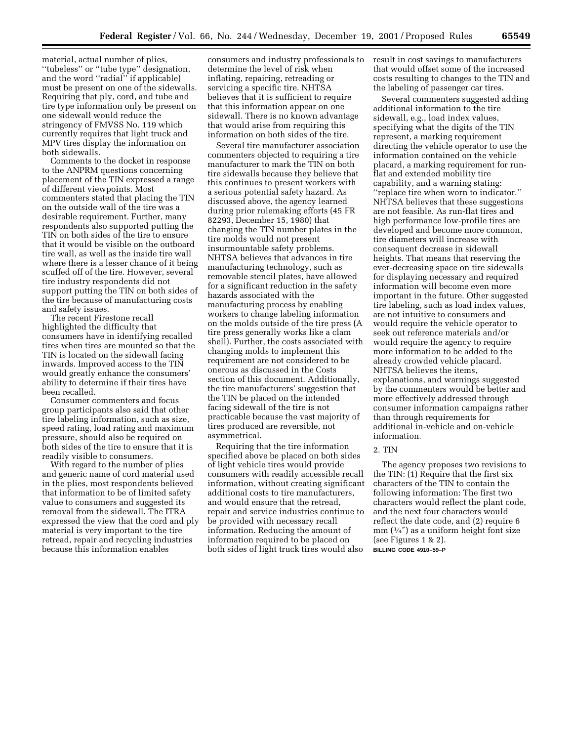material, actual number of plies, ''tubeless'' or ''tube type'' designation, and the word ''radial'' if applicable) must be present on one of the sidewalls. Requiring that ply, cord, and tube and tire type information only be present on one sidewall would reduce the stringency of FMVSS No. 119 which currently requires that light truck and MPV tires display the information on both sidewalls.

Comments to the docket in response to the ANPRM questions concerning placement of the TIN expressed a range of different viewpoints. Most commenters stated that placing the TIN on the outside wall of the tire was a desirable requirement. Further, many respondents also supported putting the TIN on both sides of the tire to ensure that it would be visible on the outboard tire wall, as well as the inside tire wall where there is a lesser chance of it being scuffed off of the tire. However, several tire industry respondents did not support putting the TIN on both sides of the tire because of manufacturing costs and safety issues.

The recent Firestone recall highlighted the difficulty that consumers have in identifying recalled tires when tires are mounted so that the TIN is located on the sidewall facing inwards. Improved access to the TIN would greatly enhance the consumers' ability to determine if their tires have been recalled.

Consumer commenters and focus group participants also said that other tire labeling information, such as size, speed rating, load rating and maximum pressure, should also be required on both sides of the tire to ensure that it is readily visible to consumers.

With regard to the number of plies and generic name of cord material used in the plies, most respondents believed that information to be of limited safety value to consumers and suggested its removal from the sidewall. The ITRA expressed the view that the cord and ply material is very important to the tire retread, repair and recycling industries because this information enables consumers and industry professionals to determine the level of risk when inflating, repairing, retreading or servicing a specific tire. NHTSA believes that it is sufficient to require that this information appear on one sidewall. There is no known advantage that would arise from requiring this information on both sides of the tire.

Several tire manufacturer association commenters objected to requiring a tire manufacturer to mark the TIN on both tire sidewalls because they believe that this continues to present workers with a serious potential safety hazard. As discussed above, the agency learned during prior rulemaking efforts (45 FR 82293, December 15, 1980) that changing the TIN number plates in the tire molds would not present insurmountable safety problems. NHTSA believes that advances in tire manufacturing technology, such as removable stencil plates, have allowed for a significant reduction in the safety hazards associated with the manufacturing process by enabling workers to change labeling information on the molds outside of the tire press (A tire press generally works like a clam shell). Further, the costs associated with changing molds to implement this requirement are not considered to be onerous as discussed in the Costs section of this document. Additionally, the tire manufacturers' suggestion that the TIN be placed on the intended facing sidewall of the tire is not practicable because the vast majority of tires produced are reversible, not asymmetrical.

Requiring that the tire information specified above be placed on both sides of light vehicle tires would provide consumers with readily accessible recall information, without creating significant additional costs to tire manufacturers, and would ensure that the retread, repair and service industries continue to be provided with necessary recall information. Reducing the amount of information required to be placed on both sides of light truck tires would also result in cost savings to manufacturers that would offset some of the increased costs resulting to changes to the TIN and the labeling of passenger car tires.

Several commenters suggested adding additional information to the tire sidewall, e.g., load index values, specifying what the digits of the TIN represent, a marking requirement directing the vehicle operator to use the information contained on the vehicle placard, a marking requirement for run-flat and extended mobility tire capability, and a warning stating: ''replace tire when worn to indicator.'' NHTSA believes that these suggestions are not feasible. As run-flat tires and high performance low-profile tires are developed and become more common, tire diameters will increase with consequent decrease in sidewall heights. That means that reserving the ever-decreasing space on tire sidewalls for displaying necessary and required information will become even more important in the future. Other suggested tire labeling, such as load index values, are not intuitive to consumers and would require the vehicle operator to seek out reference materials and/or would require the agency to require more information to be added to the already crowded vehicle placard. NHTSA believes the items, explanations, and warnings suggested by the commenters would be better and more effectively addressed through consumer information campaigns rather than through requirements for additional in-vehicle and on-vehicle information.

2. TIN

The agency proposes two revisions to the TIN: (1) Require that the first six characters of the TIN to contain the following information: The first two characters would reflect the plant code, and the next four characters would reflect the date code, and (2) require 6 mm (1/4″) as a uniform height font size (see Figures 1 & 2).

BILLING CODE 4910–59–P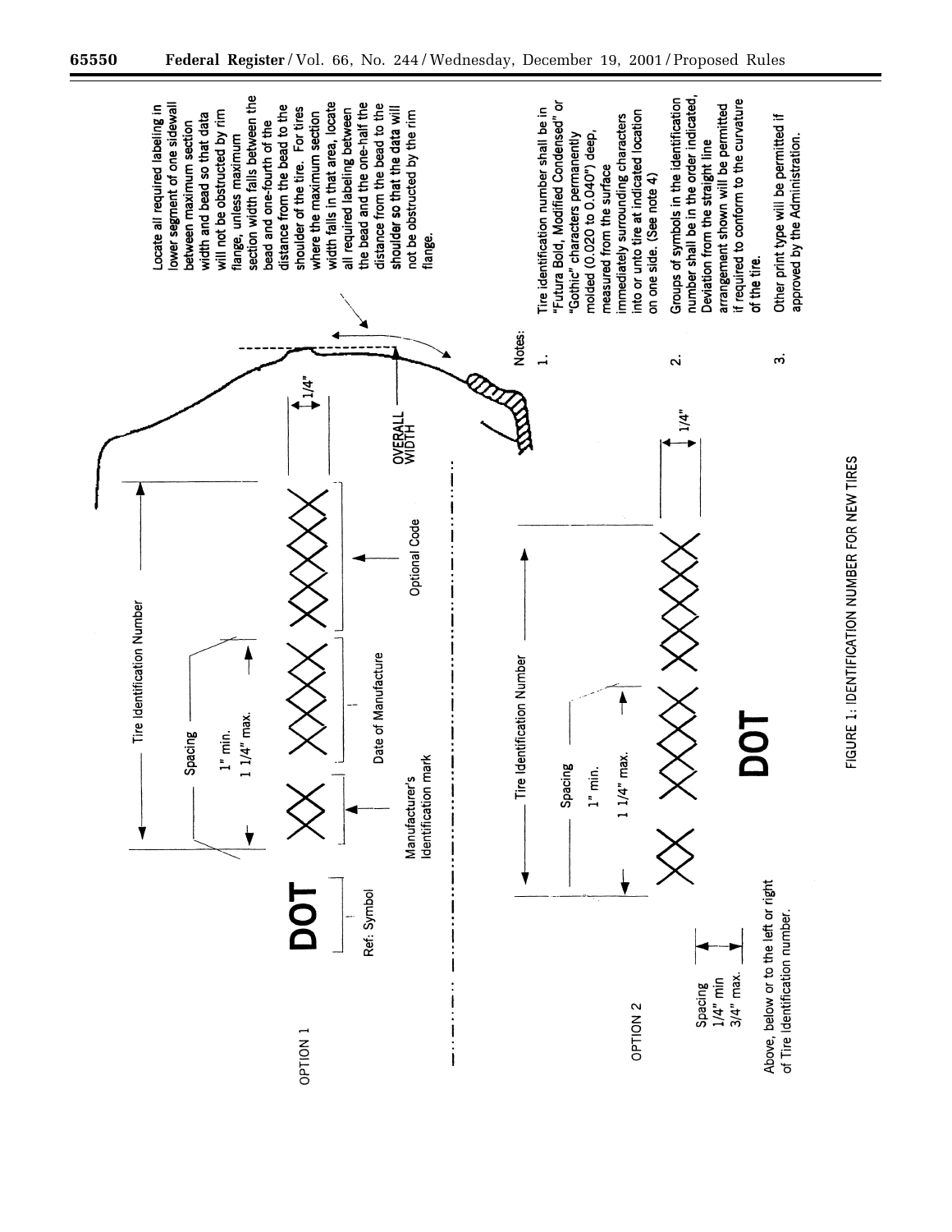OPTION 1

DOT — Ref: Symbol

Tire Identification Number

Spacing 1" min. 1 1/4" max.

XX XXXX XXXX

Manufacturer's Identification mark

Date of Manufacture

Optional Code

1/4"

OVERALL WIDTH

OPTION 2

Tire Identification Number

Spacing 1" min. 1 1/4" max.

XX XXXX XXXX

1/4"

DOT

Spacing 1/4" min 3/4" max.

Above, below or to the left or right of Tire Identification number.

Locate all required labeling in lower segment of one sidewall between maximum section width and bead so that data will not be obstructed by rim flange, unless maximum section width falls between the bead and one-fourth of the distance from the bead to the shoulder of the tire. For tires where the maximum section width falls in that area, locate all required labeling between the bead and the one-half the distance from the bead to the shoulder so that the data will not be obstructed by the rim flange.

Notes:

1. Tire identification number shall be in "Futura Bold, Modified Condensed" or "Gothic" characters permanently molded (0.020 to 0.040") deep, measured from the surface immediately surrounding characters into or unto tire at indicated location on one side. (See note 4)
2. Groups of symbols in the identification number shall be in the order indicated, Deviation from the straight line arrangement shown will be permitted if required to conform to the curvature of the tire.
3. Other print type will be permitted if approved by the Administration.

FIGURE 1: IDENTIFICATION NUMBER FOR NEW TIRES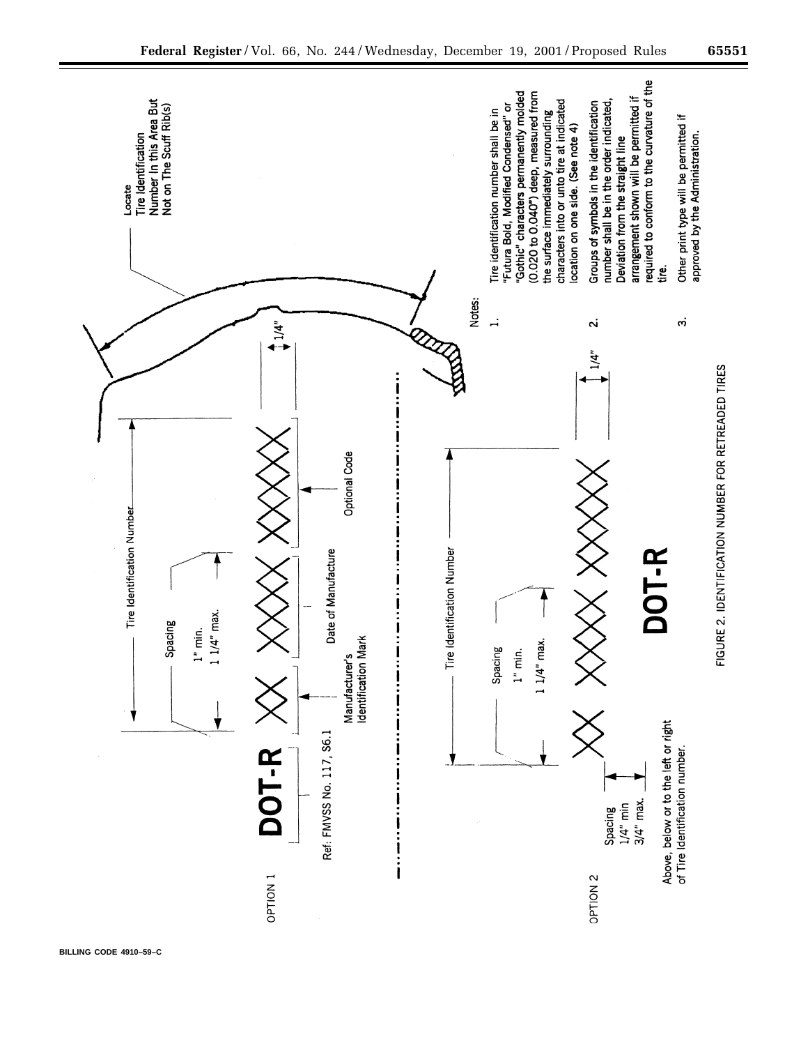OPTION 1

DOT-R XX XXXX XXXX

Ref. FMVSS No. 117, S6.1

Manufacturer's Identification Mark

Date of Manufacture

Optional Code

Tire Identification Number

Spacing 1" min. 1 1/4" max.

1/4"

Locate Tire Identification Number In this Area But Not on The Scuff Rib(s)

OPTION 2

XX XXXX XXXX

DOT-R

Tire Identification Number

Spacing 1" min. 1 1/4" max.

Spacing 1/4" min 3/4" max.

Above, below or to the left or right of Tire Identification number.

1/4"

Notes:

1. Tire identification number shall be in "Futura Bold, Modified Condensed" or "Gothic" characters permanently molded (0.020 to 0.040") deep, measured from the surface immediately surrounding characters into or unto tire at indicated location on one side. (See note 4)
2. Groups of symbols in the identification number shall be in the order indicated. Deviation from the straight line arrangement shown will be permitted if required to conform to the curvature of the tire.
3. Other print type will be permitted if approved by the Administration.

FIGURE 2. IDENTIFICATION NUMBER FOR RETREADED TIRES

BILLING CODE 4910–59–C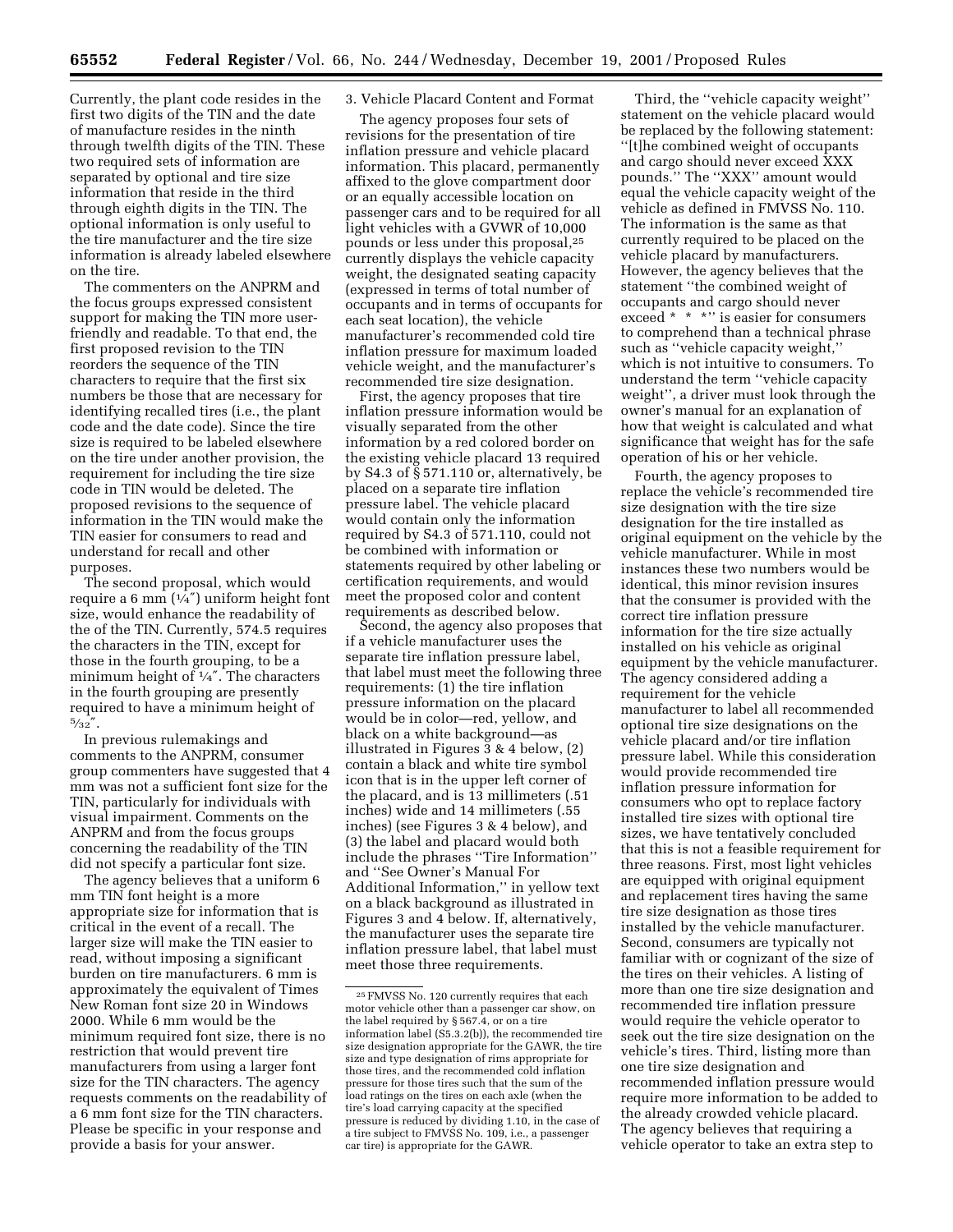Currently, the plant code resides in the first two digits of the TIN and the date of manufacture resides in the ninth through twelfth digits of the TIN. These two required sets of information are separated by optional and tire size information that reside in the third through eighth digits in the TIN. The optional information is only useful to the tire manufacturer and the tire size information is already labeled elsewhere on the tire.

The commenters on the ANPRM and the focus groups expressed consistent support for making the TIN more user-friendly and readable. To that end, the first proposed revision to the TIN reorders the sequence of the TIN characters to require that the first six numbers be those that are necessary for identifying recalled tires (i.e., the plant code and the date code). Since the tire size is required to be labeled elsewhere on the tire under another provision, the requirement for including the tire size code in TIN would be deleted. The proposed revisions to the sequence of information in the TIN would make the TIN easier for consumers to read and understand for recall and other purposes.

The second proposal, which would require a 6 mm (1/4″) uniform height font size, would enhance the readability of the of the TIN. Currently, 574.5 requires the characters in the TIN, except for those in the fourth grouping, to be a minimum height of 1/4″. The characters in the fourth grouping are presently required to have a minimum height of 5/32″.

In previous rulemakings and comments to the ANPRM, consumer group commenters have suggested that 4 mm was not a sufficient font size for the TIN, particularly for individuals with visual impairment. Comments on the ANPRM and from the focus groups concerning the readability of the TIN did not specify a particular font size.

The agency believes that a uniform 6 mm TIN font height is a more appropriate size for information that is critical in the event of a recall. The larger size will make the TIN easier to read, without imposing a significant burden on tire manufacturers. 6 mm is approximately the equivalent of Times New Roman font size 20 in Windows 2000. While 6 mm would be the minimum required font size, there is no restriction that would prevent tire manufacturers from using a larger font size for the TIN characters. The agency requests comments on the readability of a 6 mm font size for the TIN characters. Please be specific in your response and provide a basis for your answer.

3. Vehicle Placard Content and Format

The agency proposes four sets of revisions for the presentation of tire inflation pressure and vehicle placard information. This placard, permanently affixed to the glove compartment door or an equally accessible location on passenger cars and to be required for all light vehicles with a GVWR of 10,000 pounds or less under this proposal,[25] currently displays the vehicle capacity weight, the designated seating capacity (expressed in terms of total number of occupants and in terms of occupants for each seat location), the vehicle manufacturer's recommended cold tire inflation pressure for maximum loaded vehicle weight, and the manufacturer's recommended tire size designation.

First, the agency proposes that tire inflation pressure information would be visually separated from the other information by a red colored border on the existing vehicle placard 13 required by S4.3 of § 571.110 or, alternatively, be placed on a separate tire inflation pressure label. The vehicle placard would contain only the information required by S4.3 of 571.110, could not be combined with information or statements required by other labeling or certification requirements, and would meet the proposed color and content requirements as described below.

Second, the agency also proposes that if a vehicle manufacturer uses the separate tire inflation pressure label, that label must meet the following three requirements: (1) the tire inflation pressure information on the placard would be in color—red, yellow, and black on a white background—as illustrated in Figures 3 & 4 below, (2) contain a black and white tire symbol icon that is in the upper left corner of the placard, and is 13 millimeters (.51 inches) wide and 14 millimeters (.55 inches) (see Figures 3 & 4 below), and (3) the label and placard would both include the phrases "Tire Information" and "See Owner's Manual For Additional Information," in yellow text on a black background as illustrated in Figures 3 and 4 below. If, alternatively, the manufacturer uses the separate tire inflation pressure label, that label must meet those three requirements.

Third, the "vehicle capacity weight" statement on the vehicle placard would be replaced by the following statement: "[t]he combined weight of occupants and cargo should never exceed XXX pounds." The "XXX" amount would equal the vehicle capacity weight of the vehicle as defined in FMVSS No. 110. The information is the same as that currently required to be placed on the vehicle placard by manufacturers. However, the agency believes that the statement "the combined weight of occupants and cargo should never exceed * * *" is easier for consumers to comprehend than a technical phrase such as "vehicle capacity weight," which is not intuitive to consumers. To understand the term "vehicle capacity weight", a driver must look through the owner's manual for an explanation of how that weight is calculated and what significance that weight has for the safe operation of his or her vehicle.

Fourth, the agency proposes to replace the vehicle's recommended tire size designation with the tire size designation for the tire installed as original equipment on the vehicle by the vehicle manufacturer. While in most instances these two numbers would be identical, this minor revision insures that the consumer is provided with the correct tire inflation pressure information for the tire size actually installed on his vehicle as original equipment by the vehicle manufacturer. The agency considered adding a requirement for the vehicle manufacturer to label all recommended optional tire size designations on the vehicle placard and/or tire inflation pressure label. While this consideration would provide recommended tire inflation pressure information for consumers who opt to replace factory installed tire sizes with optional tire sizes, we have tentatively concluded that this is not a feasible requirement for three reasons. First, most light vehicles are equipped with original equipment and replacement tires having the same tire size designation as those tires installed by the vehicle manufacturer. Second, consumers are typically not familiar with or cognizant of the size of the tires on their vehicles. A listing of more than one tire size designation and recommended tire inflation pressure would require the vehicle operator to seek out the tire size designation on the vehicle's tires. Third, listing more than one tire size designation and recommended inflation pressure would require more information to be added to the already crowded vehicle placard. The agency believes that requiring a vehicle operator to take an extra step to

---

[25] FMVSS No. 120 currently requires that each motor vehicle other than a passenger car show, on the label required by § 567.4, or on a tire information label (S5.3.2(b)), the recommended tire size designation appropriate for the GAWR, the tire size and type designation of rims appropriate for those tires, and the recommended cold inflation pressure for those tires such that the sum of the load ratings on the tires on each axle (when the tire's load carrying capacity at the specified pressure is reduced by dividing 1.10, in the case of a tire subject to FMVSS No. 109, i.e., a passenger car tire) is appropriate for the GAWR.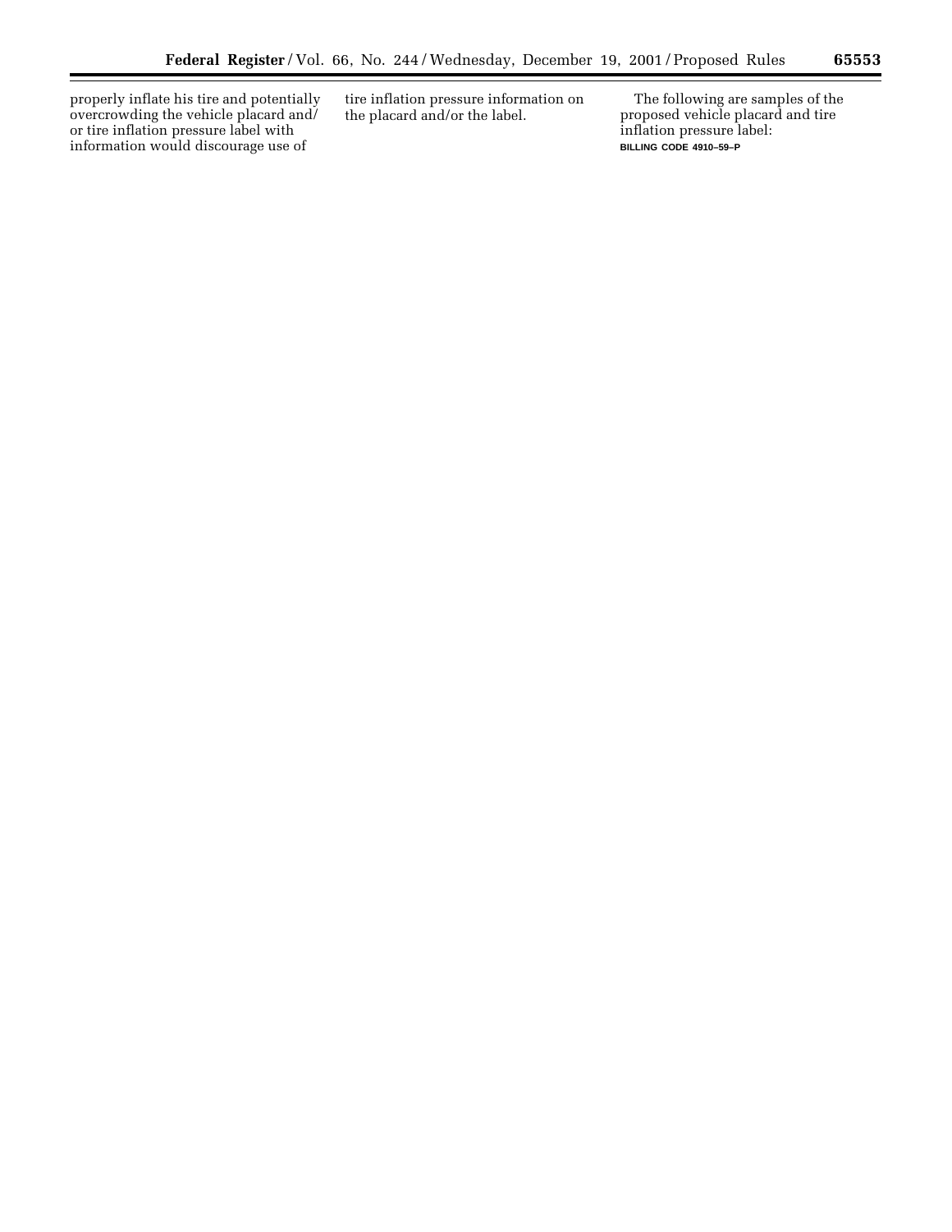properly inflate his tire and potentially overcrowding the vehicle placard and/ or tire inflation pressure label with information would discourage use of tire inflation pressure information on the placard and/or the label.

The following are samples of the proposed vehicle placard and tire inflation pressure label:

BILLING CODE 4910–59–P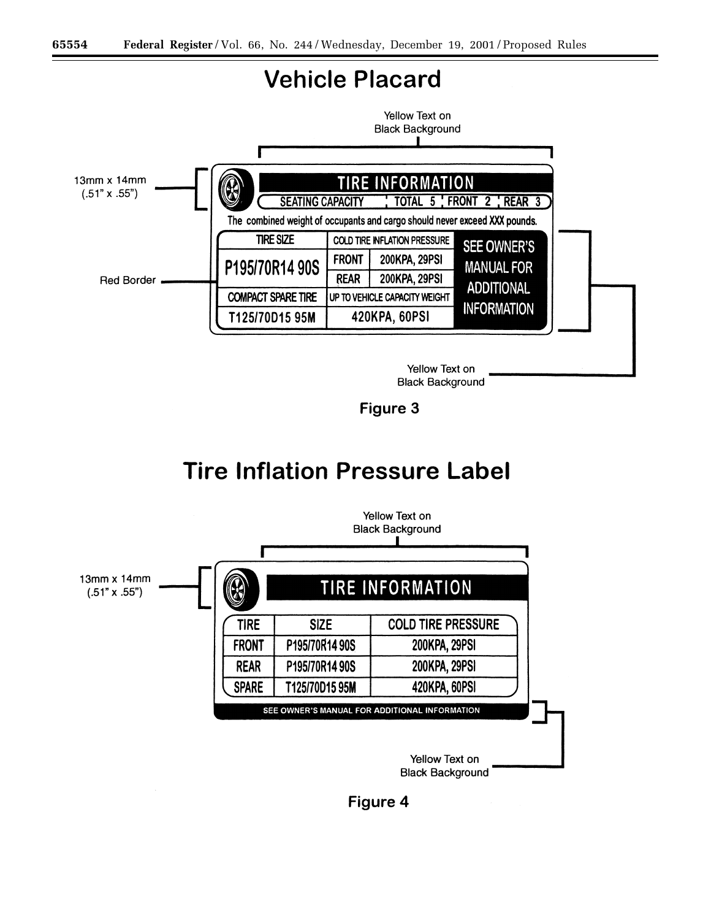# Vehicle Placard

Yellow Text on Black Background

13mm x 14mm (.51" x .55")

**TIRE INFORMATION**

SEATING CAPACITY | TOTAL 5 | FRONT 2 | REAR 3

The combined weight of occupants and cargo should never exceed XXX pounds.

| TIRE SIZE | COLD TIRE INFLATION PRESSURE | | SEE OWNER'S MANUAL FOR ADDITIONAL INFORMATION |
|---|---|---|---|
| P195/70R14 90S | FRONT | 200KPA, 29PSI | |
| | REAR | 200KPA, 29PSI | |
| COMPACT SPARE TIRE | UP TO VEHICLE CAPACITY WEIGHT | | |
| T125/70D15 95M | 420KPA, 60PSI | | |

Red Border

Yellow Text on Black Background

**Figure 3**

# Tire Inflation Pressure Label

Yellow Text on Black Background

13mm x 14mm (.51" x .55")

**TIRE INFORMATION**

| TIRE | SIZE | COLD TIRE PRESSURE |
|---|---|---|
| FRONT | P195/70R14 90S | 200KPA, 29PSI |
| REAR | P195/70R14 90S | 200KPA, 29PSI |
| SPARE | T125/70D15 95M | 420KPA, 60PSI |

SEE OWNER'S MANUAL FOR ADDITIONAL INFORMATION

Yellow Text on Black Background

**Figure 4**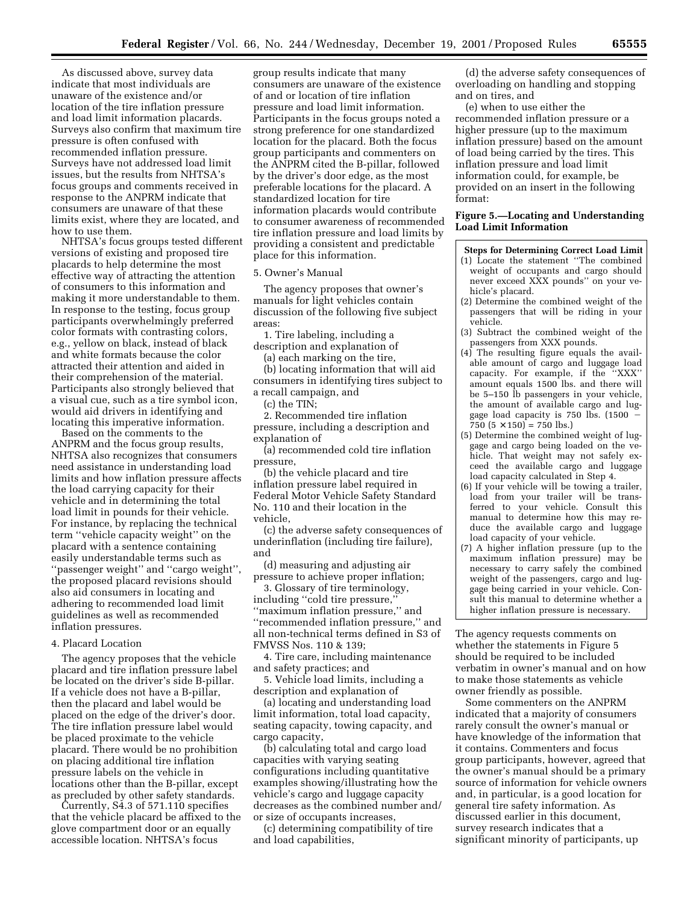As discussed above, survey data indicate that most individuals are unaware of the existence and/or location of the tire inflation pressure and load limit information placards. Surveys also confirm that maximum tire pressure is often confused with recommended inflation pressure. Surveys have not addressed load limit issues, but the results from NHTSA's focus groups and comments received in response to the ANPRM indicate that consumers are unaware of that these limits exist, where they are located, and how to use them.

NHTSA's focus groups tested different versions of existing and proposed tire placards to help determine the most effective way of attracting the attention of consumers to this information and making it more understandable to them. In response to the testing, focus group participants overwhelmingly preferred color formats with contrasting colors, e.g., yellow on black, instead of black and white formats because the color attracted their attention and aided in their comprehension of the material. Participants also strongly believed that a visual cue, such as a tire symbol icon, would aid drivers in identifying and locating this imperative information.

Based on the comments to the ANPRM and the focus group results, NHTSA also recognizes that consumers need assistance in understanding load limits and how inflation pressure affects the load carrying capacity for their vehicle and in determining the total load limit in pounds for their vehicle. For instance, by replacing the technical term ''vehicle capacity weight'' on the placard with a sentence containing easily understandable terms such as ''passenger weight'' and ''cargo weight'', the proposed placard revisions should also aid consumers in locating and adhering to recommended load limit guidelines as well as recommended inflation pressures.

4. Placard Location

The agency proposes that the vehicle placard and tire inflation pressure label be located on the driver's side B-pillar. If a vehicle does not have a B-pillar, then the placard and label would be placed on the edge of the driver's door. The tire inflation pressure label would be placed proximate to the vehicle placard. There would be no prohibition on placing additional tire inflation pressure labels on the vehicle in locations other than the B-pillar, except as precluded by other safety standards.

Currently, S4.3 of 571.110 specifies that the vehicle placard be affixed to the glove compartment door or an equally accessible location. NHTSA's focus group results indicate that many consumers are unaware of the existence of and or location of tire inflation pressure and load limit information. Participants in the focus groups noted a strong preference for one standardized location for the placard. Both the focus group participants and commenters on the ANPRM cited the B-pillar, followed by the driver's door edge, as the most preferable locations for the placard. A standardized location for tire information placards would contribute to consumer awareness of recommended tire inflation pressure and load limits by providing a consistent and predictable place for this information.

5. Owner's Manual

The agency proposes that owner's manuals for light vehicles contain discussion of the following five subject areas:

1. Tire labeling, including a description and explanation of

(a) each marking on the tire,

(b) locating information that will aid consumers in identifying tires subject to a recall campaign, and

(c) the TIN;

2. Recommended tire inflation pressure, including a description and explanation of

(a) recommended cold tire inflation pressure,

(b) the vehicle placard and tire inflation pressure label required in Federal Motor Vehicle Safety Standard No. 110 and their location in the vehicle,

(c) the adverse safety consequences of underinflation (including tire failure), and

(d) measuring and adjusting air pressure to achieve proper inflation;

3. Glossary of tire terminology, including ''cold tire pressure,'' ''maximum inflation pressure,'' and ''recommended inflation pressure,'' and all non-technical terms defined in S3 of FMVSS Nos. 110 & 139;

4. Tire care, including maintenance and safety practices; and

5. Vehicle load limits, including a description and explanation of

(a) locating and understanding load limit information, total load capacity, seating capacity, towing capacity, and cargo capacity,

(b) calculating total and cargo load capacities with varying seating configurations including quantitative examples showing/illustrating how the vehicle's cargo and luggage capacity decreases as the combined number and/or size of occupants increases,

(c) determining compatibility of tire and load capabilities,

(d) the adverse safety consequences of overloading on handling and stopping and on tires, and

(e) when to use either the recommended inflation pressure or a higher pressure (up to the maximum inflation pressure) based on the amount of load being carried by the tires. This inflation pressure and load limit information could, for example, be provided on an insert in the following format:

**Figure 5.—Locating and Understanding Load Limit Information**

**Steps for Determining Correct Load Limit**

(1) Locate the statement ''The combined weight of occupants and cargo should never exceed XXX pounds'' on your vehicle's placard.

(2) Determine the combined weight of the passengers that will be riding in your vehicle.

(3) Subtract the combined weight of the passengers from XXX pounds.

(4) The resulting figure equals the available amount of cargo and luggage load capacity. For example, if the ''XXX'' amount equals 1500 lbs. and there will be 5–150 lb passengers in your vehicle, the amount of available cargo and luggage load capacity is 750 lbs. (1500 − 750 (5 × 150) = 750 lbs.)

(5) Determine the combined weight of luggage and cargo being loaded on the vehicle. That weight may not safely exceed the available cargo and luggage load capacity calculated in Step 4.

(6) If your vehicle will be towing a trailer, load from your trailer will be transferred to your vehicle. Consult this manual to determine how this may reduce the available cargo and luggage load capacity of your vehicle.

(7) A higher inflation pressure (up to the maximum inflation pressure) may be necessary to carry safely the combined weight of the passengers, cargo and luggage being carried in your vehicle. Consult this manual to determine whether a higher inflation pressure is necessary.

The agency requests comments on whether the statements in Figure 5 should be required to be included verbatim in owner's manual and on how to make those statements as vehicle owner friendly as possible.

Some commenters on the ANPRM indicated that a majority of consumers rarely consult the owner's manual or have knowledge of the information that it contains. Commenters and focus group participants, however, agreed that the owner's manual should be a primary source of information for vehicle owners and, in particular, is a good location for general tire safety information. As discussed earlier in this document, survey research indicates that a significant minority of participants, up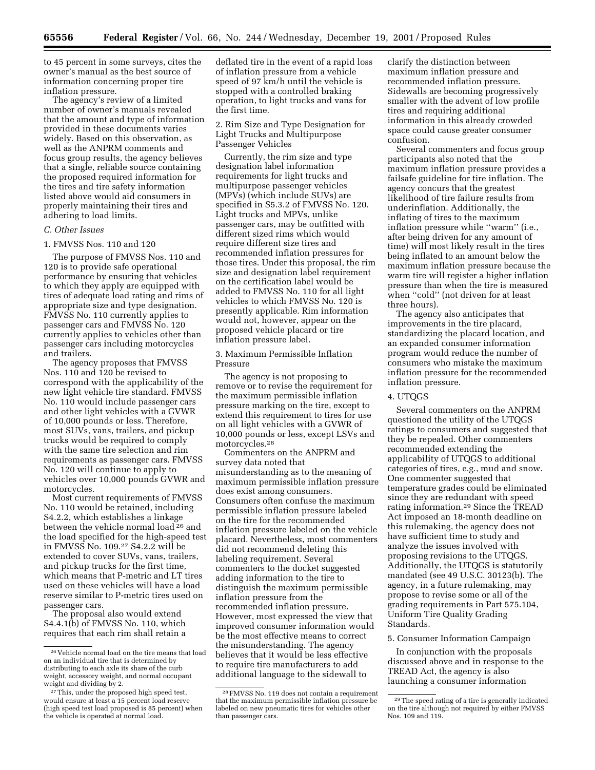to 45 percent in some surveys, cites the owner's manual as the best source of information concerning proper tire inflation pressure.

The agency's review of a limited number of owner's manuals revealed that the amount and type of information provided in these documents varies widely. Based on this observation, as well as the ANPRM comments and focus group results, the agency believes that a single, reliable source containing the proposed required information for the tires and tire safety information listed above would aid consumers in properly maintaining their tires and adhering to load limits.

### *C. Other Issues*

#### 1. FMVSS Nos. 110 and 120

The purpose of FMVSS Nos. 110 and 120 is to provide safe operational performance by ensuring that vehicles to which they apply are equipped with tires of adequate load rating and rims of appropriate size and type designation. FMVSS No. 110 currently applies to passenger cars and FMVSS No. 120 currently applies to vehicles other than passenger cars including motorcycles and trailers.

The agency proposes that FMVSS Nos. 110 and 120 be revised to correspond with the applicability of the new light vehicle tire standard. FMVSS No. 110 would include passenger cars and other light vehicles with a GVWR of 10,000 pounds or less. Therefore, most SUVs, vans, trailers, and pickup trucks would be required to comply with the same tire selection and rim requirements as passenger cars. FMVSS No. 120 will continue to apply to vehicles over 10,000 pounds GVWR and motorcycles.

Most current requirements of FMVSS No. 110 would be retained, including S4.2.2, which establishes a linkage between the vehicle normal load [26] and the load specified for the high-speed test in FMVSS No. 109.[27] S4.2.2 will be extended to cover SUVs, vans, trailers, and pickup trucks for the first time, which means that P-metric and LT tires used on these vehicles will have a load reserve similar to P-metric tires used on passenger cars.

The proposal also would extend S4.4.1(b) of FMVSS No. 110, which requires that each rim shall retain a deflated tire in the event of a rapid loss of inflation pressure from a vehicle speed of 97 km/h until the vehicle is stopped with a controlled braking operation, to light trucks and vans for the first time.

#### 2. Rim Size and Type Designation for Light Trucks and Multipurpose Passenger Vehicles

Currently, the rim size and type designation label information requirements for light trucks and multipurpose passenger vehicles (MPVs) (which include SUVs) are specified in S5.3.2 of FMVSS No. 120. Light trucks and MPVs, unlike passenger cars, may be outfitted with different sized rims which would require different size tires and recommended inflation pressures for those tires. Under this proposal, the rim size and designation label requirement on the certification label would be added to FMVSS No. 110 for all light vehicles to which FMVSS No. 120 is presently applicable. Rim information would not, however, appear on the proposed vehicle placard or tire inflation pressure label.

#### 3. Maximum Permissible Inflation Pressure

The agency is not proposing to remove or to revise the requirement for the maximum permissible inflation pressure marking on the tire, except to extend this requirement to tires for use on all light vehicles with a GVWR of 10,000 pounds or less, except LSVs and motorcycles.[28]

Commenters on the ANPRM and survey data noted that misunderstanding as to the meaning of maximum permissible inflation pressure does exist among consumers. Consumers often confuse the maximum permissible inflation pressure labeled on the tire for the recommended inflation pressure labeled on the vehicle placard. Nevertheless, most commenters did not recommend deleting this labeling requirement. Several commenters to the docket suggested adding information to the tire to distinguish the maximum permissible inflation pressure from the recommended inflation pressure. However, most expressed the view that improved consumer information would be the most effective means to correct the misunderstanding. The agency believes that it would be less effective to require tire manufacturers to add additional language to the sidewall to clarify the distinction between maximum inflation pressure and recommended inflation pressure. Sidewalls are becoming progressively smaller with the advent of low profile tires and requiring additional information in this already crowded space could cause greater consumer confusion.

Several commenters and focus group participants also noted that the maximum inflation pressure provides a failsafe guideline for tire inflation. The agency concurs that the greatest likelihood of tire failure results from underinflation. Additionally, the inflating of tires to the maximum inflation pressure while ''warm'' (i.e., after being driven for any amount of time) will most likely result in the tires being inflated to an amount below the maximum inflation pressure because the warm tire will register a higher inflation pressure than when the tire is measured when ''cold'' (not driven for at least three hours).

The agency also anticipates that improvements in the tire placard, standardizing the placard location, and an expanded consumer information program would reduce the number of consumers who mistake the maximum inflation pressure for the recommended inflation pressure.

#### 4. UTQGS

Several commenters on the ANPRM questioned the utility of the UTQGS ratings to consumers and suggested that they be repealed. Other commenters recommended extending the applicability of UTQGS to additional categories of tires, e.g., mud and snow. One commenter suggested that temperature grades could be eliminated since they are redundant with speed rating information.[29] Since the TREAD Act imposed an 18-month deadline on this rulemaking, the agency does not have sufficient time to study and analyze the issues involved with proposing revisions to the UTQGS. Additionally, the UTQGS is statutorily mandated (see 49 U.S.C. 30123(b). The agency, in a future rulemaking, may propose to revise some or all of the grading requirements in Part 575.104, Uniform Tire Quality Grading Standards.

#### 5. Consumer Information Campaign

In conjunction with the proposals discussed above and in response to the TREAD Act, the agency is also launching a consumer information

---

[26] Vehicle normal load on the tire means that load on an individual tire that is determined by distributing to each axle its share of the curb weight, accessory weight, and normal occupant weight and dividing by 2.

[27] This, under the proposed high speed test, would ensure at least a 15 percent load reserve (high speed test load proposed is 85 percent) when the vehicle is operated at normal load.

[28] FMVSS No. 119 does not contain a requirement that the maximum permissible inflation pressure be labeled on new pneumatic tires for vehicles other than passenger cars.

[29] The speed rating of a tire is generally indicated on the tire although not required by either FMVSS Nos. 109 and 119.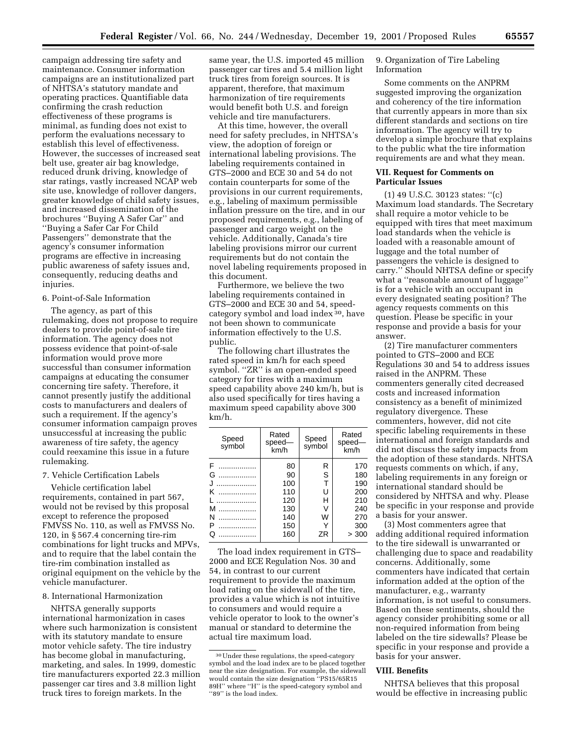campaign addressing tire safety and maintenance. Consumer information campaigns are an institutionalized part of NHTSA's statutory mandate and operating practices. Quantifiable data confirming the crash reduction effectiveness of these programs is minimal, as funding does not exist to perform the evaluations necessary to establish this level of effectiveness. However, the successes of increased seat belt use, greater air bag knowledge, reduced drunk driving, knowledge of star ratings, vastly increased NCAP web site use, knowledge of rollover dangers, greater knowledge of child safety issues, and increased dissemination of the brochures ''Buying A Safer Car'' and ''Buying a Safer Car For Child Passengers'' demonstrate that the agency's consumer information programs are effective in increasing public awareness of safety issues and, consequently, reducing deaths and injuries.

6. Point-of-Sale Information

The agency, as part of this rulemaking, does not propose to require dealers to provide point-of-sale tire information. The agency does not possess evidence that point-of-sale information would prove more successful than consumer information campaigns at educating the consumer concerning tire safety. Therefore, it cannot presently justify the additional costs to manufacturers and dealers of such a requirement. If the agency's consumer information campaign proves unsuccessful at increasing the public awareness of tire safety, the agency could reexamine this issue in a future rulemaking.

7. Vehicle Certification Labels

Vehicle certification label requirements, contained in part 567, would not be revised by this proposal except to reference the proposed FMVSS No. 110, as well as FMVSS No. 120, in § 567.4 concerning tire-rim combinations for light trucks and MPVs, and to require that the label contain the tire-rim combination installed as original equipment on the vehicle by the vehicle manufacturer.

8. International Harmonization

NHTSA generally supports international harmonization in cases where such harmonization is consistent with its statutory mandate to ensure motor vehicle safety. The tire industry has become global in manufacturing, marketing, and sales. In 1999, domestic tire manufacturers exported 22.3 million passenger car tires and 3.8 million light truck tires to foreign markets. In the same year, the U.S. imported 45 million passenger car tires and 5.4 million light truck tires from foreign sources. It is apparent, therefore, that maximum harmonization of tire requirements would benefit both U.S. and foreign vehicle and tire manufacturers.

At this time, however, the overall need for safety precludes, in NHTSA's view, the adoption of foreign or international labeling provisions. The labeling requirements contained in GTS–2000 and ECE 30 and 54 do not contain counterparts for some of the provisions in our current requirements, e.g., labeling of maximum permissible inflation pressure on the tire, and in our proposed requirements, e.g., labeling of passenger and cargo weight on the vehicle. Additionally, Canada's tire labeling provisions mirror our current requirements but do not contain the novel labeling requirements proposed in this document.

Furthermore, we believe the two labeling requirements contained in GTS–2000 and ECE 30 and 54, speed-category symbol and load index [30], have not been shown to communicate information effectively to the U.S. public.

The following chart illustrates the rated speed in km/h for each speed symbol. ''ZR'' is an open-ended speed category for tires with a maximum speed capability above 240 km/h, but is also used specifically for tires having a maximum speed capability above 300 km/h.

| Speed symbol | Rated speed—km/h | Speed symbol | Rated speed—km/h |
|---|---|---|---|
| F | 80 | R | 170 |
| G | 90 | S | 180 |
| J | 100 | T | 190 |
| K | 110 | U | 200 |
| L | 120 | H | 210 |
| M | 130 | V | 240 |
| N | 140 | W | 270 |
| P | 150 | Y | 300 |
| Q | 160 | ZR | > 300 |

The load index requirement in GTS–2000 and ECE Regulation Nos. 30 and 54, in contrast to our current requirement to provide the maximum load rating on the sidewall of the tire, provides a value which is not intuitive to consumers and would require a vehicle operator to look to the owner's manual or standard to determine the actual tire maximum load.

[30] Under these regulations, the speed-category symbol and the load index are to be placed together near the size designation. For example, the sidewall would contain the size designation ''PS15/65R15 89H'' where ''H'' is the speed-category symbol and ''89'' is the load index.

9. Organization of Tire Labeling Information

Some comments on the ANPRM suggested improving the organization and coherency of the tire information that currently appears in more than six different standards and sections on tire information. The agency will try to develop a simple brochure that explains to the public what the tire information requirements are and what they mean.

### VII. Request for Comments on Particular Issues

(1) 49 U.S.C. 30123 states: ''(c) Maximum load standards. The Secretary shall require a motor vehicle to be equipped with tires that meet maximum load standards when the vehicle is loaded with a reasonable amount of luggage and the total number of passengers the vehicle is designed to carry.'' Should NHTSA define or specify what a ''reasonable amount of luggage'' is for a vehicle with an occupant in every designated seating position? The agency requests comments on this question. Please be specific in your response and provide a basis for your answer.

(2) Tire manufacturer commenters pointed to GTS–2000 and ECE Regulations 30 and 54 to address issues raised in the ANPRM. These commenters generally cited decreased costs and increased information consistency as a benefit of minimized regulatory divergence. These commenters, however, did not cite specific labeling requirements in these international and foreign standards and did not discuss the safety impacts from the adoption of these standards. NHTSA requests comments on which, if any, labeling requirements in any foreign or international standard should be considered by NHTSA and why. Please be specific in your response and provide a basis for your answer.

(3) Most commenters agree that adding additional required information to the tire sidewall is unwarranted or challenging due to space and readability concerns. Additionally, some commenters have indicated that certain information added at the option of the manufacturer, e.g., warranty information, is not useful to consumers. Based on these sentiments, should the agency consider prohibiting some or all non-required information from being labeled on the tire sidewalls? Please be specific in your response and provide a basis for your answer.

### VIII. Benefits

NHTSA believes that this proposal would be effective in increasing public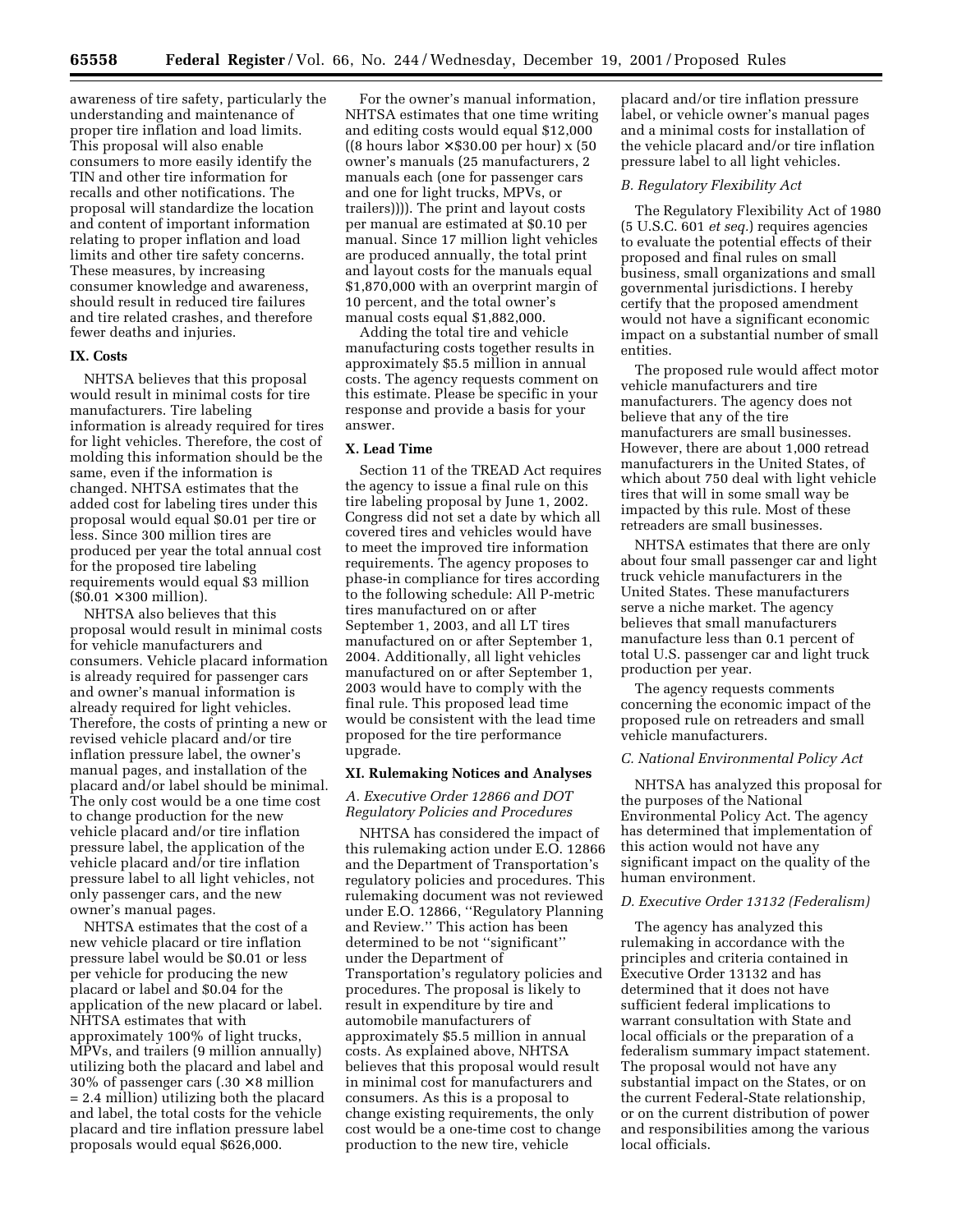awareness of tire safety, particularly the understanding and maintenance of proper tire inflation and load limits. This proposal will also enable consumers to more easily identify the TIN and other tire information for recalls and other notifications. The proposal will standardize the location and content of important information relating to proper inflation and load limits and other tire safety concerns. These measures, by increasing consumer knowledge and awareness, should result in reduced tire failures and tire related crashes, and therefore fewer deaths and injuries.

## IX. Costs

NHTSA believes that this proposal would result in minimal costs for tire manufacturers. Tire labeling information is already required for tires for light vehicles. Therefore, the cost of molding this information should be the same, even if the information is changed. NHTSA estimates that the added cost for labeling tires under this proposal would equal $0.01 per tire or less. Since 300 million tires are produced per year the total annual cost for the proposed tire labeling requirements would equal $3 million ($0.01 × 300 million).

NHTSA also believes that this proposal would result in minimal costs for vehicle manufacturers and consumers. Vehicle placard information is already required for passenger cars and owner's manual information is already required for light vehicles. Therefore, the costs of printing a new or revised vehicle placard and/or tire inflation pressure label, the owner's manual pages, and installation of the placard and/or label should be minimal. The only cost would be a one time cost to change production for the new vehicle placard and/or tire inflation pressure label, the application of the vehicle placard and/or tire inflation pressure label to all light vehicles, not only passenger cars, and the new owner's manual pages.

NHTSA estimates that the cost of a new vehicle placard or tire inflation pressure label would be $0.01 or less per vehicle for producing the new placard or label and $0.04 for the application of the new placard or label. NHTSA estimates that with approximately 100% of light trucks, MPVs, and trailers (9 million annually) utilizing both the placard and label and 30% of passenger cars (.30 × 8 million = 2.4 million) utilizing both the placard and label, the total costs for the vehicle placard and tire inflation pressure label proposals would equal $626,000.

For the owner's manual information, NHTSA estimates that one time writing and editing costs would equal $12,000 ((8 hours labor × $30.00 per hour) x (50 owner's manuals (25 manufacturers, 2 manuals each (one for passenger cars and one for light trucks, MPVs, or trailers)))). The print and layout costs per manual are estimated at $0.10 per manual. Since 17 million light vehicles are produced annually, the total print and layout costs for the manuals equal $1,870,000 with an overprint margin of 10 percent, and the total owner's manual costs equal $1,882,000.

Adding the total tire and vehicle manufacturing costs together results in approximately $5.5 million in annual costs. The agency requests comment on this estimate. Please be specific in your response and provide a basis for your answer.

## X. Lead Time

Section 11 of the TREAD Act requires the agency to issue a final rule on this tire labeling proposal by June 1, 2002. Congress did not set a date by which all covered tires and vehicles would have to meet the improved tire information requirements. The agency proposes to phase-in compliance for tires according to the following schedule: All P-metric tires manufactured on or after September 1, 2003, and all LT tires manufactured on or after September 1, 2004. Additionally, all light vehicles manufactured on or after September 1, 2003 would have to comply with the final rule. This proposed lead time would be consistent with the lead time proposed for the tire performance upgrade.

## XI. Rulemaking Notices and Analyses

### *A. Executive Order 12866 and DOT Regulatory Policies and Procedures*

NHTSA has considered the impact of this rulemaking action under E.O. 12866 and the Department of Transportation's regulatory policies and procedures. This rulemaking document was not reviewed under E.O. 12866, "Regulatory Planning and Review." This action has been determined to be not "significant" under the Department of Transportation's regulatory policies and procedures. The proposal is likely to result in expenditure by tire and automobile manufacturers of approximately $5.5 million in annual costs. As explained above, NHTSA believes that this proposal would result in minimal cost for manufacturers and consumers. As this is a proposal to change existing requirements, the only cost would be a one-time cost to change production to the new tire, vehicle placard and/or tire inflation pressure label, or vehicle owner's manual pages and a minimal costs for installation of the vehicle placard and/or tire inflation pressure label to all light vehicles.

### *B. Regulatory Flexibility Act*

The Regulatory Flexibility Act of 1980 (5 U.S.C. 601 *et seq.*) requires agencies to evaluate the potential effects of their proposed and final rules on small business, small organizations and small governmental jurisdictions. I hereby certify that the proposed amendment would not have a significant economic impact on a substantial number of small entities.

The proposed rule would affect motor vehicle manufacturers and tire manufacturers. The agency does not believe that any of the tire manufacturers are small businesses. However, there are about 1,000 retread manufacturers in the United States, of which about 750 deal with light vehicle tires that will in some small way be impacted by this rule. Most of these retreaders are small businesses.

NHTSA estimates that there are only about four small passenger car and light truck vehicle manufacturers in the United States. These manufacturers serve a niche market. The agency believes that small manufacturers manufacture less than 0.1 percent of total U.S. passenger car and light truck production per year.

The agency requests comments concerning the economic impact of the proposed rule on retreaders and small vehicle manufacturers.

### *C. National Environmental Policy Act*

NHTSA has analyzed this proposal for the purposes of the National Environmental Policy Act. The agency has determined that implementation of this action would not have any significant impact on the quality of the human environment.

### *D. Executive Order 13132 (Federalism)*

The agency has analyzed this rulemaking in accordance with the principles and criteria contained in Executive Order 13132 and has determined that it does not have sufficient federal implications to warrant consultation with State and local officials or the preparation of a federalism summary impact statement. The proposal would not have any substantial impact on the States, or on the current Federal-State relationship, or on the current distribution of power and responsibilities among the various local officials.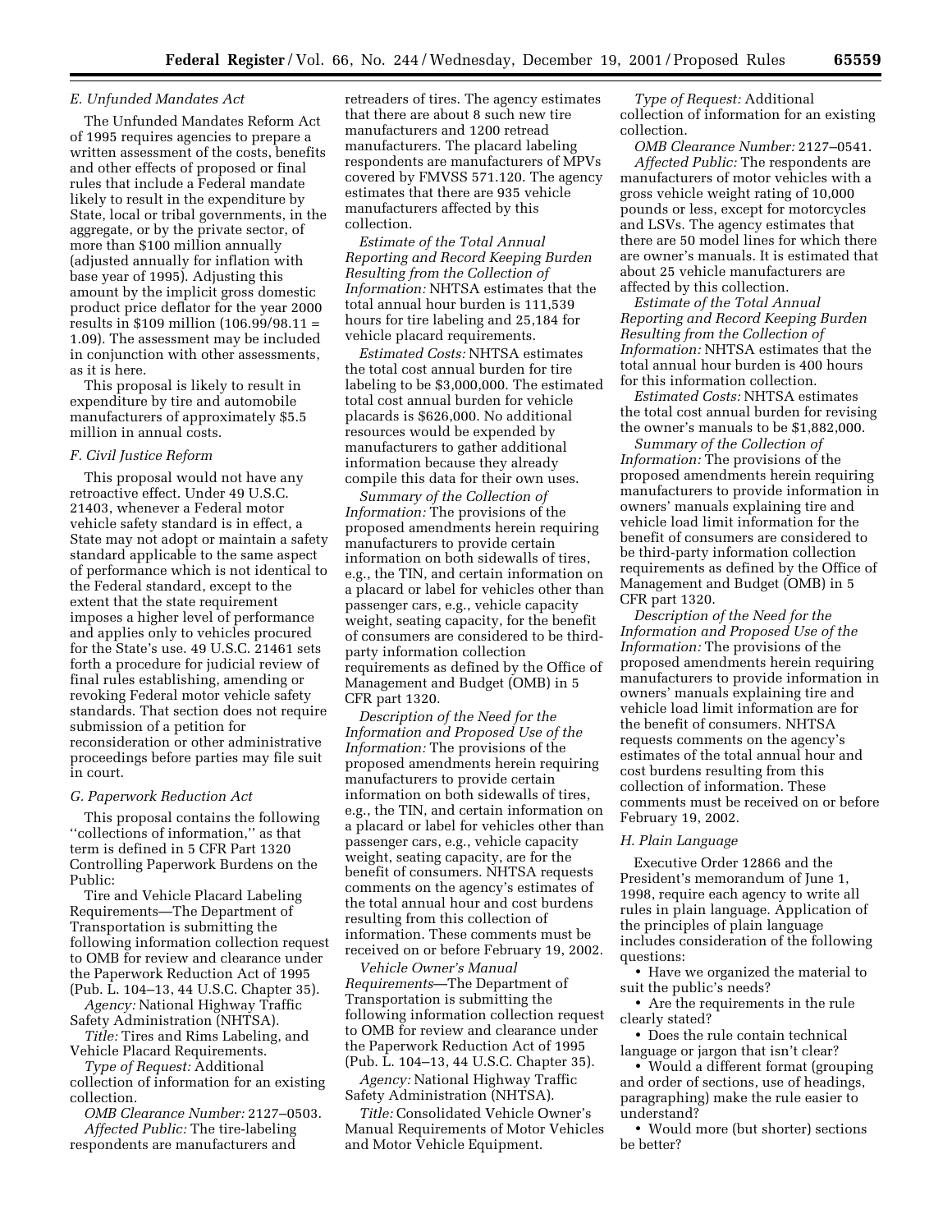### E. Unfunded Mandates Act

The Unfunded Mandates Reform Act of 1995 requires agencies to prepare a written assessment of the costs, benefits and other effects of proposed or final rules that include a Federal mandate likely to result in the expenditure by State, local or tribal governments, in the aggregate, or by the private sector, of more than $100 million annually (adjusted annually for inflation with base year of 1995). Adjusting this amount by the implicit gross domestic product price deflator for the year 2000 results in $109 million (106.99/98.11 = 1.09). The assessment may be included in conjunction with other assessments, as it is here.

This proposal is likely to result in expenditure by tire and automobile manufacturers of approximately $5.5 million in annual costs.

### F. Civil Justice Reform

This proposal would not have any retroactive effect. Under 49 U.S.C. 21403, whenever a Federal motor vehicle safety standard is in effect, a State may not adopt or maintain a safety standard applicable to the same aspect of performance which is not identical to the Federal standard, except to the extent that the state requirement imposes a higher level of performance and applies only to vehicles procured for the State's use. 49 U.S.C. 21461 sets forth a procedure for judicial review of final rules establishing, amending or revoking Federal motor vehicle safety standards. That section does not require submission of a petition for reconsideration or other administrative proceedings before parties may file suit in court.

### G. Paperwork Reduction Act

This proposal contains the following "collections of information," as that term is defined in 5 CFR Part 1320 Controlling Paperwork Burdens on the Public:

Tire and Vehicle Placard Labeling Requirements—The Department of Transportation is submitting the following information collection request to OMB for review and clearance under the Paperwork Reduction Act of 1995 (Pub. L. 104–13, 44 U.S.C. Chapter 35).

*Agency:* National Highway Traffic Safety Administration (NHTSA).

*Title:* Tires and Rims Labeling, and Vehicle Placard Requirements.

*Type of Request:* Additional collection of information for an existing collection.

*OMB Clearance Number:* 2127–0503.

*Affected Public:* The tire-labeling respondents are manufacturers and retreaders of tires. The agency estimates that there are about 8 such new tire manufacturers and 1200 retread manufacturers. The placard labeling respondents are manufacturers of MPVs covered by FMVSS 571.120. The agency estimates that there are 935 vehicle manufacturers affected by this collection.

*Estimate of the Total Annual Reporting and Record Keeping Burden Resulting from the Collection of Information:* NHTSA estimates that the total annual hour burden is 111,539 hours for tire labeling and 25,184 for vehicle placard requirements.

*Estimated Costs:* NHTSA estimates the total cost annual burden for tire labeling to be $3,000,000. The estimated total cost annual burden for vehicle placards is $626,000. No additional resources would be expended by manufacturers to gather additional information because they already compile this data for their own uses.

*Summary of the Collection of Information:* The provisions of the proposed amendments herein requiring manufacturers to provide certain information on both sidewalls of tires, e.g., the TIN, and certain information on a placard or label for vehicles other than passenger cars, e.g., vehicle capacity weight, seating capacity, for the benefit of consumers are considered to be third-party information collection requirements as defined by the Office of Management and Budget (OMB) in 5 CFR part 1320.

*Description of the Need for the Information and Proposed Use of the Information:* The provisions of the proposed amendments herein requiring manufacturers to provide certain information on both sidewalls of tires, e.g., the TIN, and certain information on a placard or label for vehicles other than passenger cars, e.g., vehicle capacity weight, seating capacity, are for the benefit of consumers. NHTSA requests comments on the agency's estimates of the total annual hour and cost burdens resulting from this collection of information. These comments must be received on or before February 19, 2002.

*Vehicle Owner's Manual Requirements*—The Department of Transportation is submitting the following information collection request to OMB for review and clearance under the Paperwork Reduction Act of 1995 (Pub. L. 104–13, 44 U.S.C. Chapter 35).

*Agency:* National Highway Traffic Safety Administration (NHTSA).

*Title:* Consolidated Vehicle Owner's Manual Requirements of Motor Vehicles and Motor Vehicle Equipment.

*Type of Request:* Additional collection of information for an existing collection.

*OMB Clearance Number:* 2127–0541.

*Affected Public:* The respondents are manufacturers of motor vehicles with a gross vehicle weight rating of 10,000 pounds or less, except for motorcycles and LSVs. The agency estimates that there are 50 model lines for which there are owner's manuals. It is estimated that about 25 vehicle manufacturers are affected by this collection.

*Estimate of the Total Annual Reporting and Record Keeping Burden Resulting from the Collection of Information:* NHTSA estimates that the total annual hour burden is 400 hours for this information collection.

*Estimated Costs:* NHTSA estimates the total cost annual burden for revising the owner's manuals to be $1,882,000.

*Summary of the Collection of Information:* The provisions of the proposed amendments herein requiring manufacturers to provide information in owners' manuals explaining tire and vehicle load limit information for the benefit of consumers are considered to be third-party information collection requirements as defined by the Office of Management and Budget (OMB) in 5 CFR part 1320.

*Description of the Need for the Information and Proposed Use of the Information:* The provisions of the proposed amendments herein requiring manufacturers to provide information in owners' manuals explaining tire and vehicle load limit information are for the benefit of consumers. NHTSA requests comments on the agency's estimates of the total annual hour and cost burdens resulting from this collection of information. These comments must be received on or before February 19, 2002.

### H. Plain Language

Executive Order 12866 and the President's memorandum of June 1, 1998, require each agency to write all rules in plain language. Application of the principles of plain language includes consideration of the following questions:

- Have we organized the material to suit the public's needs?
- Are the requirements in the rule clearly stated?
- Does the rule contain technical language or jargon that isn't clear?
- Would a different format (grouping and order of sections, use of headings, paragraphing) make the rule easier to understand?
- Would more (but shorter) sections be better?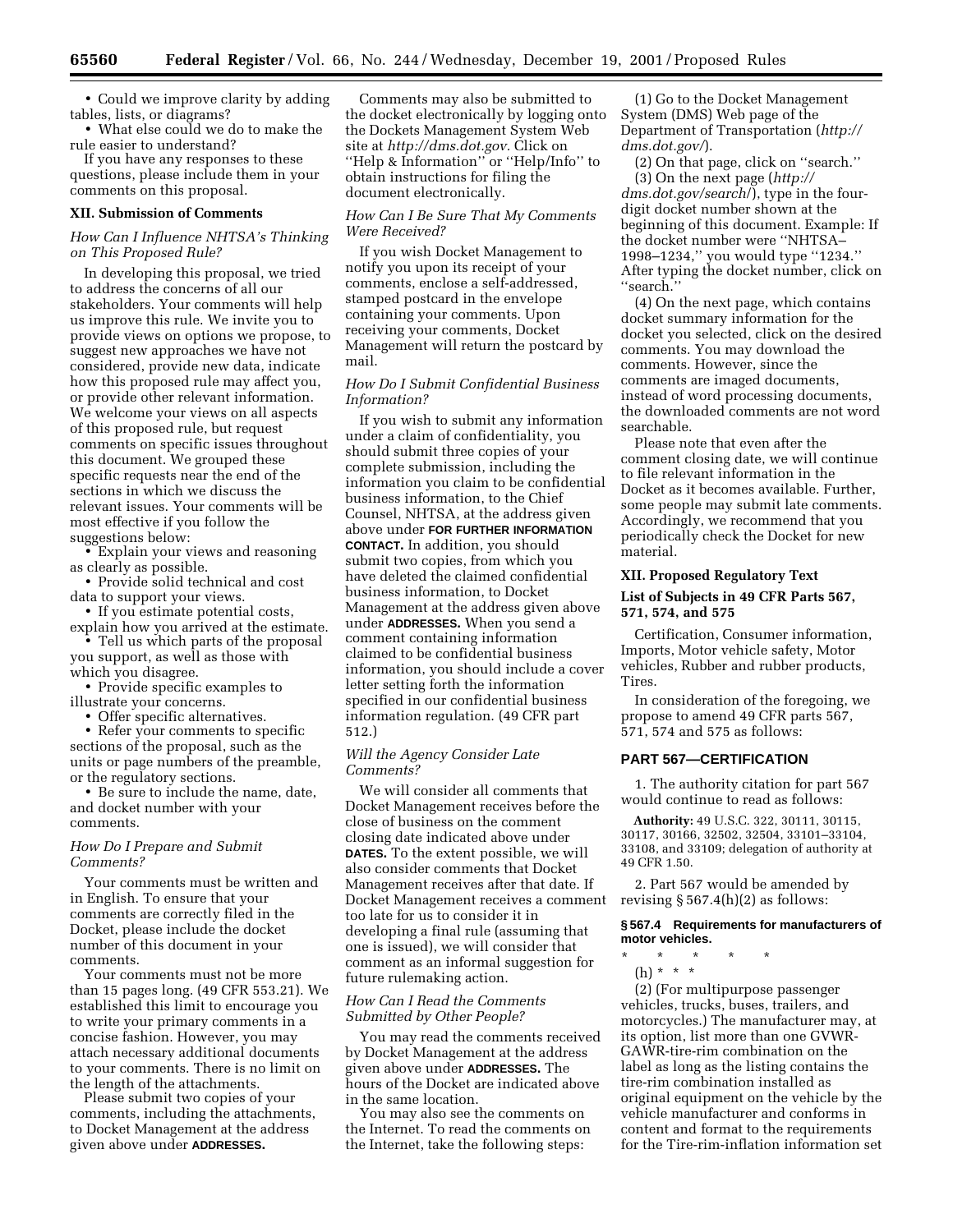• Could we improve clarity by adding tables, lists, or diagrams?

• What else could we do to make the rule easier to understand?

If you have any responses to these questions, please include them in your comments on this proposal.

## XII. Submission of Comments

### *How Can I Influence NHTSA's Thinking on This Proposed Rule?*

In developing this proposal, we tried to address the concerns of all our stakeholders. Your comments will help us improve this rule. We invite you to provide views on options we propose, to suggest new approaches we have not considered, provide new data, indicate how this proposed rule may affect you, or provide other relevant information. We welcome your views on all aspects of this proposed rule, but request comments on specific issues throughout this document. We grouped these specific requests near the end of the sections in which we discuss the relevant issues. Your comments will be most effective if you follow the suggestions below:

• Explain your views and reasoning as clearly as possible.

• Provide solid technical and cost data to support your views.

• If you estimate potential costs, explain how you arrived at the estimate.

• Tell us which parts of the proposal you support, as well as those with which you disagree.

• Provide specific examples to illustrate your concerns.

• Offer specific alternatives.

• Refer your comments to specific sections of the proposal, such as the units or page numbers of the preamble, or the regulatory sections.

• Be sure to include the name, date, and docket number with your comments.

### *How Do I Prepare and Submit Comments?*

Your comments must be written and in English. To ensure that your comments are correctly filed in the Docket, please include the docket number of this document in your comments.

Your comments must not be more than 15 pages long. (49 CFR 553.21). We established this limit to encourage you to write your primary comments in a concise fashion. However, you may attach necessary additional documents to your comments. There is no limit on the length of the attachments.

Please submit two copies of your comments, including the attachments, to Docket Management at the address given above under **ADDRESSES.**

Comments may also be submitted to the docket electronically by logging onto the Dockets Management System Web site at *http://dms.dot.gov.* Click on "Help & Information" or "Help/Info" to obtain instructions for filing the document electronically.

### *How Can I Be Sure That My Comments Were Received?*

If you wish Docket Management to notify you upon its receipt of your comments, enclose a self-addressed, stamped postcard in the envelope containing your comments. Upon receiving your comments, Docket Management will return the postcard by mail.

### *How Do I Submit Confidential Business Information?*

If you wish to submit any information under a claim of confidentiality, you should submit three copies of your complete submission, including the information you claim to be confidential business information, to the Chief Counsel, NHTSA, at the address given above under **FOR FURTHER INFORMATION CONTACT.** In addition, you should submit two copies, from which you have deleted the claimed confidential business information, to Docket Management at the address given above under **ADDRESSES.** When you send a comment containing information claimed to be confidential business information, you should include a cover letter setting forth the information specified in our confidential business information regulation. (49 CFR part 512.)

### *Will the Agency Consider Late Comments?*

We will consider all comments that Docket Management receives before the close of business on the comment closing date indicated above under **DATES.** To the extent possible, we will also consider comments that Docket Management receives after that date. If Docket Management receives a comment too late for us to consider it in developing a final rule (assuming that one is issued), we will consider that comment as an informal suggestion for future rulemaking action.

### *How Can I Read the Comments Submitted by Other People?*

You may read the comments received by Docket Management at the address given above under **ADDRESSES.** The hours of the Docket are indicated above in the same location.

You may also see the comments on the Internet. To read the comments on the Internet, take the following steps:

(1) Go to the Docket Management System (DMS) Web page of the Department of Transportation (*http://dms.dot.gov/*).

(2) On that page, click on "search."

(3) On the next page (*http://dms.dot.gov/search/*), type in the four-digit docket number shown at the beginning of this document. Example: If the docket number were "NHTSA–1998–1234," you would type "1234." After typing the docket number, click on "search."

(4) On the next page, which contains docket summary information for the docket you selected, click on the desired comments. You may download the comments. However, since the comments are imaged documents, instead of word processing documents, the downloaded comments are not word searchable.

Please note that even after the comment closing date, we will continue to file relevant information in the Docket as it becomes available. Further, some people may submit late comments. Accordingly, we recommend that you periodically check the Docket for new material.

## XII. Proposed Regulatory Text

### List of Subjects in 49 CFR Parts 567, 571, 574, and 575

Certification, Consumer information, Imports, Motor vehicle safety, Motor vehicles, Rubber and rubber products, Tires.

In consideration of the foregoing, we propose to amend 49 CFR parts 567, 571, 574 and 575 as follows:

## PART 567—CERTIFICATION

1. The authority citation for part 567 would continue to read as follows:

**Authority:** 49 U.S.C. 322, 30111, 30115, 30117, 30166, 32502, 32504, 33101–33104, 33108, and 33109; delegation of authority at 49 CFR 1.50.

2. Part 567 would be amended by revising § 567.4(h)(2) as follows:

### § 567.4 Requirements for manufacturers of motor vehicles.

\* \* \* \* \*

(h) \* \* \*

(2) (For multipurpose passenger vehicles, trucks, buses, trailers, and motorcycles.) The manufacturer may, at its option, list more than one GVWR-GAWR-tire-rim combination on the label as long as the listing contains the tire-rim combination installed as original equipment on the vehicle by the vehicle manufacturer and conforms in content and format to the requirements for the Tire-rim-inflation information set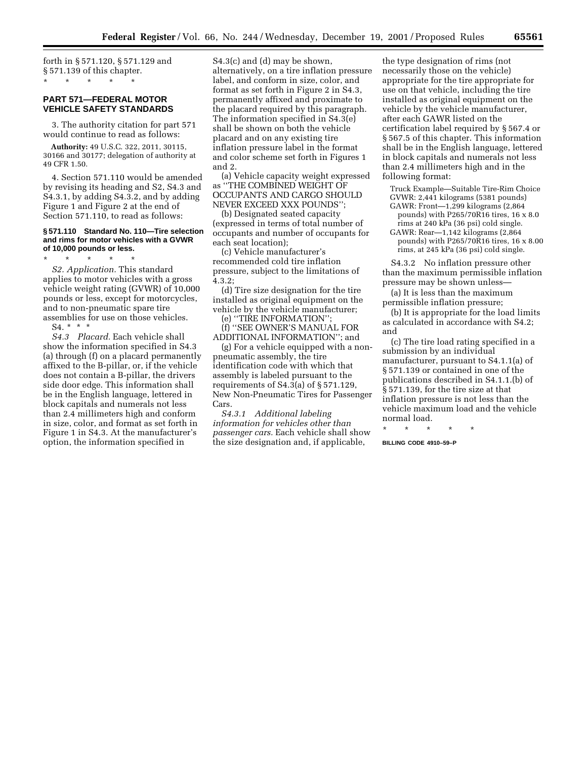forth in § 571.120, § 571.129 and § 571.139 of this chapter.

\* \* \* \* \*

## PART 571—FEDERAL MOTOR VEHICLE SAFETY STANDARDS

3. The authority citation for part 571 would continue to read as follows:

**Authority:** 49 U.S.C. 322, 2011, 30115, 30166 and 30177; delegation of authority at 49 CFR 1.50.

4. Section 571.110 would be amended by revising its heading and S2, S4.3 and S4.3.1, by adding S4.3.2, and by adding Figure 1 and Figure 2 at the end of Section 571.110, to read as follows:

### § 571.110 Standard No. 110—Tire selection and rims for motor vehicles with a GVWR of 10,000 pounds or less.

\* \* \* \* \*

*S2. Application.* This standard applies to motor vehicles with a gross vehicle weight rating (GVWR) of 10,000 pounds or less, except for motorcycles, and to non-pneumatic spare tire assemblies for use on those vehicles.

S4. \* \* \*

*S4.3 Placard.* Each vehicle shall show the information specified in S4.3 (a) through (f) on a placard permanently affixed to the B-pillar, or, if the vehicle does not contain a B-pillar, the drivers side door edge. This information shall be in the English language, lettered in block capitals and numerals not less than 2.4 millimeters high and conform in size, color, and format as set forth in Figure 1 in S4.3. At the manufacturer's option, the information specified in S4.3(c) and (d) may be shown, alternatively, on a tire inflation pressure label, and conform in size, color, and format as set forth in Figure 2 in S4.3, permanently affixed and proximate to the placard required by this paragraph. The information specified in S4.3(e) shall be shown on both the vehicle placard and on any existing tire inflation pressure label in the format and color scheme set forth in Figures 1 and 2.

(a) Vehicle capacity weight expressed as ''THE COMBINED WEIGHT OF OCCUPANTS AND CARGO SHOULD NEVER EXCEED XXX POUNDS'';

(b) Designated seated capacity (expressed in terms of total number of occupants and number of occupants for each seat location);

(c) Vehicle manufacturer's recommended cold tire inflation pressure, subject to the limitations of 4.3.2;

(d) Tire size designation for the tire installed as original equipment on the vehicle by the vehicle manufacturer;

(e) ''TIRE INFORMATION'';

(f) ''SEE OWNER'S MANUAL FOR ADDITIONAL INFORMATION''; and

(g) For a vehicle equipped with a non-pneumatic assembly, the tire identification code with which that assembly is labeled pursuant to the requirements of S4.3(a) of § 571.129, New Non-Pneumatic Tires for Passenger Cars.

*S4.3.1 Additional labeling information for vehicles other than passenger cars.* Each vehicle shall show the size designation and, if applicable, the type designation of rims (not necessarily those on the vehicle) appropriate for the tire appropriate for use on that vehicle, including the tire installed as original equipment on the vehicle by the vehicle manufacturer, after each GAWR listed on the certification label required by § 567.4 or § 567.5 of this chapter. This information shall be in the English language, lettered in block capitals and numerals not less than 2.4 millimeters high and in the following format:

Truck Example—Suitable Tire-Rim Choice
GVWR: 2,441 kilograms (5381 pounds)
GAWR: Front—1,299 kilograms (2,864 pounds) with P265/70R16 tires, 16 x 8.0 rims at 240 kPa (36 psi) cold single.
GAWR: Rear—1,142 kilograms (2,864 pounds) with P265/70R16 tires, 16 x 8.00 rims, at 245 kPa (36 psi) cold single.

S4.3.2 No inflation pressure other than the maximum permissible inflation pressure may be shown unless—

(a) It is less than the maximum permissible inflation pressure;

(b) It is appropriate for the load limits as calculated in accordance with S4.2; and

(c) The tire load rating specified in a submission by an individual manufacturer, pursuant to S4.1.1(a) of § 571.139 or contained in one of the publications described in S4.1.1.(b) of § 571.139, for the tire size at that inflation pressure is not less than the vehicle maximum load and the vehicle normal load.

\* \* \* \* \*

BILLING CODE 4910–59–P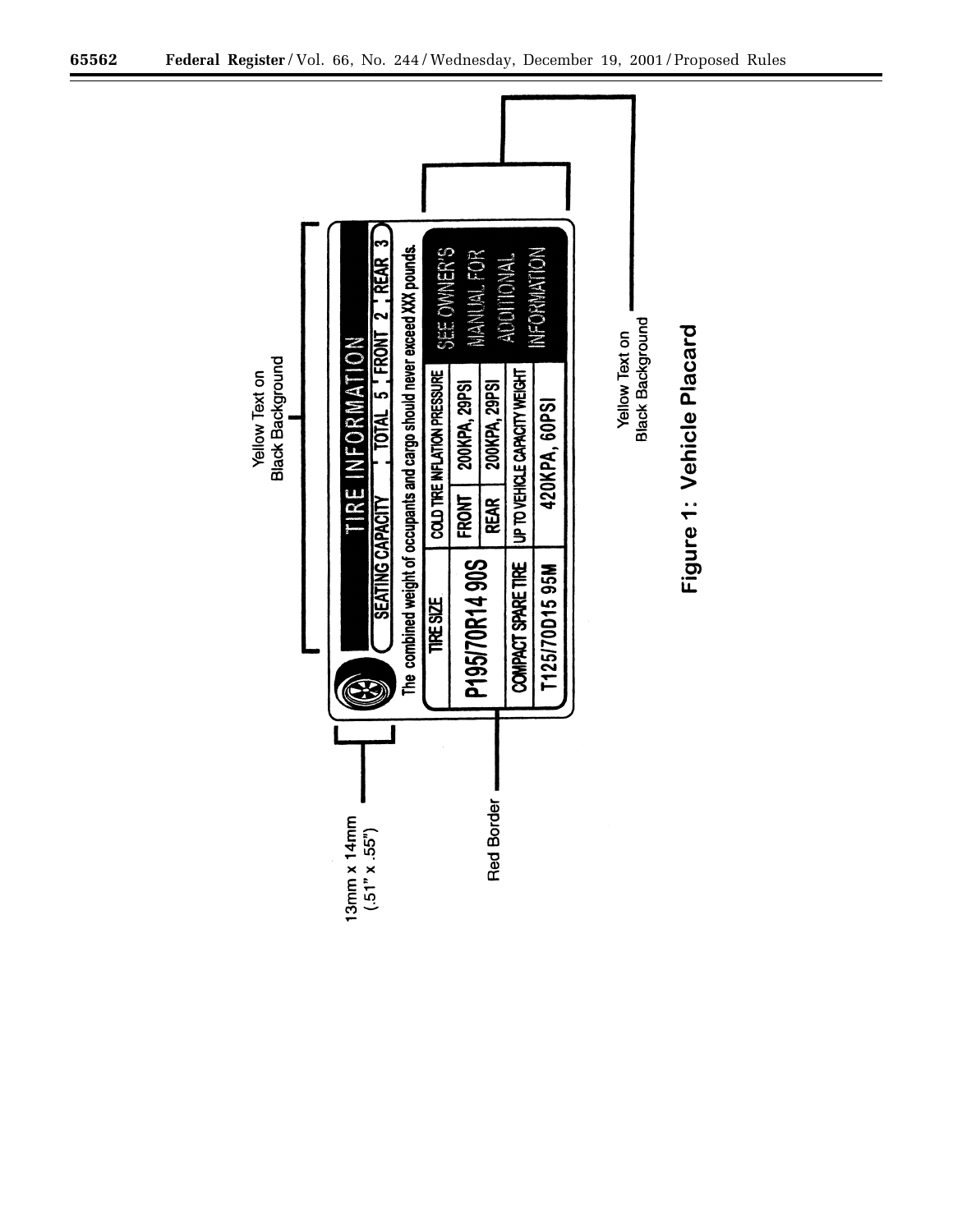Yellow Text on Black Background

**TIRE INFORMATION**

SEATING CAPACITY | TOTAL 5 | FRONT 2 | REAR 3

The combined weight of occupants and cargo should never exceed XXX pounds.

| TIRE SIZE | COLD TIRE INFLATION PRESSURE | | SEE OWNER'S MANUAL FOR ADDITIONAL INFORMATION |
|---|---|---|---|
| P195/70R14 90S | FRONT | 200KPA, 29PSI | |
| | REAR | 200KPA, 29PSI | |
| COMPACT SPARE TIRE | UP TO VEHICLE CAPACITY WEIGHT | | |
| T125/70D15 95M | 420KPA, 60PSI | | |

13mm x 14mm (.51" x .55")

Red Border

Yellow Text on Black Background

**Figure 1: Vehicle Placard**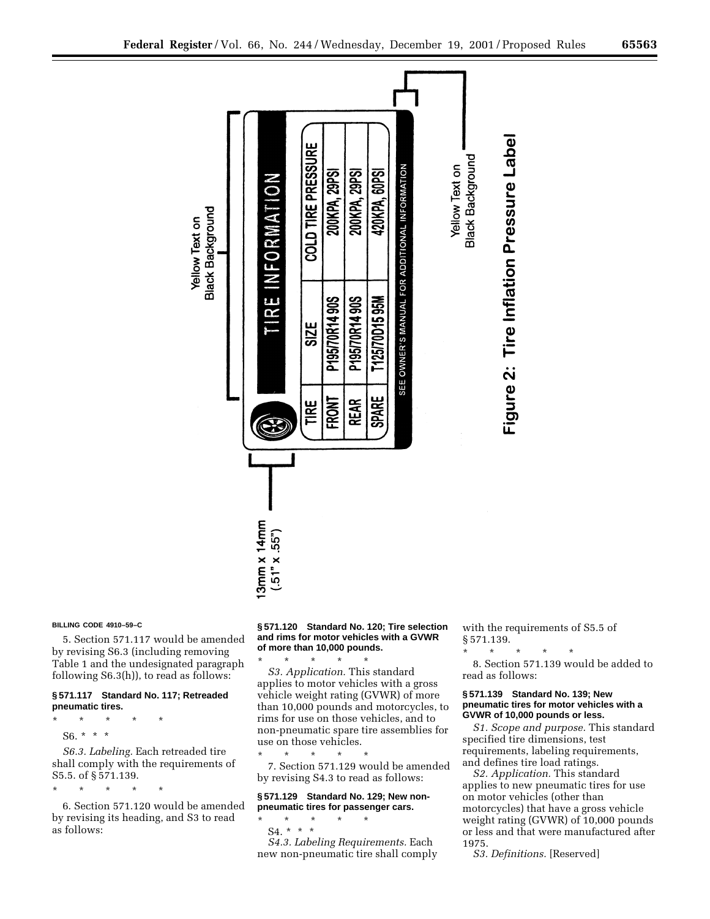| TIRE | SIZE | COLD TIRE PRESSURE |
| --- | --- | --- |
| FRONT | P195/70R14 90S | 200KPA, 29PSI |
| REAR | P195/70R14 90S | 200KPA, 29PSI |
| SPARE | T125/70D15 95M | 420KPA, 60PSI |

TIRE INFORMATION

SEE OWNER'S MANUAL FOR ADDITIONAL INFORMATION

Yellow Text on Black Background

Yellow Text on Black Background

13mm x 14mm (.51" x .55")

**Figure 2: Tire Inflation Pressure Label**

BILLING CODE 4910–59–C

5. Section 571.117 would be amended by revising S6.3 (including removing Table 1 and the undesignated paragraph following S6.3(h)), to read as follows:

### § 571.117 Standard No. 117; Retreaded pneumatic tires.

\* \* \* \* \*

S6. \* \* \*

*S6.3. Labeling.* Each retreaded tire shall comply with the requirements of S5.5. of § 571.139.

\* \* \* \* \*

6. Section 571.120 would be amended by revising its heading, and S3 to read as follows:

### § 571.120 Standard No. 120; Tire selection and rims for motor vehicles with a GVWR of more than 10,000 pounds.

\* \* \* \* \*

*S3. Application.* This standard applies to motor vehicles with a gross vehicle weight rating (GVWR) of more than 10,000 pounds and motorcycles, to rims for use on those vehicles, and to non-pneumatic spare tire assemblies for use on those vehicles.

\* \* \* \* \*

7. Section 571.129 would be amended by revising S4.3 to read as follows:

### § 571.129 Standard No. 129; New non-pneumatic tires for passenger cars.

\* \* \* \* \*

S4. \* \* \*

*S4.3. Labeling Requirements.* Each new non-pneumatic tire shall comply with the requirements of S5.5 of § 571.139.

\* \* \* \* \*

8. Section 571.139 would be added to read as follows:

### § 571.139 Standard No. 139; New pneumatic tires for motor vehicles with a GVWR of 10,000 pounds or less.

*S1. Scope and purpose.* This standard specified tire dimensions, test requirements, labeling requirements, and defines tire load ratings.

*S2. Application.* This standard applies to new pneumatic tires for use on motor vehicles (other than motorcycles) that have a gross vehicle weight rating (GVWR) of 10,000 pounds or less and that were manufactured after 1975.

*S3. Definitions.* [Reserved]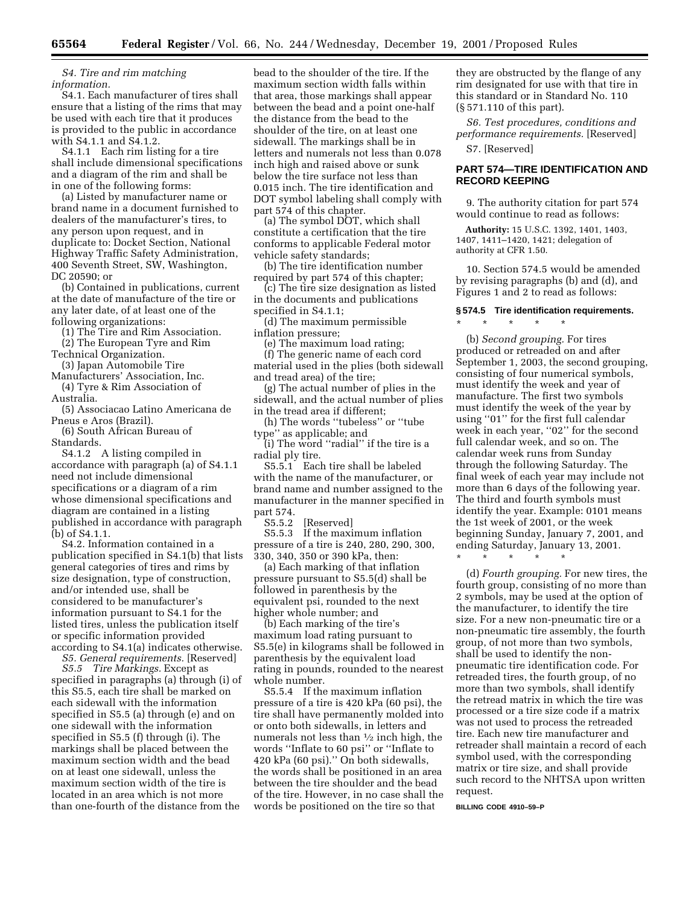*S4. Tire and rim matching information.*

S4.1. Each manufacturer of tires shall ensure that a listing of the rims that may be used with each tire that it produces is provided to the public in accordance with S4.1.1 and S4.1.2.

S4.1.1 Each rim listing for a tire shall include dimensional specifications and a diagram of the rim and shall be in one of the following forms:

(a) Listed by manufacturer name or brand name in a document furnished to dealers of the manufacturer's tires, to any person upon request, and in duplicate to: Docket Section, National Highway Traffic Safety Administration, 400 Seventh Street, SW, Washington, DC 20590; or

(b) Contained in publications, current at the date of manufacture of the tire or any later date, of at least one of the following organizations:

(1) The Tire and Rim Association.

(2) The European Tyre and Rim Technical Organization.

(3) Japan Automobile Tire Manufacturers' Association, Inc.

(4) Tyre & Rim Association of Australia.

(5) Associacao Latino Americana de Pneus e Aros (Brazil).

(6) South African Bureau of Standards.

S4.1.2 A listing compiled in accordance with paragraph (a) of S4.1.1 need not include dimensional specifications or a diagram of a rim whose dimensional specifications and diagram are contained in a listing published in accordance with paragraph (b) of S4.1.1.

S4.2. Information contained in a publication specified in S4.1(b) that lists general categories of tires and rims by size designation, type of construction, and/or intended use, shall be considered to be manufacturer's information pursuant to S4.1 for the listed tires, unless the publication itself or specific information provided according to S4.1(a) indicates otherwise.

*S5. General requirements.* [Reserved]

*S5.5 Tire Markings.* Except as specified in paragraphs (a) through (i) of this S5.5, each tire shall be marked on each sidewall with the information specified in S5.5 (a) through (e) and on one sidewall with the information specified in S5.5 (f) through (i). The markings shall be placed between the maximum section width and the bead on at least one sidewall, unless the maximum section width of the tire is located in an area which is not more than one-fourth of the distance from the bead to the shoulder of the tire. If the maximum section width falls within that area, those markings shall appear between the bead and a point one-half the distance from the bead to the shoulder of the tire, on at least one sidewall. The markings shall be in letters and numerals not less than 0.078 inch high and raised above or sunk below the tire surface not less than 0.015 inch. The tire identification and DOT symbol labeling shall comply with part 574 of this chapter.

(a) The symbol DOT, which shall constitute a certification that the tire conforms to applicable Federal motor vehicle safety standards;

(b) The tire identification number required by part 574 of this chapter;

(c) The tire size designation as listed in the documents and publications specified in S4.1.1;

(d) The maximum permissible inflation pressure;

(e) The maximum load rating;

(f) The generic name of each cord material used in the plies (both sidewall and tread area) of the tire;

(g) The actual number of plies in the sidewall, and the actual number of plies in the tread area if different;

(h) The words ''tubeless'' or ''tube type'' as applicable; and

(i) The word ''radial'' if the tire is a radial ply tire.

S5.5.1 Each tire shall be labeled with the name of the manufacturer, or brand name and number assigned to the manufacturer in the manner specified in part 574.

S5.5.2 [Reserved]

S5.5.3 If the maximum inflation pressure of a tire is 240, 280, 290, 300, 330, 340, 350 or 390 kPa, then:

(a) Each marking of that inflation pressure pursuant to S5.5(d) shall be followed in parenthesis by the equivalent psi, rounded to the next higher whole number; and

(b) Each marking of the tire's maximum load rating pursuant to S5.5(e) in kilograms shall be followed in parenthesis by the equivalent load rating in pounds, rounded to the nearest whole number.

S5.5.4 If the maximum inflation pressure of a tire is 420 kPa (60 psi), the tire shall have permanently molded into or onto both sidewalls, in letters and numerals not less than ½ inch high, the words ''Inflate to 60 psi'' or ''Inflate to 420 kPa (60 psi).'' On both sidewalls, the words shall be positioned in an area between the tire shoulder and the bead of the tire. However, in no case shall the words be positioned on the tire so that they are obstructed by the flange of any rim designated for use with that tire in this standard or in Standard No. 110 (§ 571.110 of this part).

*S6. Test procedures, conditions and performance requirements.* [Reserved]

S7. [Reserved]

## PART 574—TIRE IDENTIFICATION AND RECORD KEEPING

9. The authority citation for part 574 would continue to read as follows:

**Authority:** 15 U.S.C. 1392, 1401, 1403, 1407, 1411–1420, 1421; delegation of authority at CFR 1.50.

10. Section 574.5 would be amended by revising paragraphs (b) and (d), and Figures 1 and 2 to read as follows:

### § 574.5 Tire identification requirements.

\* \* \* \* \*

(b) *Second grouping.* For tires produced or retreaded on and after September 1, 2003, the second grouping, consisting of four numerical symbols, must identify the week and year of manufacture. The first two symbols must identify the week of the year by using ''01'' for the first full calendar week in each year, ''02'' for the second full calendar week, and so on. The calendar week runs from Sunday through the following Saturday. The final week of each year may include not more than 6 days of the following year. The third and fourth symbols must identify the year. Example: 0101 means the 1st week of 2001, or the week beginning Sunday, January 7, 2001, and ending Saturday, January 13, 2001.

\* \* \* \* \*

(d) *Fourth grouping.* For new tires, the fourth group, consisting of no more than 2 symbols, may be used at the option of the manufacturer, to identify the tire size. For a new non-pneumatic tire or a non-pneumatic tire assembly, the fourth group, of not more than two symbols, shall be used to identify the non-pneumatic tire identification code. For retreaded tires, the fourth group, of no more than two symbols, shall identify the retread matrix in which the tire was processed or a tire size code if a matrix was not used to process the retreaded tire. Each new tire manufacturer and retreader shall maintain a record of each symbol used, with the corresponding matrix or tire size, and shall provide such record to the NHTSA upon written request.

BILLING CODE 4910–59–P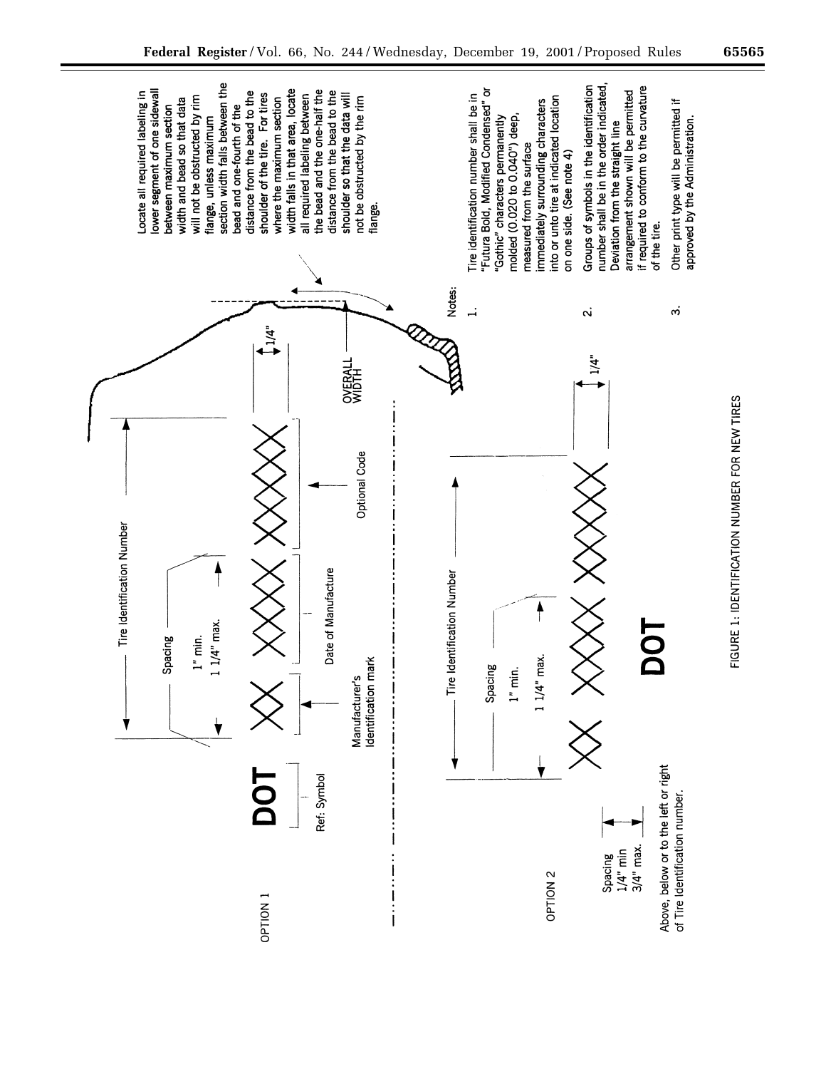OPTION 1

DOT

Ref: Symbol

Tire Identification Number

Spacing

1" min.

1 1/4" max.

XX XXXX XXXX XXXX

Manufacturer's Identification mark

Date of Manufacture

Optional Code

1/4"

OVERALL WIDTH

OPTION 2

Tire Identification Number

Spacing

1" min.

1 1/4" max.

XX XXXX XXXX XXXX

DOT

1/4"

Spacing 1/4" min 3/4" max.

Above, below or to the left or right of Tire Identification number.

Locate all required labeling in lower segment of one sidewall between maximum section width and bead so that data will not be obstructed by rim flange, unless maximum section width falls between the bead and one-fourth of the distance from the bead to the shoulder of the tire. For tires where the maximum section width falls in that area, locate all required labeling between the bead and the one-half the distance from the bead to the shoulder so that the data will not be obstructed by the rim flange.

Notes:

1. Tire identification number shall be in "Futura Bold, Modified Condensed" or "Gothic" characters permanently molded (0.020 to 0.040") deep, measured from the surface immediately surrounding characters into or unto tire at indicated location on one side. (See note 4)
2. Groups of symbols in the identification number shall be in the order indicated. Deviation from the straight line arrangement shown will be permitted if required to conform to the curvature of the tire.
3. Other print type will be permitted if approved by the Administration.

FIGURE 1: IDENTIFICATION NUMBER FOR NEW TIRES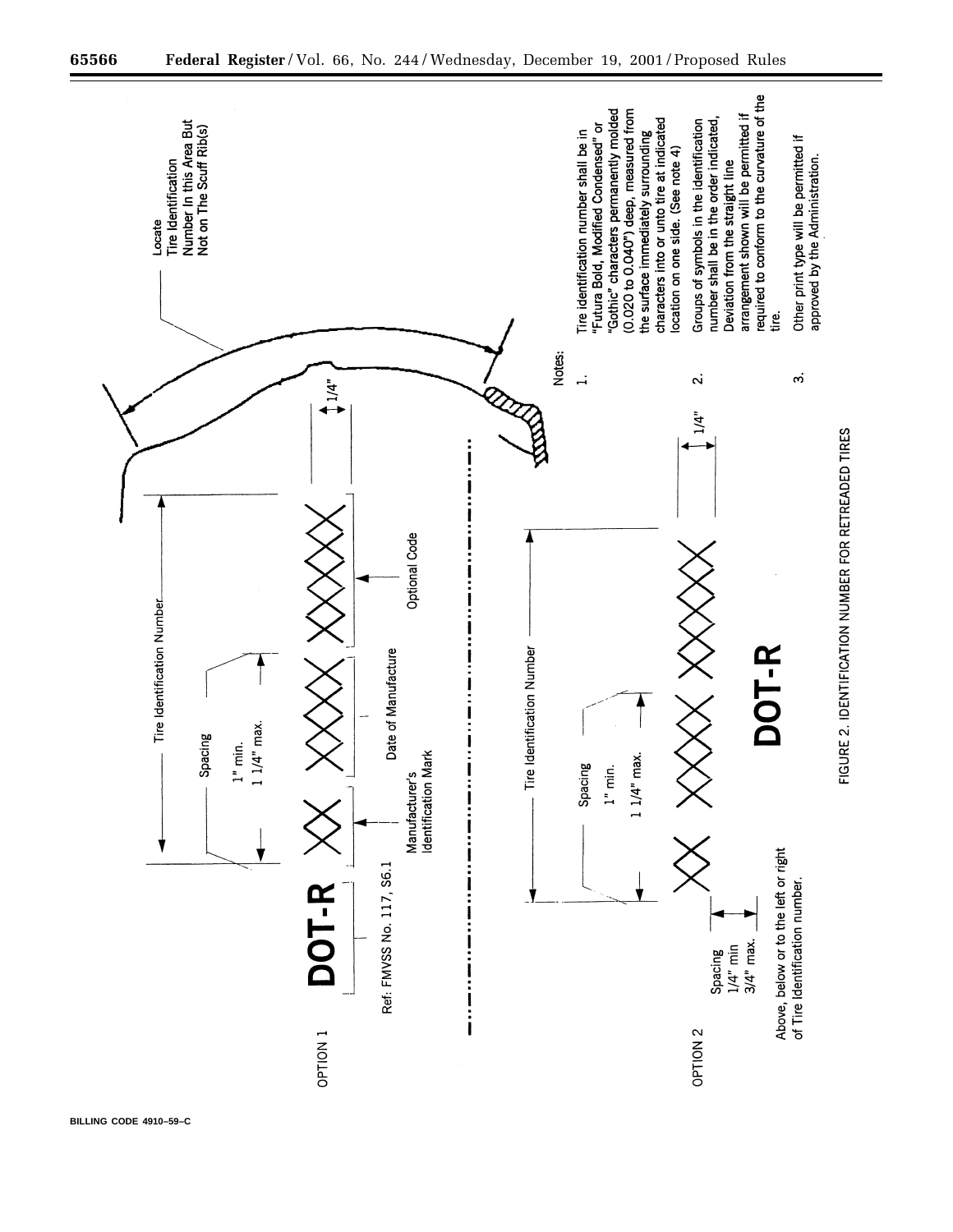OPTION 1

**DOT-R** XX XXXX XXXXX

Tire Identification Number

Spacing

1" min.
1 1/4" max.

Ref: FMVSS No. 117, S6.1

Manufacturer's Identification Mark

Date of Manufacture

Optional Code

1/4"

Locate Tire Identification Number In this Area But Not on The Scuff Rib(s)

OPTION 2

XX XXXX XXXXX

**DOT-R**

Tire Identification Number

Spacing

1" min.
1 1/4" max.

Spacing
1/4" min
3/4" max.

Above, below or to the left or right of Tire Identification number.

1/4"

Notes:

1. Tire identification number shall be in "Futura Bold, Modified Condensed" or "Gothic" characters permanently molded (0.020 to 0.040") deep, measured from the surface immediately surrounding characters into or unto tire at indicated location on one side. (See note 4)
2. Groups of symbols in the identification number shall be in the order indicated, Deviation from the straight line arrangement shown will be permitted if required to conform to the curvature of the tire.
3. Other print type will be permitted if approved by the Administration.

FIGURE 2. IDENTIFICATION NUMBER FOR RETREADED TIRES

BILLING CODE 4910–59–C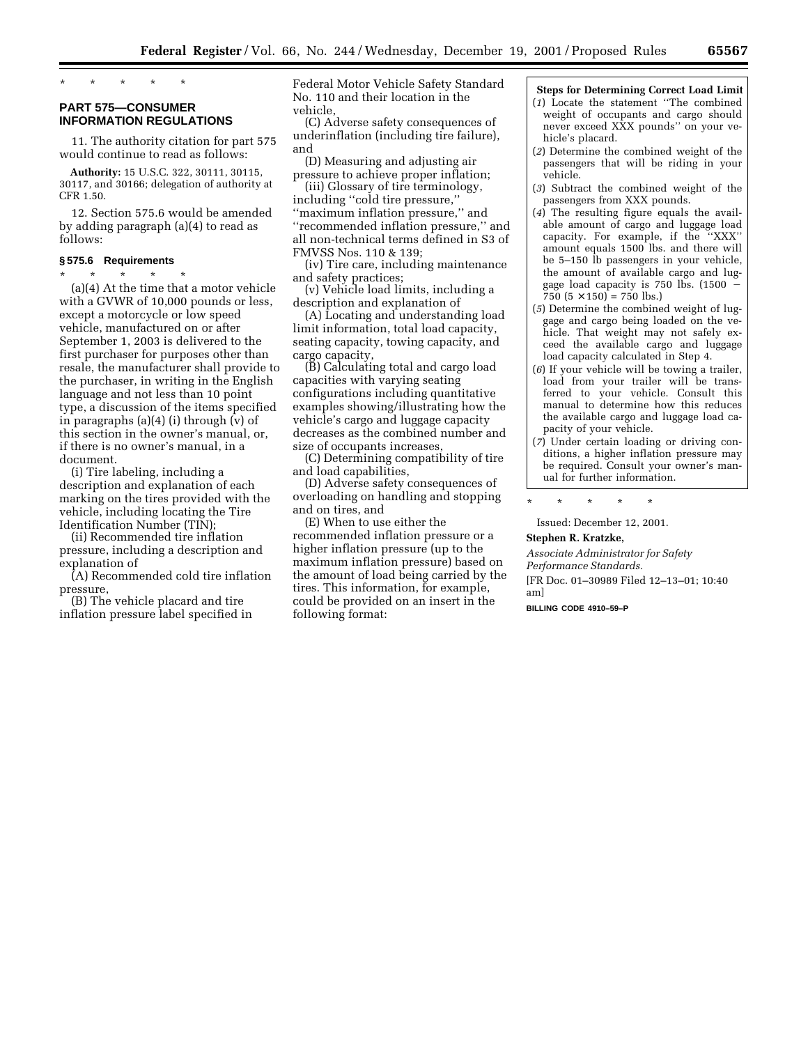\* \* \* \* \*

## PART 575—CONSUMER INFORMATION REGULATIONS

11. The authority citation for part 575 would continue to read as follows:

**Authority:** 15 U.S.C. 322, 30111, 30115, 30117, and 30166; delegation of authority at CFR 1.50.

12. Section 575.6 would be amended by adding paragraph (a)(4) to read as follows:

### § 575.6 Requirements

\* \* \* \* \*

(a)(4) At the time that a motor vehicle with a GVWR of 10,000 pounds or less, except a motorcycle or low speed vehicle, manufactured on or after September 1, 2003 is delivered to the first purchaser for purposes other than resale, the manufacturer shall provide to the purchaser, in writing in the English language and not less than 10 point type, a discussion of the items specified in paragraphs (a)(4) (i) through (v) of this section in the owner's manual, or, if there is no owner's manual, in a document.

(i) Tire labeling, including a description and explanation of each marking on the tires provided with the vehicle, including locating the Tire Identification Number (TIN);

(ii) Recommended tire inflation pressure, including a description and explanation of

(A) Recommended cold tire inflation pressure,

(B) The vehicle placard and tire inflation pressure label specified in Federal Motor Vehicle Safety Standard No. 110 and their location in the vehicle,

(C) Adverse safety consequences of underinflation (including tire failure), and

(D) Measuring and adjusting air pressure to achieve proper inflation;

(iii) Glossary of tire terminology, including "cold tire pressure," "maximum inflation pressure," and "recommended inflation pressure," and all non-technical terms defined in S3 of FMVSS Nos. 110 & 139;

(iv) Tire care, including maintenance and safety practices;

(v) Vehicle load limits, including a description and explanation of

(A) Locating and understanding load limit information, total load capacity, seating capacity, towing capacity, and cargo capacity,

(B) Calculating total and cargo load capacities with varying seating configurations including quantitative examples showing/illustrating how the vehicle's cargo and luggage capacity decreases as the combined number and size of occupants increases,

(C) Determining compatibility of tire and load capabilities,

(D) Adverse safety consequences of overloading on handling and stopping and on tires, and

(E) When to use either the recommended inflation pressure or a higher inflation pressure (up to the maximum inflation pressure) based on the amount of load being carried by the tires. This information, for example, could be provided on an insert in the following format:

**Steps for Determining Correct Load Limit**

(*1*) Locate the statement "The combined weight of occupants and cargo should never exceed XXX pounds" on your vehicle's placard.

(*2*) Determine the combined weight of the passengers that will be riding in your vehicle.

(*3*) Subtract the combined weight of the passengers from XXX pounds.

(*4*) The resulting figure equals the available amount of cargo and luggage load capacity. For example, if the "XXX" amount equals 1500 lbs. and there will be 5–150 lb passengers in your vehicle, the amount of available cargo and luggage load capacity is 750 lbs. (1500 − 750 (5 × 150) = 750 lbs.)

(*5*) Determine the combined weight of luggage and cargo being loaded on the vehicle. That weight may not safely exceed the available cargo and luggage load capacity calculated in Step 4.

(*6*) If your vehicle will be towing a trailer, load from your trailer will be transferred to your vehicle. Consult this manual to determine how this reduces the available cargo and luggage load capacity of your vehicle.

(*7*) Under certain loading or driving conditions, a higher inflation pressure may be required. Consult your owner's manual for further information.

\* \* \* \* \*

Issued: December 12, 2001.

**Stephen R. Kratzke,**

*Associate Administrator for Safety Performance Standards.*

[FR Doc. 01–30989 Filed 12–13–01; 10:40 am]

BILLING CODE 4910–59–P